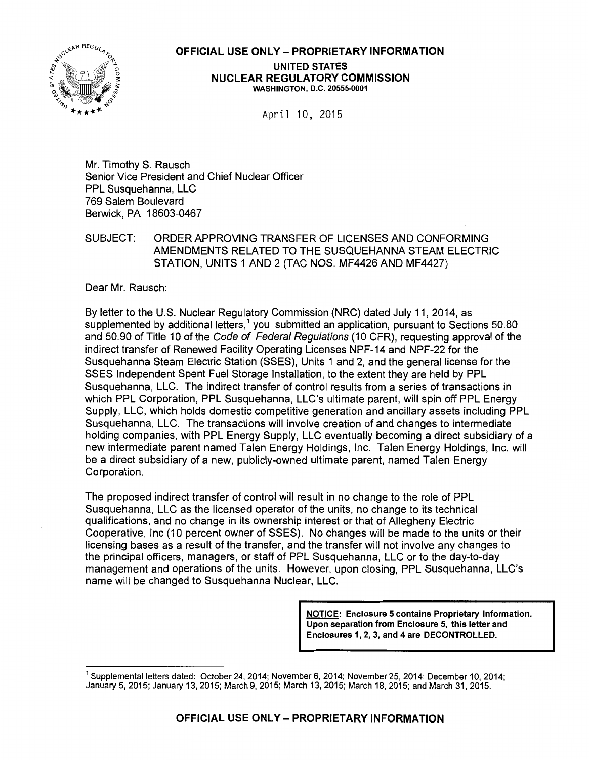**OFFICIAL USE ONLY – PROPRIETARY INFORMATION**

**UNITED STATES**
**NUCLEAR REGULATORY COMMISSION**
**WASHINGTON, D.C. 20555-0001**

April 10, 2015

Mr. Timothy S. Rausch
Senior Vice President and Chief Nuclear Officer
PPL Susquehanna, LLC
769 Salem Boulevard
Berwick, PA 18603-0467

SUBJECT: ORDER APPROVING TRANSFER OF LICENSES AND CONFORMING AMENDMENTS RELATED TO THE SUSQUEHANNA STEAM ELECTRIC STATION, UNITS 1 AND 2 (TAC NOS. MF4426 AND MF4427)

Dear Mr. Rausch:

By letter to the U.S. Nuclear Regulatory Commission (NRC) dated July 11, 2014, as supplemented by additional letters,[1] you submitted an application, pursuant to Sections 50.80 and 50.90 of Title 10 of the *Code of Federal Regulations* (10 CFR), requesting approval of the indirect transfer of Renewed Facility Operating Licenses NPF-14 and NPF-22 for the Susquehanna Steam Electric Station (SSES), Units 1 and 2, and the general license for the SSES Independent Spent Fuel Storage Installation, to the extent they are held by PPL Susquehanna, LLC. The indirect transfer of control results from a series of transactions in which PPL Corporation, PPL Susquehanna, LLC's ultimate parent, will spin off PPL Energy Supply, LLC, which holds domestic competitive generation and ancillary assets including PPL Susquehanna, LLC. The transactions will involve creation of and changes to intermediate holding companies, with PPL Energy Supply, LLC eventually becoming a direct subsidiary of a new intermediate parent named Talen Energy Holdings, Inc. Talen Energy Holdings, Inc. will be a direct subsidiary of a new, publicly-owned ultimate parent, named Talen Energy Corporation.

The proposed indirect transfer of control will result in no change to the role of PPL Susquehanna, LLC as the licensed operator of the units, no change to its technical qualifications, and no change in its ownership interest or that of Allegheny Electric Cooperative, Inc (10 percent owner of SSES). No changes will be made to the units or their licensing bases as a result of the transfer, and the transfer will not involve any changes to the principal officers, managers, or staff of PPL Susquehanna, LLC or to the day-to-day management and operations of the units. However, upon closing, PPL Susquehanna, LLC's name will be changed to Susquehanna Nuclear, LLC.

> **NOTICE: Enclosure 5 contains Proprietary Information. Upon separation from Enclosure 5, this letter and Enclosures 1, 2, 3, and 4 are DECONTROLLED.**

[1] Supplemental letters dated: October 24, 2014; November 6, 2014; November 25, 2014; December 10, 2014; January 5, 2015; January 13, 2015; March 9, 2015; March 13, 2015; March 18, 2015; and March 31, 2015.

**OFFICIAL USE ONLY – PROPRIETARY INFORMATION**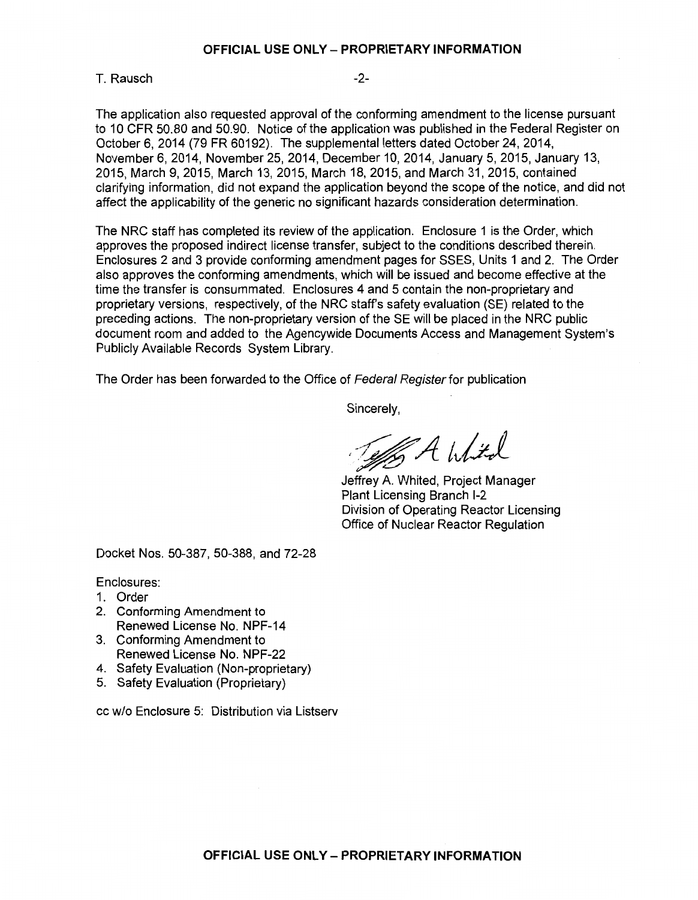The application also requested approval of the conforming amendment to the license pursuant to 10 CFR 50.80 and 50.90. Notice of the application was published in the Federal Register on October 6, 2014 (79 FR 60192). The supplemental letters dated October 24, 2014, November 6, 2014, November 25, 2014, December 10, 2014, January 5, 2015, January 13, 2015, March 9, 2015, March 13, 2015, March 18, 2015, and March 31, 2015, contained clarifying information, did not expand the application beyond the scope of the notice, and did not affect the applicability of the generic no significant hazards consideration determination.

The NRC staff has completed its review of the application. Enclosure 1 is the Order, which approves the proposed indirect license transfer, subject to the conditions described therein. Enclosures 2 and 3 provide conforming amendment pages for SSES, Units 1 and 2. The Order also approves the conforming amendments, which will be issued and become effective at the time the transfer is consummated. Enclosures 4 and 5 contain the non-proprietary and proprietary versions, respectively, of the NRC staff's safety evaluation (SE) related to the preceding actions. The non-proprietary version of the SE will be placed in the NRC public document room and added to the Agencywide Documents Access and Management System's Publicly Available Records System Library.

The Order has been forwarded to the Office of *Federal Register* for publication

Sincerely,

Jeffrey A. Whited, Project Manager
Plant Licensing Branch I-2
Division of Operating Reactor Licensing
Office of Nuclear Reactor Regulation

Docket Nos. 50-387, 50-388, and 72-28

Enclosures:

1. Order
2. Conforming Amendment to Renewed License No. NPF-14
3. Conforming Amendment to Renewed License No. NPF-22
4. Safety Evaluation (Non-proprietary)
5. Safety Evaluation (Proprietary)

cc w/o Enclosure 5: Distribution via Listserv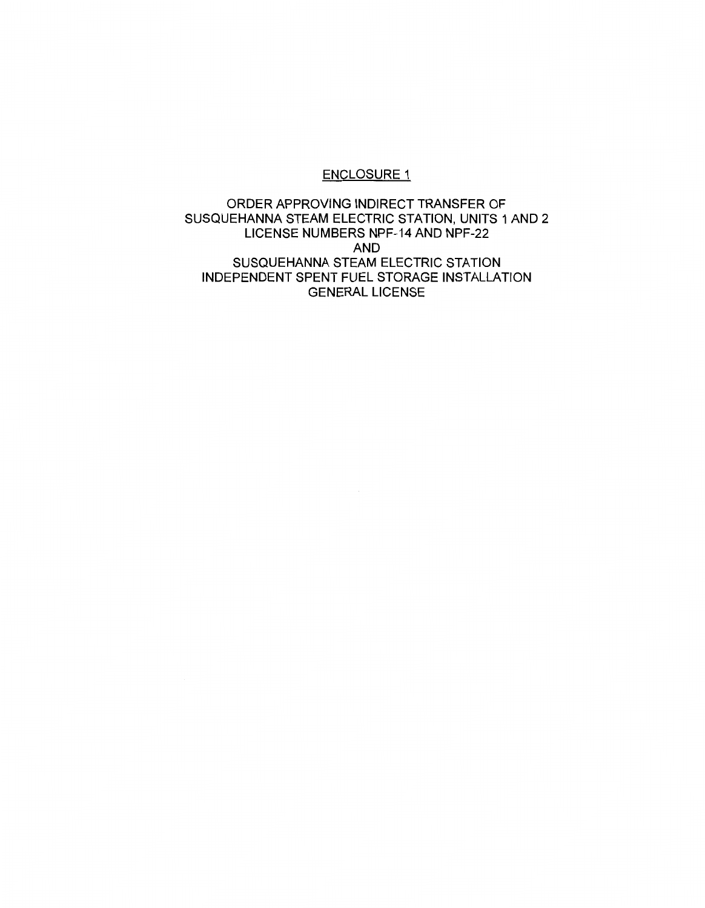ENCLOSURE 1

ORDER APPROVING INDIRECT TRANSFER OF
SUSQUEHANNA STEAM ELECTRIC STATION, UNITS 1 AND 2
LICENSE NUMBERS NPF-14 AND NPF-22
AND
SUSQUEHANNA STEAM ELECTRIC STATION
INDEPENDENT SPENT FUEL STORAGE INSTALLATION
GENERAL LICENSE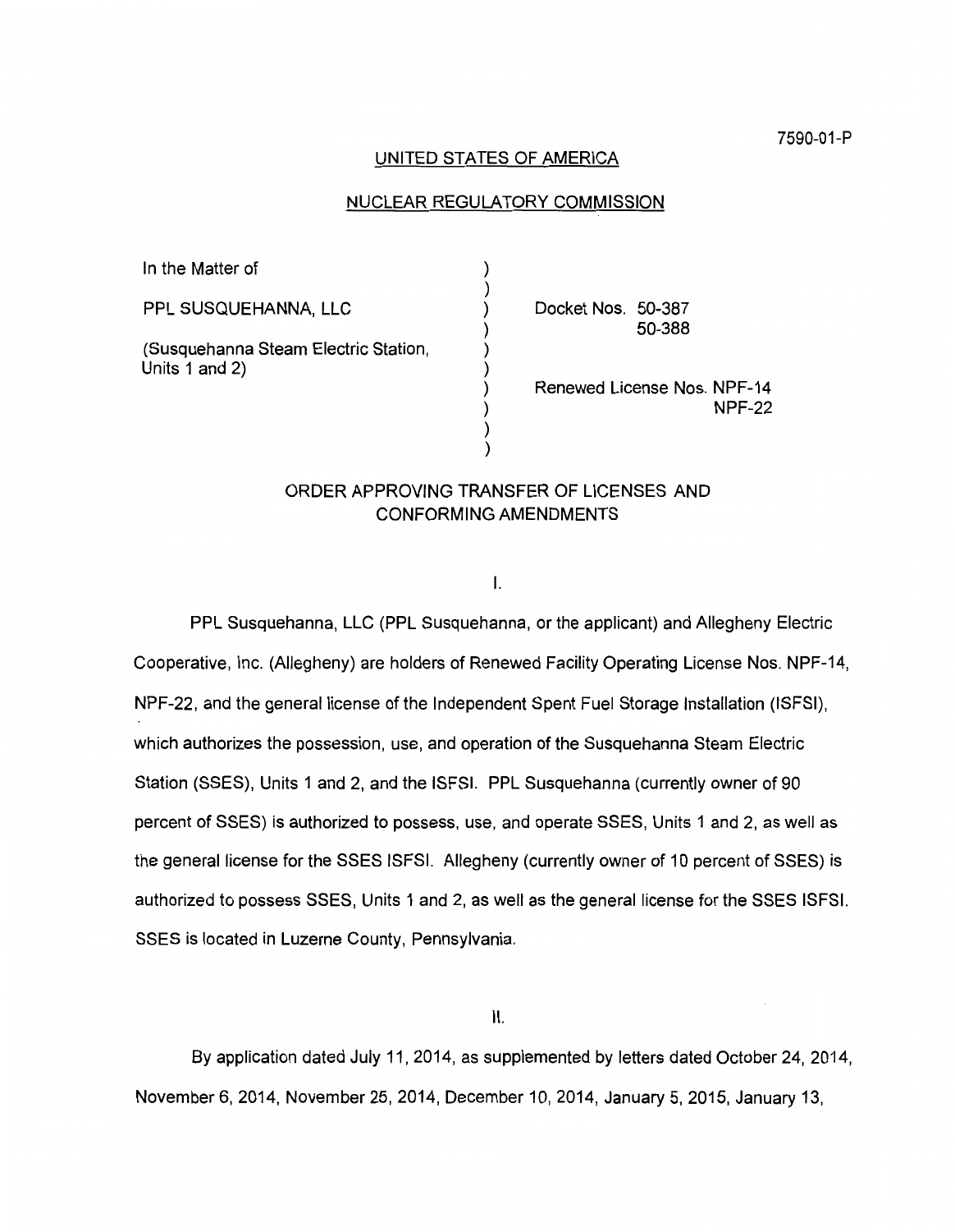7590-01-P

UNITED STATES OF AMERICA

NUCLEAR REGULATORY COMMISSION

| | | |
|---|---|---|
| In the Matter of | ) | |
| | ) | |
| PPL SUSQUEHANNA, LLC | ) | Docket Nos. 50-387 |
| | ) | 50-388 |
| (Susquehanna Steam Electric Station, | ) | |
| Units 1 and 2) | ) | |
| | ) | Renewed License Nos. NPF-14 |
| | ) | NPF-22 |
| | ) | |
| | ) | |

ORDER APPROVING TRANSFER OF LICENSES AND CONFORMING AMENDMENTS

I.

PPL Susquehanna, LLC (PPL Susquehanna, or the applicant) and Allegheny Electric Cooperative, Inc. (Allegheny) are holders of Renewed Facility Operating License Nos. NPF-14, NPF-22, and the general license of the Independent Spent Fuel Storage Installation (ISFSI), which authorizes the possession, use, and operation of the Susquehanna Steam Electric Station (SSES), Units 1 and 2, and the ISFSI. PPL Susquehanna (currently owner of 90 percent of SSES) is authorized to possess, use, and operate SSES, Units 1 and 2, as well as the general license for the SSES ISFSI. Allegheny (currently owner of 10 percent of SSES) is authorized to possess SSES, Units 1 and 2, as well as the general license for the SSES ISFSI. SSES is located in Luzerne County, Pennsylvania.

II.

By application dated July 11, 2014, as supplemented by letters dated October 24, 2014, November 6, 2014, November 25, 2014, December 10, 2014, January 5, 2015, January 13,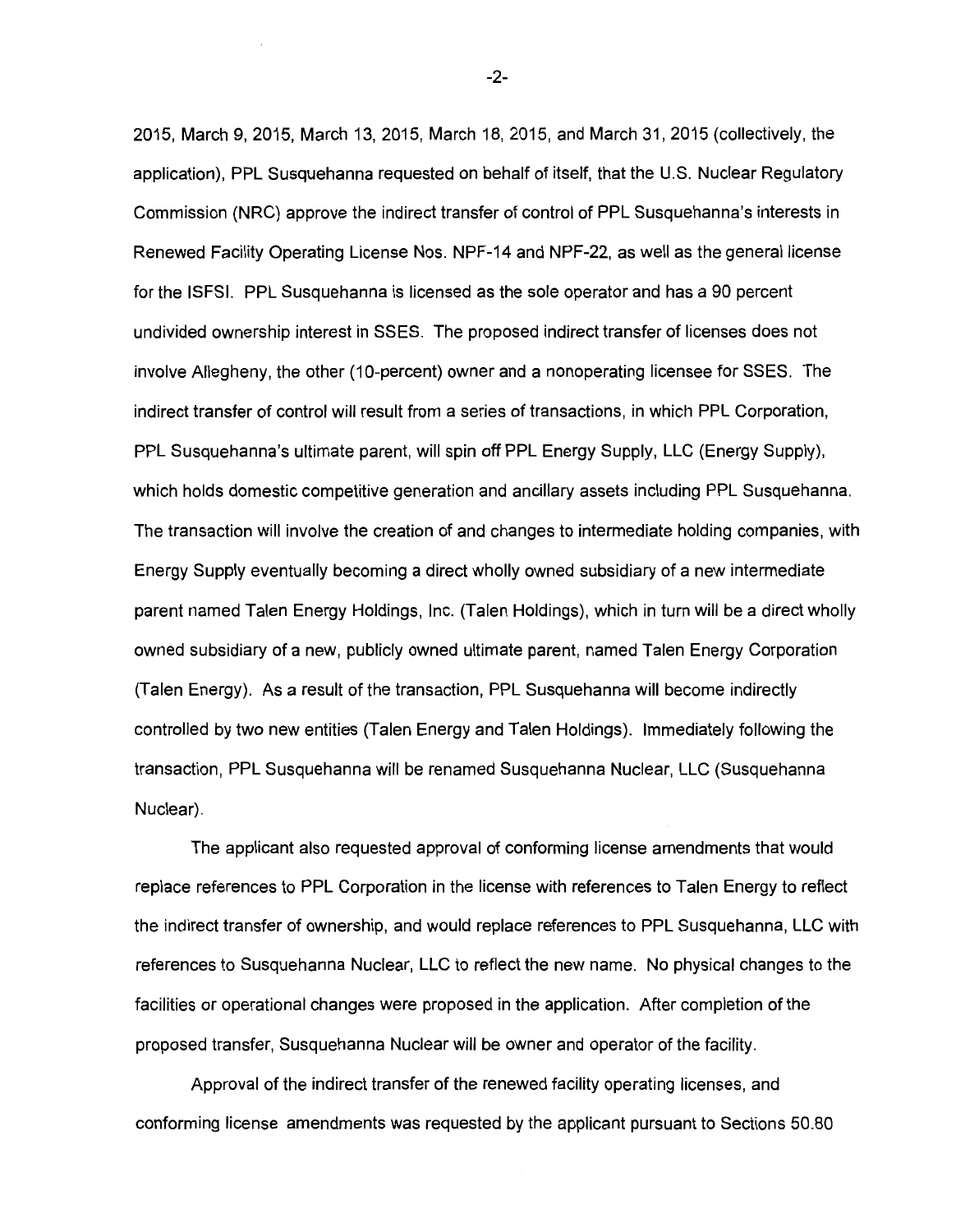2015, March 9, 2015, March 13, 2015, March 18, 2015, and March 31, 2015 (collectively, the application), PPL Susquehanna requested on behalf of itself, that the U.S. Nuclear Regulatory Commission (NRC) approve the indirect transfer of control of PPL Susquehanna's interests in Renewed Facility Operating License Nos. NPF-14 and NPF-22, as well as the general license for the ISFSI. PPL Susquehanna is licensed as the sole operator and has a 90 percent undivided ownership interest in SSES. The proposed indirect transfer of licenses does not involve Allegheny, the other (10-percent) owner and a nonoperating licensee for SSES. The indirect transfer of control will result from a series of transactions, in which PPL Corporation, PPL Susquehanna's ultimate parent, will spin off PPL Energy Supply, LLC (Energy Supply), which holds domestic competitive generation and ancillary assets including PPL Susquehanna. The transaction will involve the creation of and changes to intermediate holding companies, with Energy Supply eventually becoming a direct wholly owned subsidiary of a new intermediate parent named Talen Energy Holdings, Inc. (Talen Holdings), which in turn will be a direct wholly owned subsidiary of a new, publicly owned ultimate parent, named Talen Energy Corporation (Talen Energy). As a result of the transaction, PPL Susquehanna will become indirectly controlled by two new entities (Talen Energy and Talen Holdings). Immediately following the transaction, PPL Susquehanna will be renamed Susquehanna Nuclear, LLC (Susquehanna Nuclear).

The applicant also requested approval of conforming license amendments that would replace references to PPL Corporation in the license with references to Talen Energy to reflect the indirect transfer of ownership, and would replace references to PPL Susquehanna, LLC with references to Susquehanna Nuclear, LLC to reflect the new name. No physical changes to the facilities or operational changes were proposed in the application. After completion of the proposed transfer, Susquehanna Nuclear will be owner and operator of the facility.

Approval of the indirect transfer of the renewed facility operating licenses, and conforming license amendments was requested by the applicant pursuant to Sections 50.80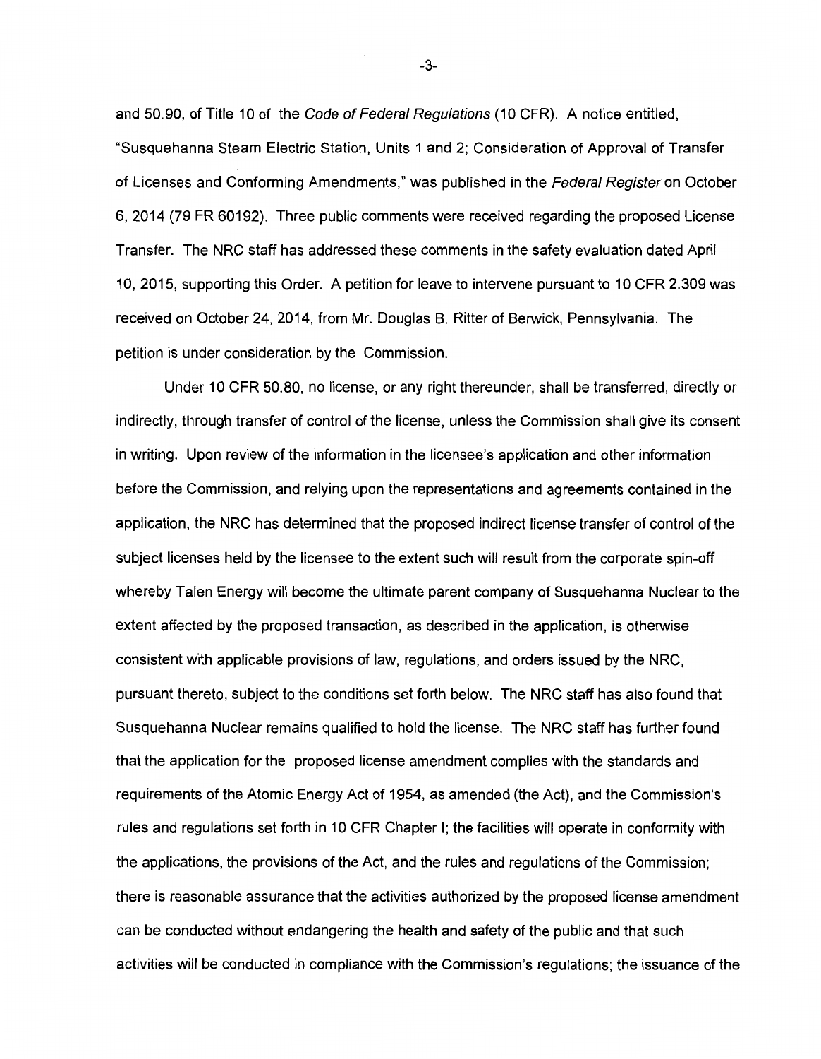and 50.90, of Title 10 of the *Code of Federal Regulations* (10 CFR). A notice entitled, "Susquehanna Steam Electric Station, Units 1 and 2; Consideration of Approval of Transfer of Licenses and Conforming Amendments," was published in the *Federal Register* on October 6, 2014 (79 FR 60192). Three public comments were received regarding the proposed License Transfer. The NRC staff has addressed these comments in the safety evaluation dated April 10, 2015, supporting this Order. A petition for leave to intervene pursuant to 10 CFR 2.309 was received on October 24, 2014, from Mr. Douglas B. Ritter of Berwick, Pennsylvania. The petition is under consideration by the Commission.

Under 10 CFR 50.80, no license, or any right thereunder, shall be transferred, directly or indirectly, through transfer of control of the license, unless the Commission shall give its consent in writing. Upon review of the information in the licensee's application and other information before the Commission, and relying upon the representations and agreements contained in the application, the NRC has determined that the proposed indirect license transfer of control of the subject licenses held by the licensee to the extent such will result from the corporate spin-off whereby Talen Energy will become the ultimate parent company of Susquehanna Nuclear to the extent affected by the proposed transaction, as described in the application, is otherwise consistent with applicable provisions of law, regulations, and orders issued by the NRC, pursuant thereto, subject to the conditions set forth below. The NRC staff has also found that Susquehanna Nuclear remains qualified to hold the license. The NRC staff has further found that the application for the proposed license amendment complies with the standards and requirements of the Atomic Energy Act of 1954, as amended (the Act), and the Commission's rules and regulations set forth in 10 CFR Chapter I; the facilities will operate in conformity with the applications, the provisions of the Act, and the rules and regulations of the Commission; there is reasonable assurance that the activities authorized by the proposed license amendment can be conducted without endangering the health and safety of the public and that such activities will be conducted in compliance with the Commission's regulations; the issuance of the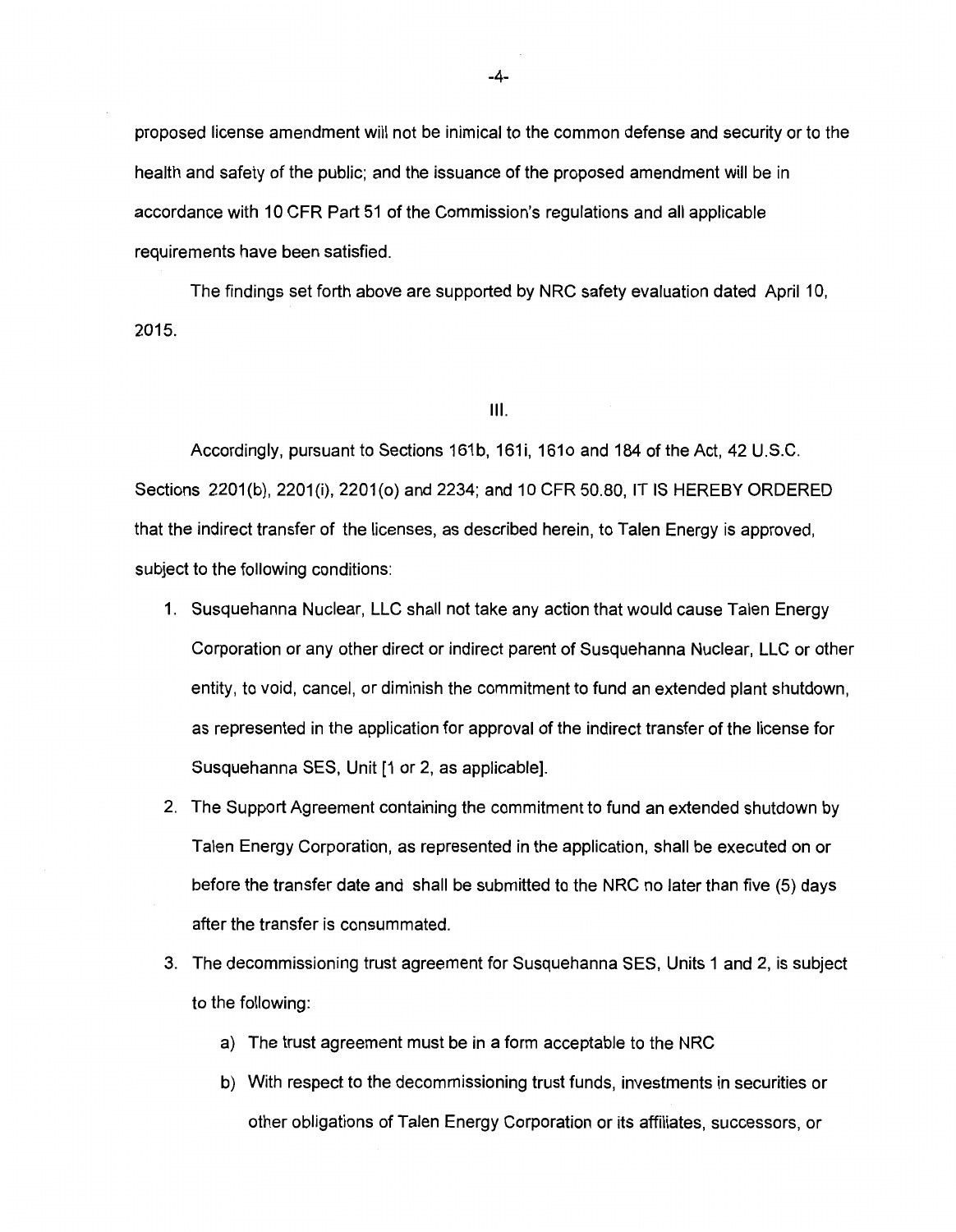proposed license amendment will not be inimical to the common defense and security or to the health and safety of the public; and the issuance of the proposed amendment will be in accordance with 10 CFR Part 51 of the Commission's regulations and all applicable requirements have been satisfied.

The findings set forth above are supported by NRC safety evaluation dated April 10, 2015.

III.

Accordingly, pursuant to Sections 161b, 161i, 161o and 184 of the Act, 42 U.S.C. Sections 2201(b), 2201(i), 2201(o) and 2234; and 10 CFR 50.80, IT IS HEREBY ORDERED that the indirect transfer of the licenses, as described herein, to Talen Energy is approved, subject to the following conditions:

1. Susquehanna Nuclear, LLC shall not take any action that would cause Talen Energy Corporation or any other direct or indirect parent of Susquehanna Nuclear, LLC or other entity, to void, cancel, or diminish the commitment to fund an extended plant shutdown, as represented in the application for approval of the indirect transfer of the license for Susquehanna SES, Unit [1 or 2, as applicable].
2. The Support Agreement containing the commitment to fund an extended shutdown by Talen Energy Corporation, as represented in the application, shall be executed on or before the transfer date and shall be submitted to the NRC no later than five (5) days after the transfer is consummated.
3. The decommissioning trust agreement for Susquehanna SES, Units 1 and 2, is subject to the following:
   a) The trust agreement must be in a form acceptable to the NRC
   b) With respect to the decommissioning trust funds, investments in securities or other obligations of Talen Energy Corporation or its affiliates, successors, or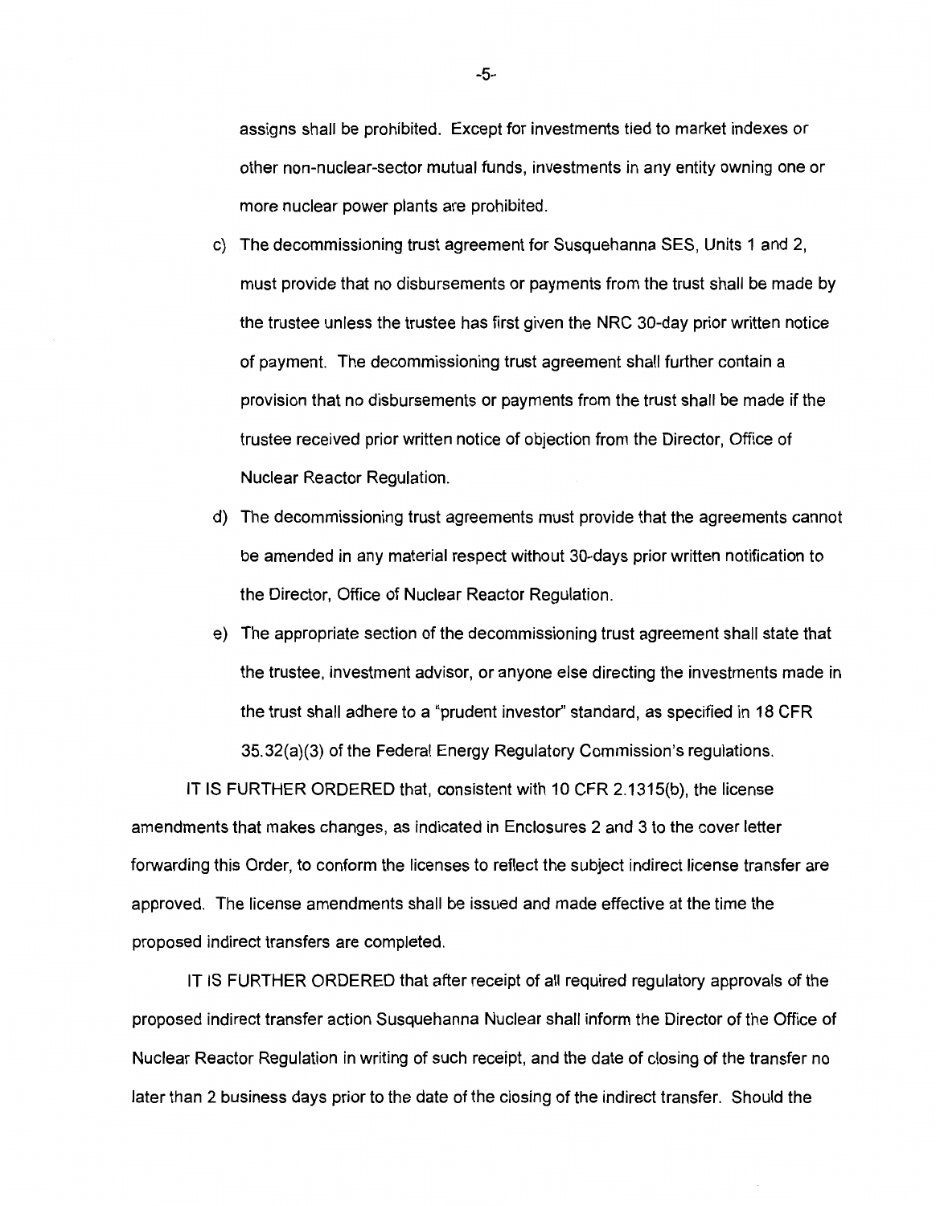assigns shall be prohibited. Except for investments tied to market indexes or other non-nuclear-sector mutual funds, investments in any entity owning one or more nuclear power plants are prohibited.

c) The decommissioning trust agreement for Susquehanna SES, Units 1 and 2, must provide that no disbursements or payments from the trust shall be made by the trustee unless the trustee has first given the NRC 30-day prior written notice of payment. The decommissioning trust agreement shall further contain a provision that no disbursements or payments from the trust shall be made if the trustee received prior written notice of objection from the Director, Office of Nuclear Reactor Regulation.

d) The decommissioning trust agreements must provide that the agreements cannot be amended in any material respect without 30-days prior written notification to the Director, Office of Nuclear Reactor Regulation.

e) The appropriate section of the decommissioning trust agreement shall state that the trustee, investment advisor, or anyone else directing the investments made in the trust shall adhere to a "prudent investor" standard, as specified in 18 CFR 35.32(a)(3) of the Federal Energy Regulatory Commission's regulations.

IT IS FURTHER ORDERED that, consistent with 10 CFR 2.1315(b), the license amendments that makes changes, as indicated in Enclosures 2 and 3 to the cover letter forwarding this Order, to conform the licenses to reflect the subject indirect license transfer are approved. The license amendments shall be issued and made effective at the time the proposed indirect transfers are completed.

IT IS FURTHER ORDERED that after receipt of all required regulatory approvals of the proposed indirect transfer action Susquehanna Nuclear shall inform the Director of the Office of Nuclear Reactor Regulation in writing of such receipt, and the date of closing of the transfer no later than 2 business days prior to the date of the closing of the indirect transfer. Should the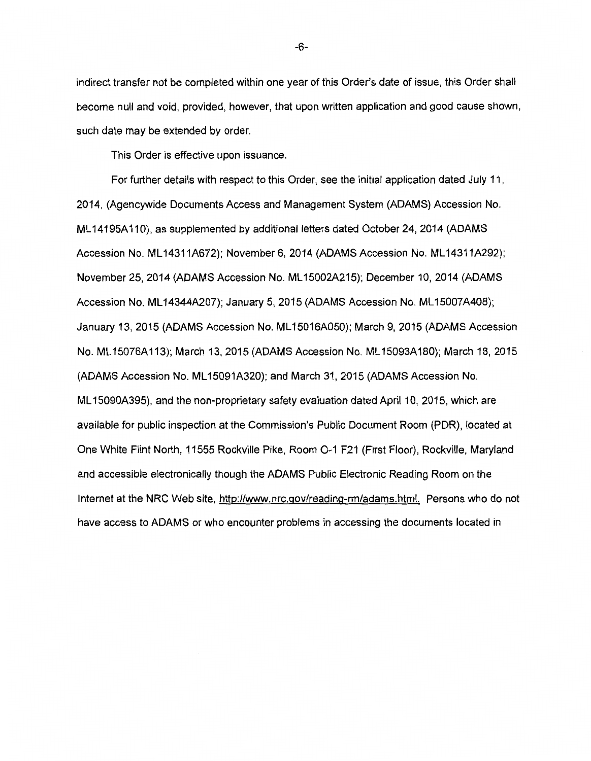indirect transfer not be completed within one year of this Order's date of issue, this Order shall become null and void, provided, however, that upon written application and good cause shown, such date may be extended by order.

This Order is effective upon issuance.

For further details with respect to this Order, see the initial application dated July 11, 2014, (Agencywide Documents Access and Management System (ADAMS) Accession No. ML14195A110), as supplemented by additional letters dated October 24, 2014 (ADAMS Accession No. ML14311A672); November 6, 2014 (ADAMS Accession No. ML14311A292); November 25, 2014 (ADAMS Accession No. ML15002A215); December 10, 2014 (ADAMS Accession No. ML14344A207); January 5, 2015 (ADAMS Accession No. ML15007A408); January 13, 2015 (ADAMS Accession No. ML15016A050); March 9, 2015 (ADAMS Accession No. ML15076A113); March 13, 2015 (ADAMS Accession No. ML15093A180); March 18, 2015 (ADAMS Accession No. ML15091A320); and March 31, 2015 (ADAMS Accession No. ML15090A395), and the non-proprietary safety evaluation dated April 10, 2015, which are available for public inspection at the Commission's Public Document Room (PDR), located at One White Flint North, 11555 Rockville Pike, Room O-1 F21 (First Floor), Rockville, Maryland and accessible electronically though the ADAMS Public Electronic Reading Room on the Internet at the NRC Web site, http://www.nrc.gov/reading-rm/adams.html. Persons who do not have access to ADAMS or who encounter problems in accessing the documents located in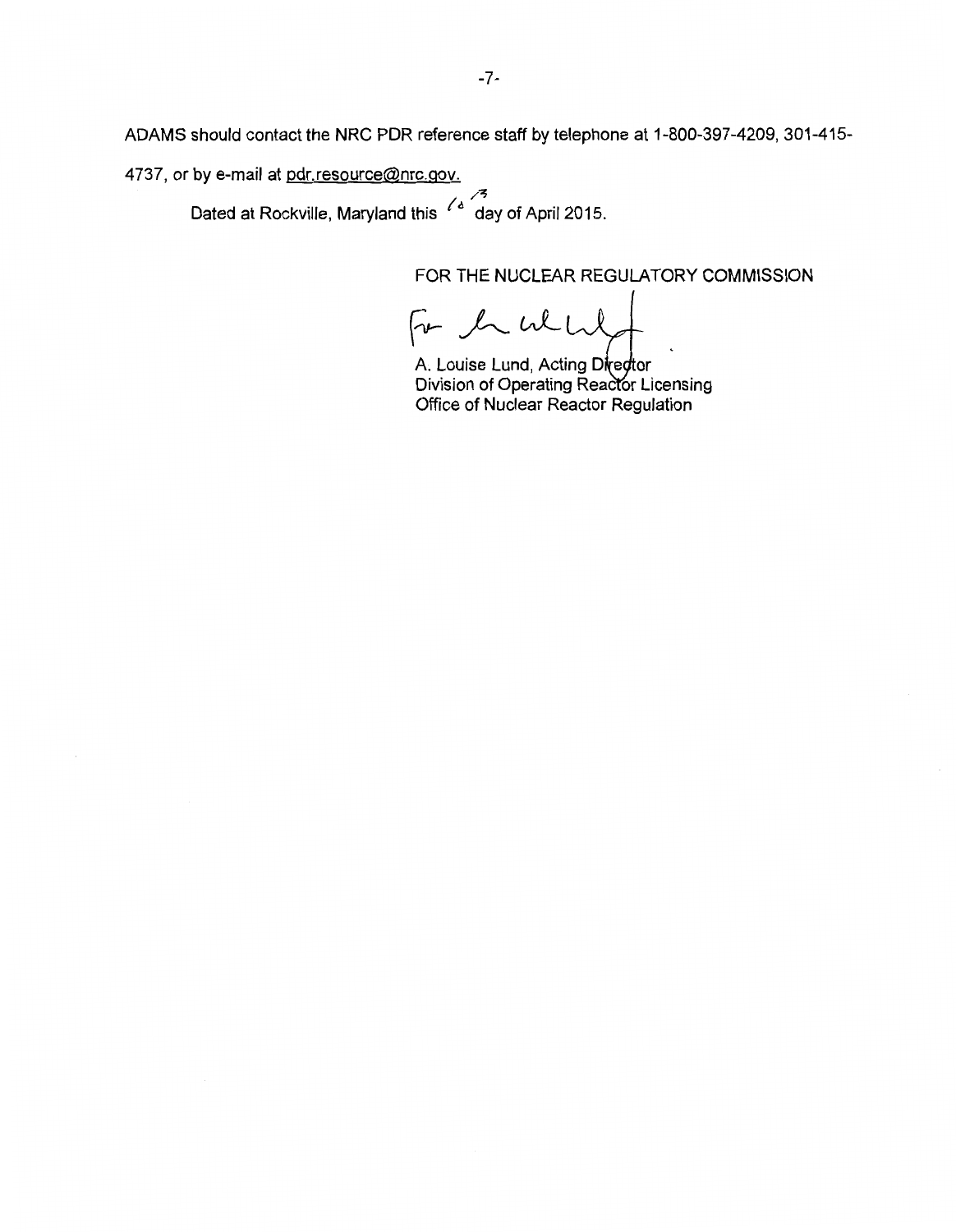ADAMS should contact the NRC PDR reference staff by telephone at 1-800-397-4209, 301-415-4737, or by e-mail at pdr.resource@nrc.gov.

Dated at Rockville, Maryland this 13 day of April 2015.

FOR THE NUCLEAR REGULATORY COMMISSION

A. Louise Lund, Acting Director
Division of Operating Reactor Licensing
Office of Nuclear Reactor Regulation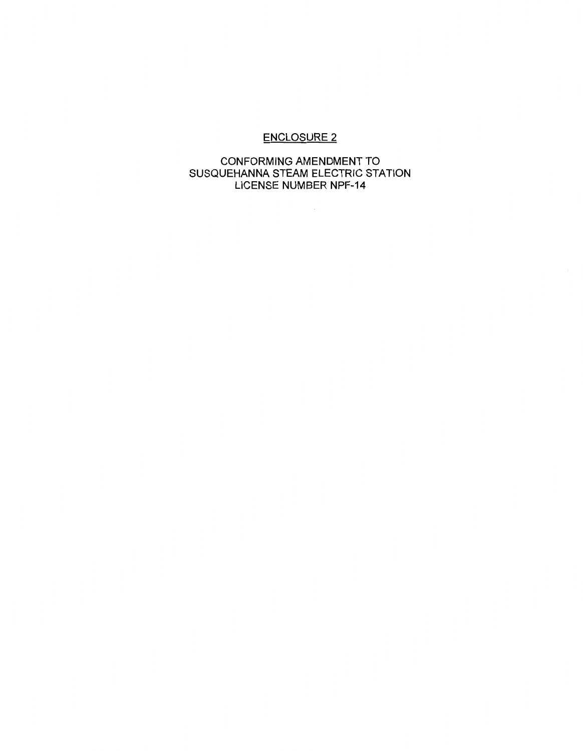# ENCLOSURE 2

CONFORMING AMENDMENT TO
SUSQUEHANNA STEAM ELECTRIC STATION
LICENSE NUMBER NPF-14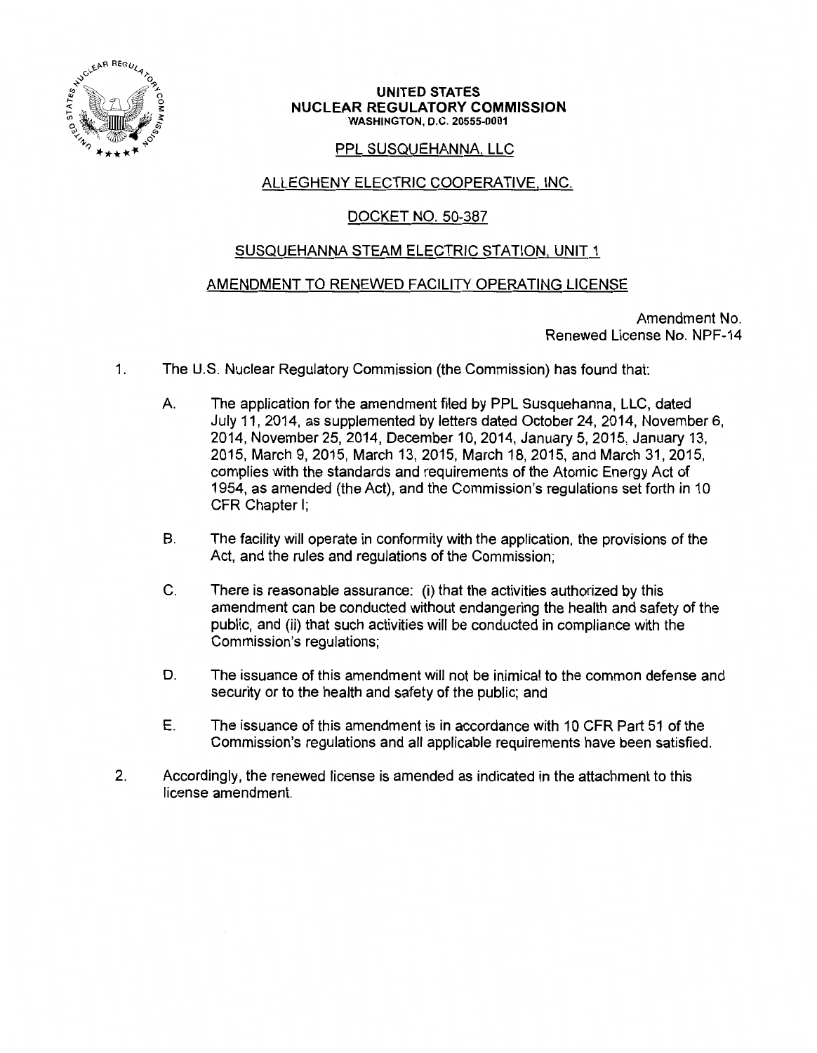**UNITED STATES**
**NUCLEAR REGULATORY COMMISSION**
WASHINGTON, D.C. 20555-0001

PPL SUSQUEHANNA, LLC

ALLEGHENY ELECTRIC COOPERATIVE, INC.

DOCKET NO. 50-387

SUSQUEHANNA STEAM ELECTRIC STATION, UNIT 1

AMENDMENT TO RENEWED FACILITY OPERATING LICENSE

Amendment No.
Renewed License No. NPF-14

1. The U.S. Nuclear Regulatory Commission (the Commission) has found that:

   A. The application for the amendment filed by PPL Susquehanna, LLC, dated July 11, 2014, as supplemented by letters dated October 24, 2014, November 6, 2014, November 25, 2014, December 10, 2014, January 5, 2015, January 13, 2015, March 9, 2015, March 13, 2015, March 18, 2015, and March 31, 2015, complies with the standards and requirements of the Atomic Energy Act of 1954, as amended (the Act), and the Commission's regulations set forth in 10 CFR Chapter I;

   B. The facility will operate in conformity with the application, the provisions of the Act, and the rules and regulations of the Commission;

   C. There is reasonable assurance: (i) that the activities authorized by this amendment can be conducted without endangering the health and safety of the public, and (ii) that such activities will be conducted in compliance with the Commission's regulations;

   D. The issuance of this amendment will not be inimical to the common defense and security or to the health and safety of the public; and

   E. The issuance of this amendment is in accordance with 10 CFR Part 51 of the Commission's regulations and all applicable requirements have been satisfied.

2. Accordingly, the renewed license is amended as indicated in the attachment to this license amendment.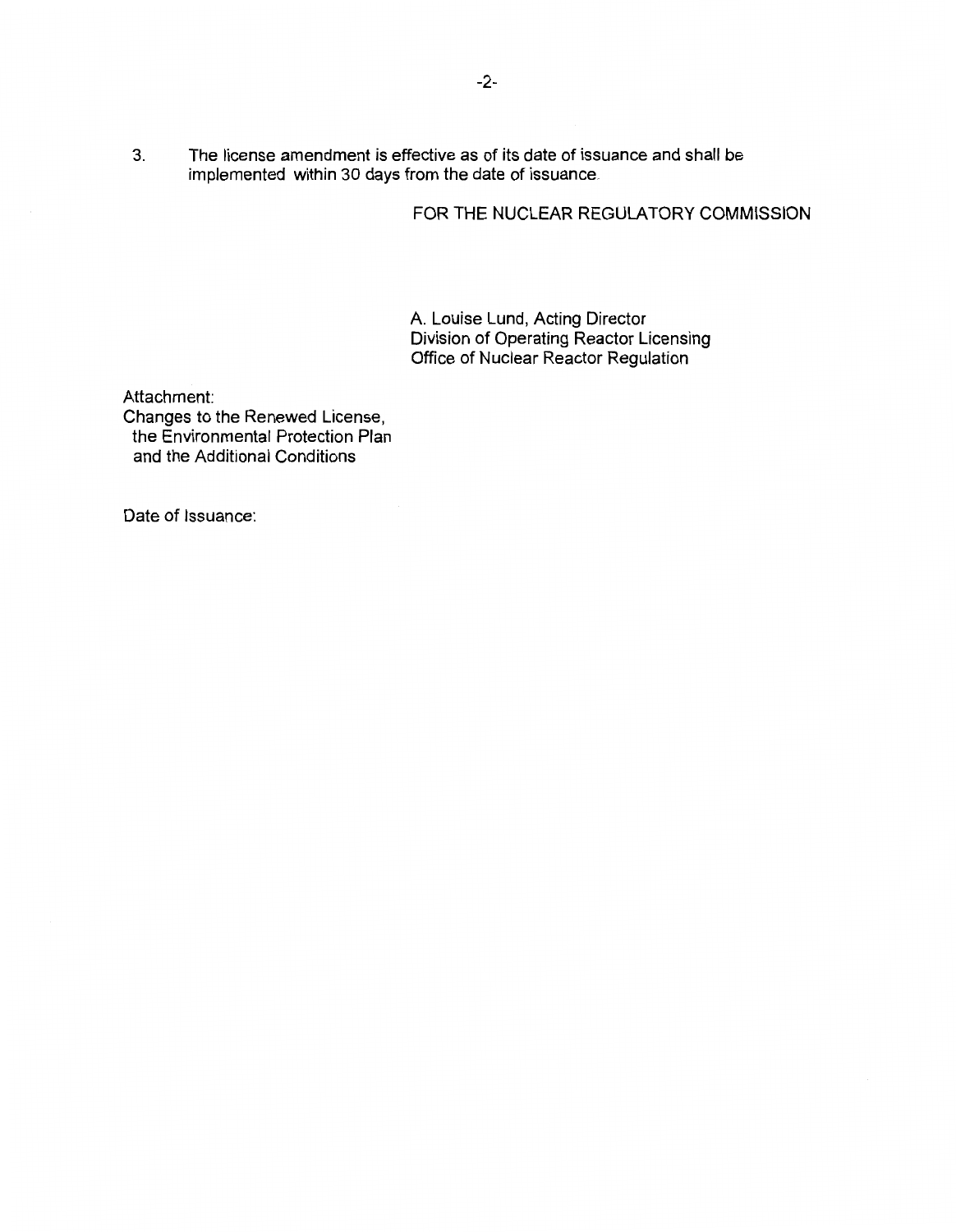3. The license amendment is effective as of its date of issuance and shall be implemented within 30 days from the date of issuance.

FOR THE NUCLEAR REGULATORY COMMISSION

A. Louise Lund, Acting Director
Division of Operating Reactor Licensing
Office of Nuclear Reactor Regulation

Attachment:
Changes to the Renewed License, the Environmental Protection Plan and the Additional Conditions

Date of Issuance: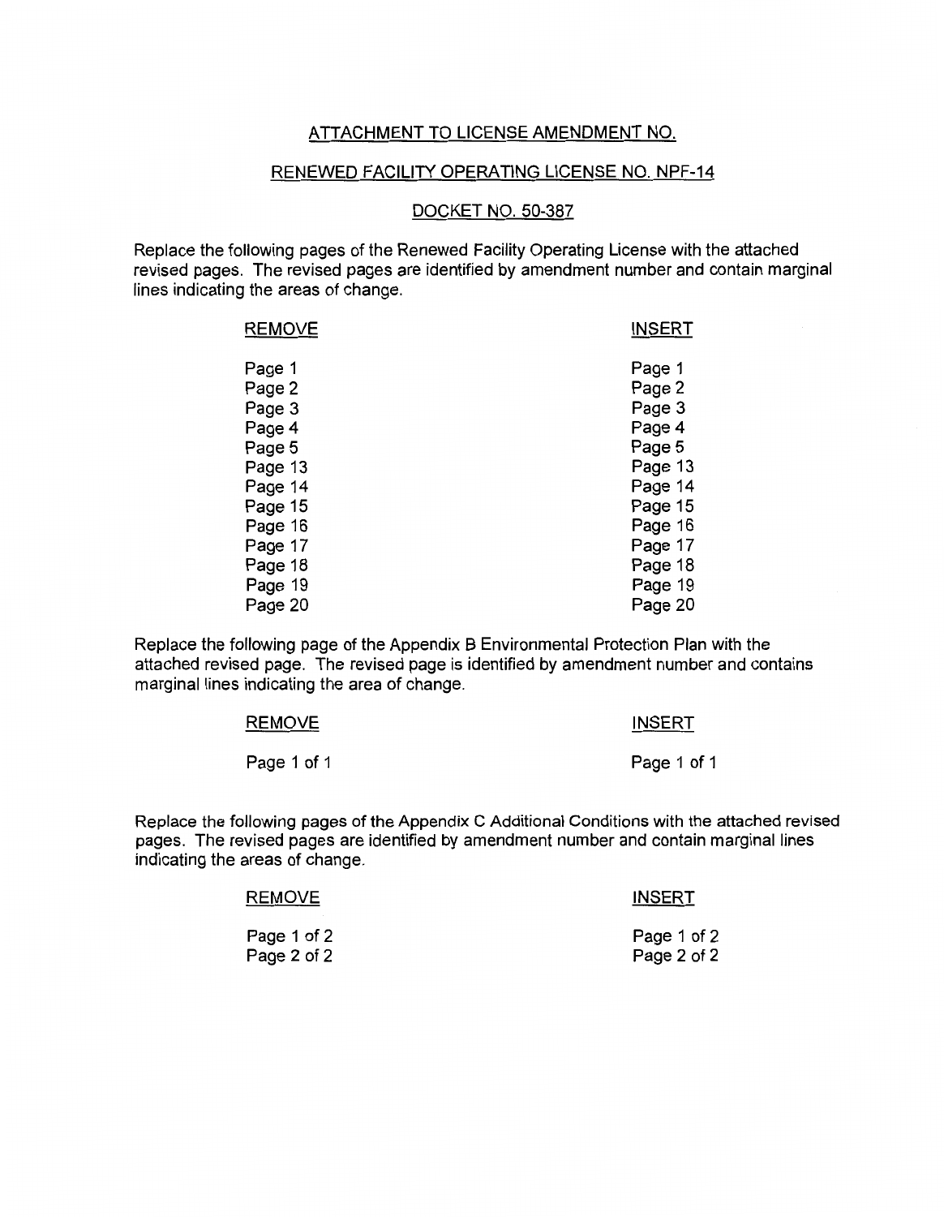## ATTACHMENT TO LICENSE AMENDMENT NO.

## RENEWED FACILITY OPERATING LICENSE NO. NPF-14

## DOCKET NO. 50-387

Replace the following pages of the Renewed Facility Operating License with the attached revised pages. The revised pages are identified by amendment number and contain marginal lines indicating the areas of change.

| REMOVE | INSERT |
|---|---|
| Page 1 | Page 1 |
| Page 2 | Page 2 |
| Page 3 | Page 3 |
| Page 4 | Page 4 |
| Page 5 | Page 5 |
| Page 13 | Page 13 |
| Page 14 | Page 14 |
| Page 15 | Page 15 |
| Page 16 | Page 16 |
| Page 17 | Page 17 |
| Page 18 | Page 18 |
| Page 19 | Page 19 |
| Page 20 | Page 20 |

Replace the following page of the Appendix B Environmental Protection Plan with the attached revised page. The revised page is identified by amendment number and contains marginal lines indicating the area of change.

| REMOVE | INSERT |
|---|---|
| Page 1 of 1 | Page 1 of 1 |

Replace the following pages of the Appendix C Additional Conditions with the attached revised pages. The revised pages are identified by amendment number and contain marginal lines indicating the areas of change.

| REMOVE | INSERT |
|---|---|
| Page 1 of 2 | Page 1 of 2 |
| Page 2 of 2 | Page 2 of 2 |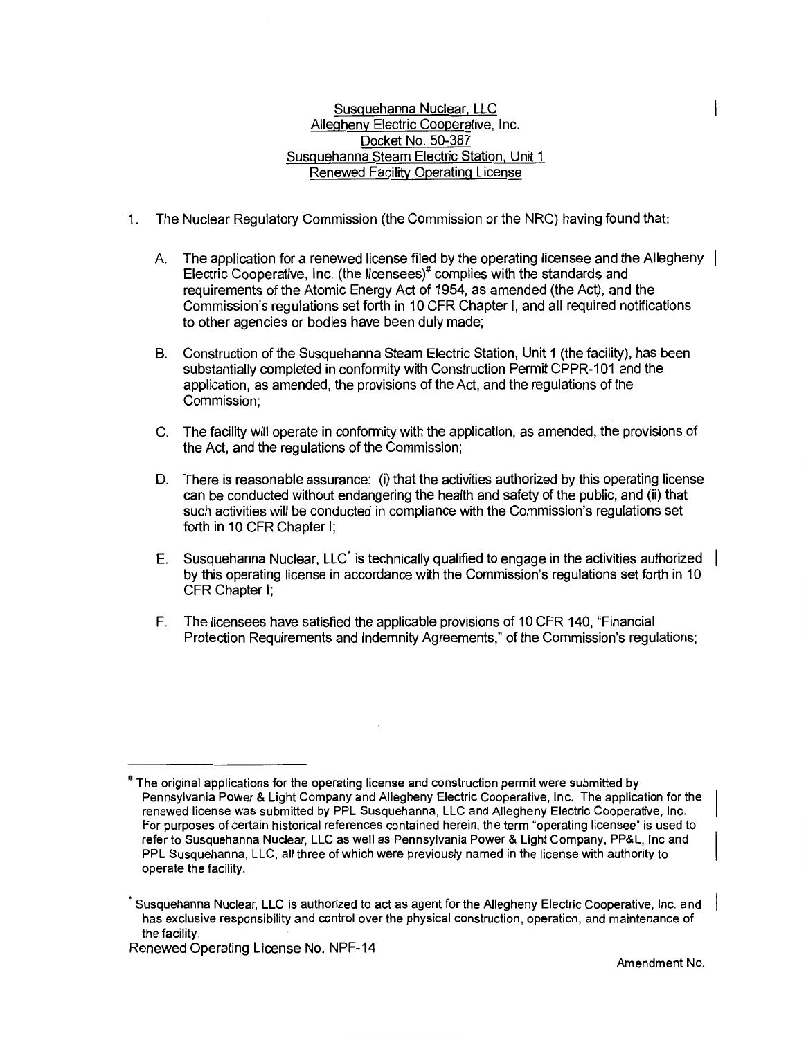Susquehanna Nuclear, LLC
Allegheny Electric Cooperative, Inc.
Docket No. 50-387
Susquehanna Steam Electric Station, Unit 1
Renewed Facility Operating License

1. The Nuclear Regulatory Commission (the Commission or the NRC) having found that:

   A. The application for a renewed license filed by the operating licensee and the Allegheny Electric Cooperative, Inc. (the licensees)[#] complies with the standards and requirements of the Atomic Energy Act of 1954, as amended (the Act), and the Commission's regulations set forth in 10 CFR Chapter I, and all required notifications to other agencies or bodies have been duly made;

   B. Construction of the Susquehanna Steam Electric Station, Unit 1 (the facility), has been substantially completed in conformity with Construction Permit CPPR-101 and the application, as amended, the provisions of the Act, and the regulations of the Commission;

   C. The facility will operate in conformity with the application, as amended, the provisions of the Act, and the regulations of the Commission;

   D. There is reasonable assurance: (i) that the activities authorized by this operating license can be conducted without endangering the health and safety of the public, and (ii) that such activities will be conducted in compliance with the Commission's regulations set forth in 10 CFR Chapter I;

   E. Susquehanna Nuclear, LLC[*] is technically qualified to engage in the activities authorized by this operating license in accordance with the Commission's regulations set forth in 10 CFR Chapter I;

   F. The licensees have satisfied the applicable provisions of 10 CFR 140, "Financial Protection Requirements and Indemnity Agreements," of the Commission's regulations;

---

[#] The original applications for the operating license and construction permit were submitted by Pennsylvania Power & Light Company and Allegheny Electric Cooperative, Inc. The application for the renewed license was submitted by PPL Susquehanna, LLC and Allegheny Electric Cooperative, Inc. For purposes of certain historical references contained herein, the term "operating licensee" is used to refer to Susquehanna Nuclear, LLC as well as Pennsylvania Power & Light Company, PP&L, Inc and PPL Susquehanna, LLC, all three of which were previously named in the license with authority to operate the facility.

[*] Susquehanna Nuclear, LLC is authorized to act as agent for the Allegheny Electric Cooperative, Inc. and has exclusive responsibility and control over the physical construction, operation, and maintenance of the facility.

Renewed Operating License No. NPF-14

Amendment No.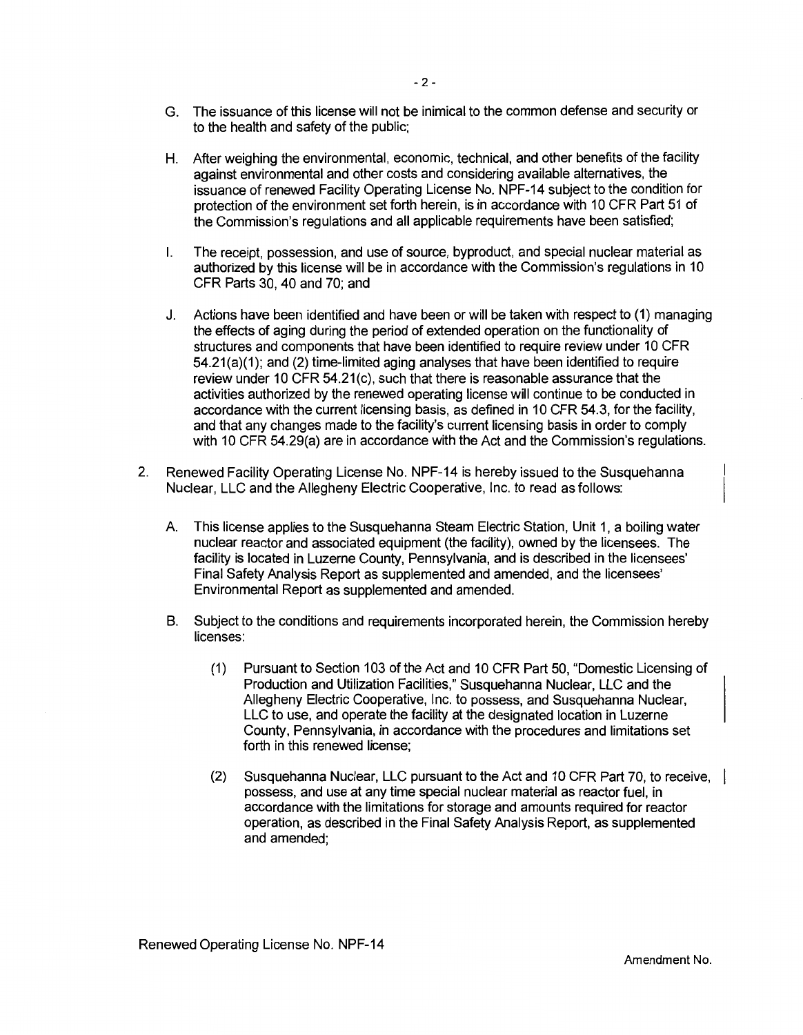G. The issuance of this license will not be inimical to the common defense and security or to the health and safety of the public;

H. After weighing the environmental, economic, technical, and other benefits of the facility against environmental and other costs and considering available alternatives, the issuance of renewed Facility Operating License No. NPF-14 subject to the condition for protection of the environment set forth herein, is in accordance with 10 CFR Part 51 of the Commission's regulations and all applicable requirements have been satisfied;

I. The receipt, possession, and use of source, byproduct, and special nuclear material as authorized by this license will be in accordance with the Commission's regulations in 10 CFR Parts 30, 40 and 70; and

J. Actions have been identified and have been or will be taken with respect to (1) managing the effects of aging during the period of extended operation on the functionality of structures and components that have been identified to require review under 10 CFR 54.21(a)(1); and (2) time-limited aging analyses that have been identified to require review under 10 CFR 54.21(c), such that there is reasonable assurance that the activities authorized by the renewed operating license will continue to be conducted in accordance with the current licensing basis, as defined in 10 CFR 54.3, for the facility, and that any changes made to the facility's current licensing basis in order to comply with 10 CFR 54.29(a) are in accordance with the Act and the Commission's regulations.

2. Renewed Facility Operating License No. NPF-14 is hereby issued to the Susquehanna Nuclear, LLC and the Allegheny Electric Cooperative, Inc. to read as follows:

   A. This license applies to the Susquehanna Steam Electric Station, Unit 1, a boiling water nuclear reactor and associated equipment (the facility), owned by the licensees. The facility is located in Luzerne County, Pennsylvania, and is described in the licensees' Final Safety Analysis Report as supplemented and amended, and the licensees' Environmental Report as supplemented and amended.

   B. Subject to the conditions and requirements incorporated herein, the Commission hereby licenses:

      (1) Pursuant to Section 103 of the Act and 10 CFR Part 50, "Domestic Licensing of Production and Utilization Facilities," Susquehanna Nuclear, LLC and the Allegheny Electric Cooperative, Inc. to possess, and Susquehanna Nuclear, LLC to use, and operate the facility at the designated location in Luzerne County, Pennsylvania, in accordance with the procedures and limitations set forth in this renewed license;

      (2) Susquehanna Nuclear, LLC pursuant to the Act and 10 CFR Part 70, to receive, possess, and use at any time special nuclear material as reactor fuel, in accordance with the limitations for storage and amounts required for reactor operation, as described in the Final Safety Analysis Report, as supplemented and amended;

Renewed Operating License No. NPF-14

Amendment No.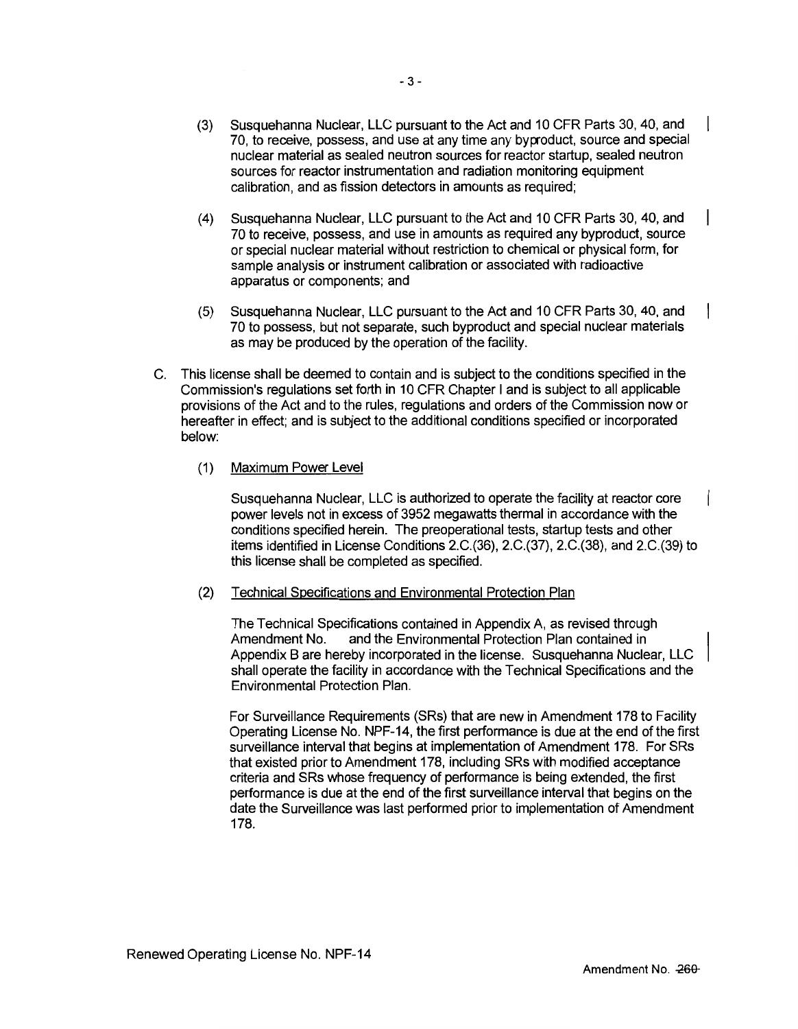(3) Susquehanna Nuclear, LLC pursuant to the Act and 10 CFR Parts 30, 40, and 70, to receive, possess, and use at any time any byproduct, source and special nuclear material as sealed neutron sources for reactor startup, sealed neutron sources for reactor instrumentation and radiation monitoring equipment calibration, and as fission detectors in amounts as required;

(4) Susquehanna Nuclear, LLC pursuant to the Act and 10 CFR Parts 30, 40, and 70 to receive, possess, and use in amounts as required any byproduct, source or special nuclear material without restriction to chemical or physical form, for sample analysis or instrument calibration or associated with radioactive apparatus or components; and

(5) Susquehanna Nuclear, LLC pursuant to the Act and 10 CFR Parts 30, 40, and 70 to possess, but not separate, such byproduct and special nuclear materials as may be produced by the operation of the facility.

C. This license shall be deemed to contain and is subject to the conditions specified in the Commission's regulations set forth in 10 CFR Chapter I and is subject to all applicable provisions of the Act and to the rules, regulations and orders of the Commission now or hereafter in effect; and is subject to the additional conditions specified or incorporated below:

(1) Maximum Power Level

Susquehanna Nuclear, LLC is authorized to operate the facility at reactor core power levels not in excess of 3952 megawatts thermal in accordance with the conditions specified herein. The preoperational tests, startup tests and other items identified in License Conditions 2.C.(36), 2.C.(37), 2.C.(38), and 2.C.(39) to this license shall be completed as specified.

(2) Technical Specifications and Environmental Protection Plan

The Technical Specifications contained in Appendix A, as revised through Amendment No. and the Environmental Protection Plan contained in Appendix B are hereby incorporated in the license. Susquehanna Nuclear, LLC shall operate the facility in accordance with the Technical Specifications and the Environmental Protection Plan.

For Surveillance Requirements (SRs) that are new in Amendment 178 to Facility Operating License No. NPF-14, the first performance is due at the end of the first surveillance interval that begins at implementation of Amendment 178. For SRs that existed prior to Amendment 178, including SRs with modified acceptance criteria and SRs whose frequency of performance is being extended, the first performance is due at the end of the first surveillance interval that begins on the date the Surveillance was last performed prior to implementation of Amendment 178.

Renewed Operating License No. NPF-14

Amendment No. ~~260~~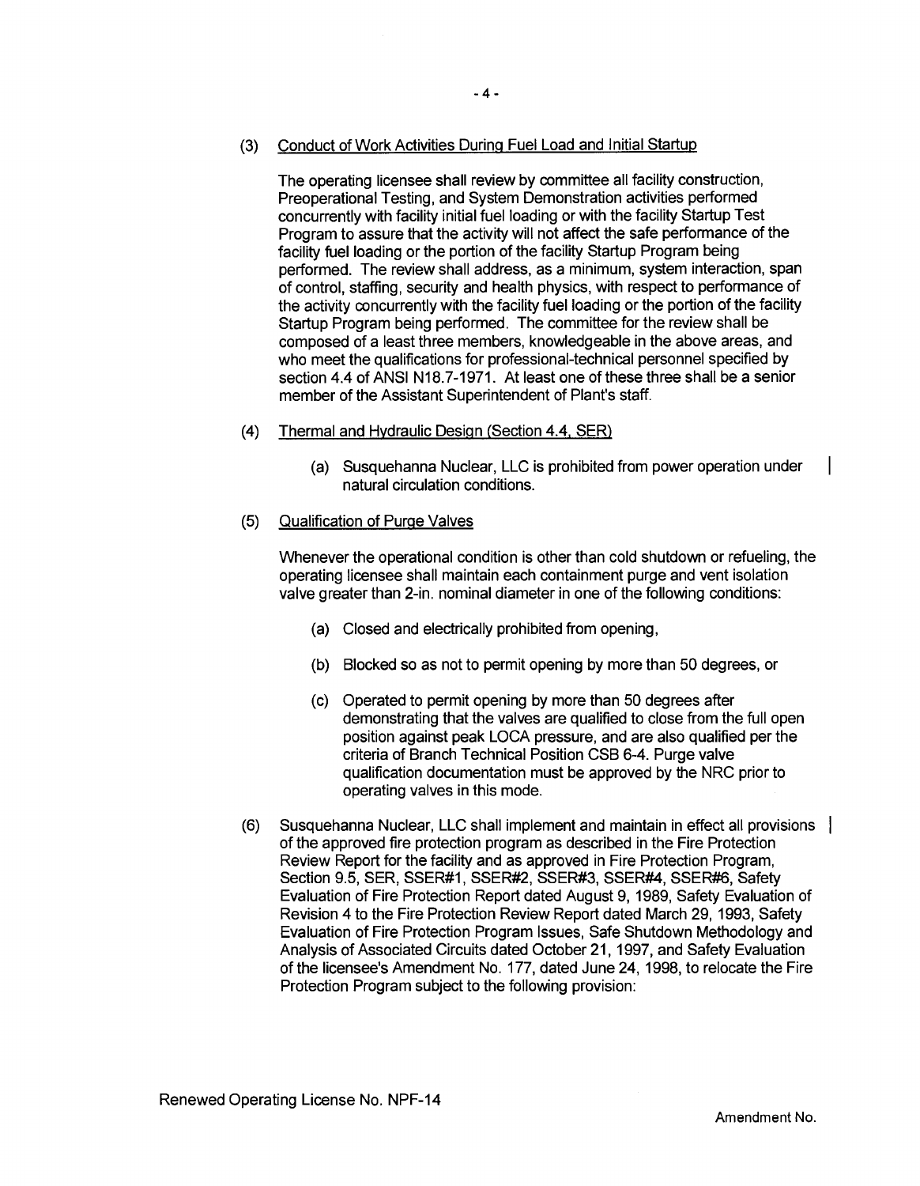(3) Conduct of Work Activities During Fuel Load and Initial Startup

The operating licensee shall review by committee all facility construction, Preoperational Testing, and System Demonstration activities performed concurrently with facility initial fuel loading or with the facility Startup Test Program to assure that the activity will not affect the safe performance of the facility fuel loading or the portion of the facility Startup Program being performed. The review shall address, as a minimum, system interaction, span of control, staffing, security and health physics, with respect to performance of the activity concurrently with the facility fuel loading or the portion of the facility Startup Program being performed. The committee for the review shall be composed of a least three members, knowledgeable in the above areas, and who meet the qualifications for professional-technical personnel specified by section 4.4 of ANSI N18.7-1971. At least one of these three shall be a senior member of the Assistant Superintendent of Plant's staff.

(4) Thermal and Hydraulic Design (Section 4.4, SER)

(a) Susquehanna Nuclear, LLC is prohibited from power operation under natural circulation conditions.

(5) Qualification of Purge Valves

Whenever the operational condition is other than cold shutdown or refueling, the operating licensee shall maintain each containment purge and vent isolation valve greater than 2-in. nominal diameter in one of the following conditions:

(a) Closed and electrically prohibited from opening,

(b) Blocked so as not to permit opening by more than 50 degrees, or

(c) Operated to permit opening by more than 50 degrees after demonstrating that the valves are qualified to close from the full open position against peak LOCA pressure, and are also qualified per the criteria of Branch Technical Position CSB 6-4. Purge valve qualification documentation must be approved by the NRC prior to operating valves in this mode.

(6) Susquehanna Nuclear, LLC shall implement and maintain in effect all provisions of the approved fire protection program as described in the Fire Protection Review Report for the facility and as approved in Fire Protection Program, Section 9.5, SER, SSER#1, SSER#2, SSER#3, SSER#4, SSER#6, Safety Evaluation of Fire Protection Report dated August 9, 1989, Safety Evaluation of Revision 4 to the Fire Protection Review Report dated March 29, 1993, Safety Evaluation of Fire Protection Program Issues, Safe Shutdown Methodology and Analysis of Associated Circuits dated October 21, 1997, and Safety Evaluation of the licensee's Amendment No. 177, dated June 24, 1998, to relocate the Fire Protection Program subject to the following provision:

Renewed Operating License No. NPF-14

Amendment No.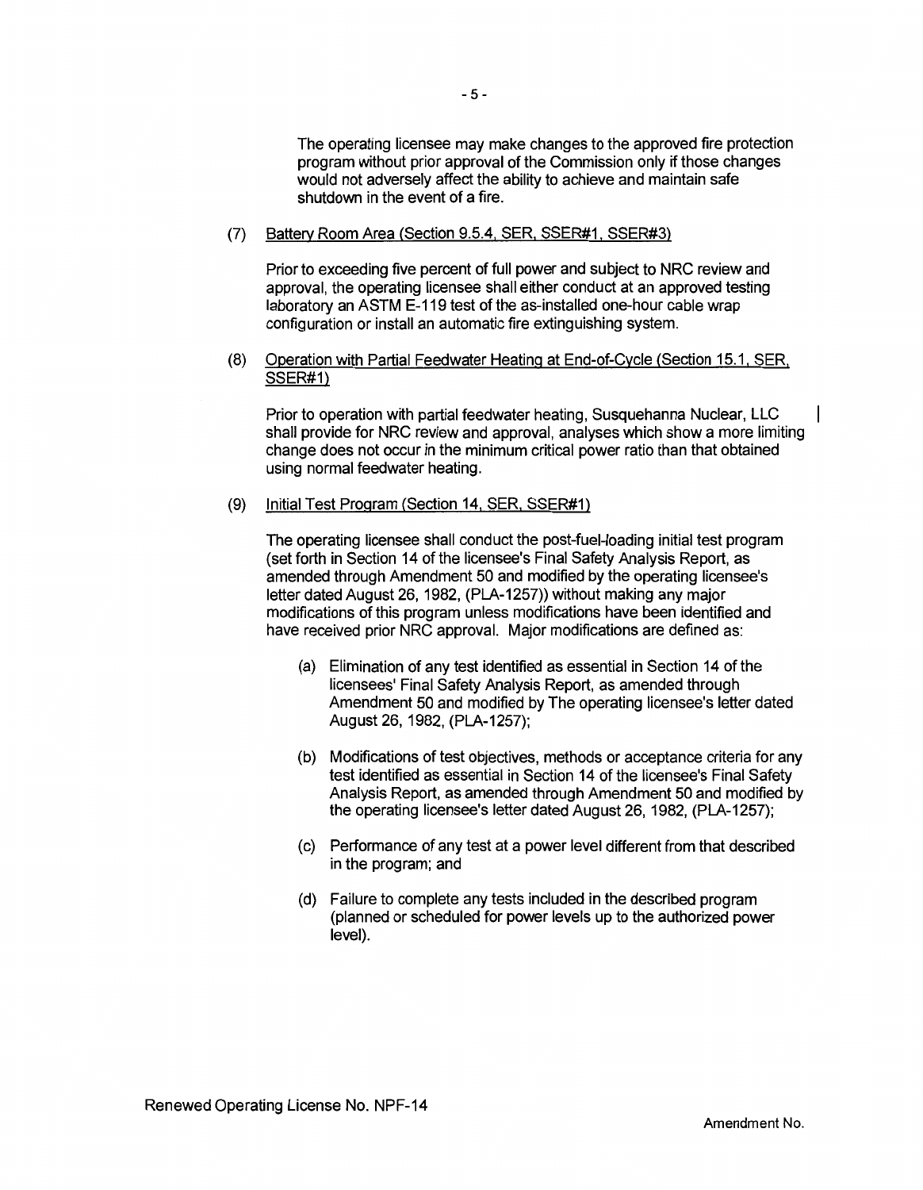The operating licensee may make changes to the approved fire protection program without prior approval of the Commission only if those changes would not adversely affect the ability to achieve and maintain safe shutdown in the event of a fire.

(7) Battery Room Area (Section 9.5.4, SER, SSER#1, SSER#3)

Prior to exceeding five percent of full power and subject to NRC review and approval, the operating licensee shall either conduct at an approved testing laboratory an ASTM E-119 test of the as-installed one-hour cable wrap configuration or install an automatic fire extinguishing system.

(8) Operation with Partial Feedwater Heating at End-of-Cycle (Section 15.1, SER, SSER#1)

Prior to operation with partial feedwater heating, Susquehanna Nuclear, LLC shall provide for NRC review and approval, analyses which show a more limiting change does not occur in the minimum critical power ratio than that obtained using normal feedwater heating.

(9) Initial Test Program (Section 14, SER, SSER#1)

The operating licensee shall conduct the post-fuel-loading initial test program (set forth in Section 14 of the licensee's Final Safety Analysis Report, as amended through Amendment 50 and modified by the operating licensee's letter dated August 26, 1982, (PLA-1257)) without making any major modifications of this program unless modifications have been identified and have received prior NRC approval. Major modifications are defined as:

(a) Elimination of any test identified as essential in Section 14 of the licensees' Final Safety Analysis Report, as amended through Amendment 50 and modified by The operating licensee's letter dated August 26, 1982, (PLA-1257);

(b) Modifications of test objectives, methods or acceptance criteria for any test identified as essential in Section 14 of the licensee's Final Safety Analysis Report, as amended through Amendment 50 and modified by the operating licensee's letter dated August 26, 1982, (PLA-1257);

(c) Performance of any test at a power level different from that described in the program; and

(d) Failure to complete any tests included in the described program (planned or scheduled for power levels up to the authorized power level).

Renewed Operating License No. NPF-14

Amendment No.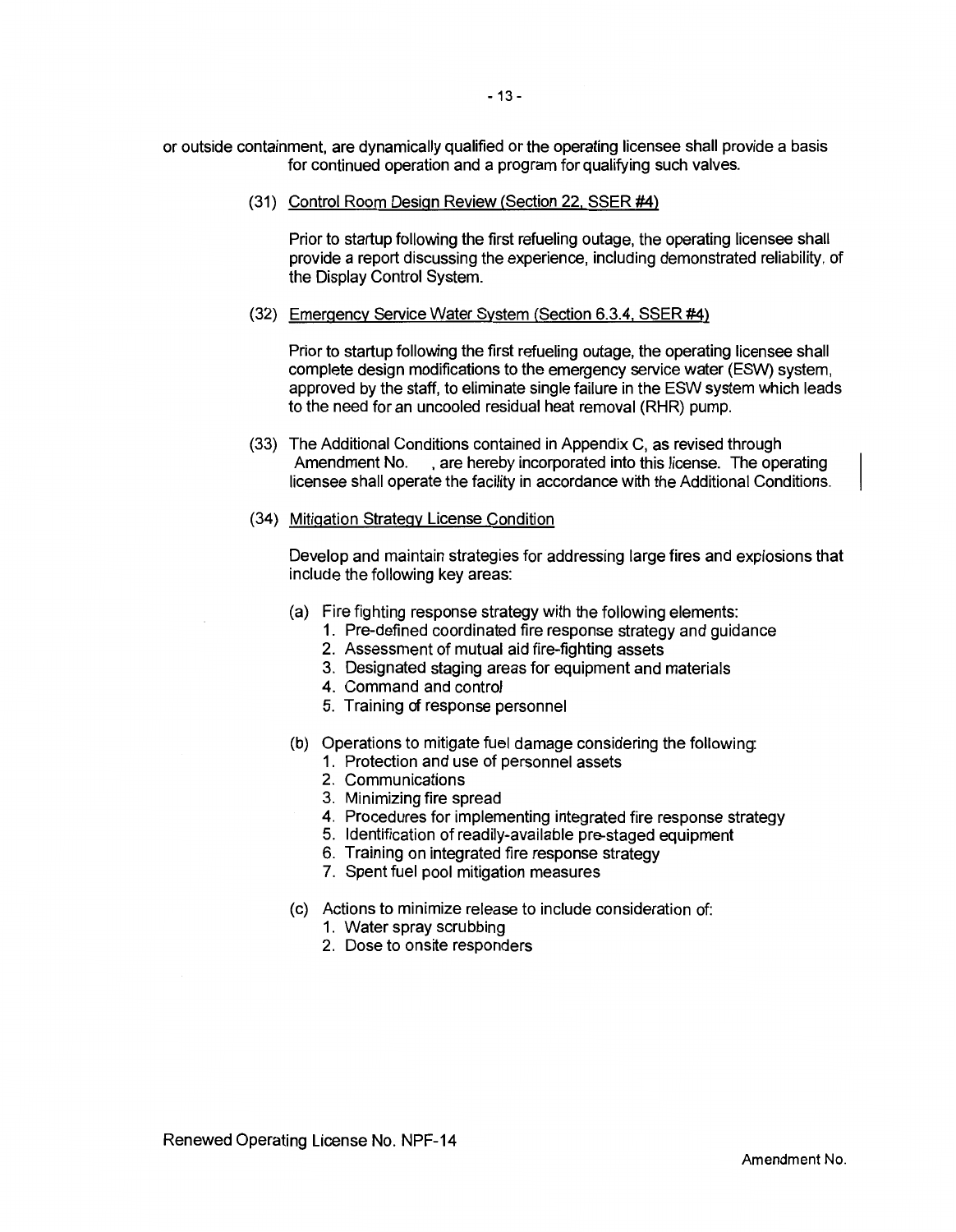or outside containment, are dynamically qualified or the operating licensee shall provide a basis for continued operation and a program for qualifying such valves.

(31) Control Room Design Review (Section 22, SSER #4)

Prior to startup following the first refueling outage, the operating licensee shall provide a report discussing the experience, including demonstrated reliability, of the Display Control System.

(32) Emergency Service Water System (Section 6.3.4, SSER #4)

Prior to startup following the first refueling outage, the operating licensee shall complete design modifications to the emergency service water (ESW) system, approved by the staff, to eliminate single failure in the ESW system which leads to the need for an uncooled residual heat removal (RHR) pump.

(33) The Additional Conditions contained in Appendix C, as revised through Amendment No. , are hereby incorporated into this license. The operating licensee shall operate the facility in accordance with the Additional Conditions.

(34) Mitigation Strategy License Condition

Develop and maintain strategies for addressing large fires and explosions that include the following key areas:

(a) Fire fighting response strategy with the following elements:
  1. Pre-defined coordinated fire response strategy and guidance
  2. Assessment of mutual aid fire-fighting assets
  3. Designated staging areas for equipment and materials
  4. Command and control
  5. Training of response personnel

(b) Operations to mitigate fuel damage considering the following:
  1. Protection and use of personnel assets
  2. Communications
  3. Minimizing fire spread
  4. Procedures for implementing integrated fire response strategy
  5. Identification of readily-available pre-staged equipment
  6. Training on integrated fire response strategy
  7. Spent fuel pool mitigation measures

(c) Actions to minimize release to include consideration of:
  1. Water spray scrubbing
  2. Dose to onsite responders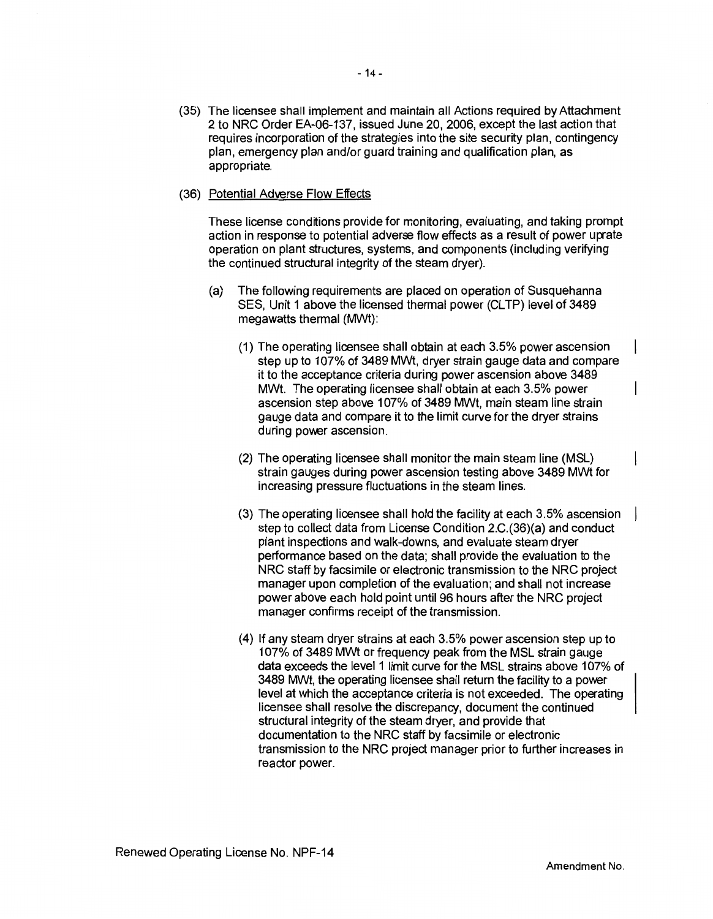(35) The licensee shall implement and maintain all Actions required by Attachment 2 to NRC Order EA-06-137, issued June 20, 2006, except the last action that requires incorporation of the strategies into the site security plan, contingency plan, emergency plan and/or guard training and qualification plan, as appropriate.

(36) Potential Adverse Flow Effects

These license conditions provide for monitoring, evaluating, and taking prompt action in response to potential adverse flow effects as a result of power uprate operation on plant structures, systems, and components (including verifying the continued structural integrity of the steam dryer).

(a) The following requirements are placed on operation of Susquehanna SES, Unit 1 above the licensed thermal power (CLTP) level of 3489 megawatts thermal (MWt):

(1) The operating licensee shall obtain at each 3.5% power ascension step up to 107% of 3489 MWt, dryer strain gauge data and compare it to the acceptance criteria during power ascension above 3489 MWt. The operating licensee shall obtain at each 3.5% power ascension step above 107% of 3489 MWt, main steam line strain gauge data and compare it to the limit curve for the dryer strains during power ascension.

(2) The operating licensee shall monitor the main steam line (MSL) strain gauges during power ascension testing above 3489 MWt for increasing pressure fluctuations in the steam lines.

(3) The operating licensee shall hold the facility at each 3.5% ascension step to collect data from License Condition 2.C.(36)(a) and conduct plant inspections and walk-downs, and evaluate steam dryer performance based on the data; shall provide the evaluation to the NRC staff by facsimile or electronic transmission to the NRC project manager upon completion of the evaluation; and shall not increase power above each hold point until 96 hours after the NRC project manager confirms receipt of the transmission.

(4) If any steam dryer strains at each 3.5% power ascension step up to 107% of 3489 MWt or frequency peak from the MSL strain gauge data exceeds the level 1 limit curve for the MSL strains above 107% of 3489 MWt, the operating licensee shall return the facility to a power level at which the acceptance criteria is not exceeded. The operating licensee shall resolve the discrepancy, document the continued structural integrity of the steam dryer, and provide that documentation to the NRC staff by facsimile or electronic transmission to the NRC project manager prior to further increases in reactor power.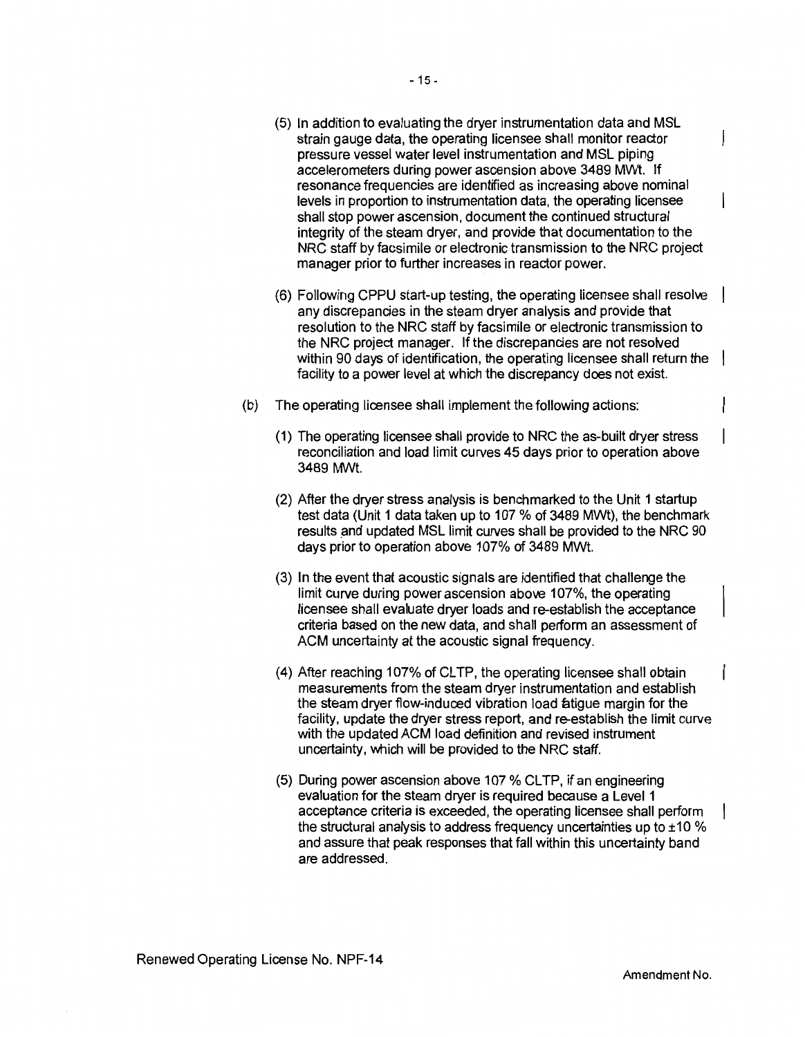(5) In addition to evaluating the dryer instrumentation data and MSL strain gauge data, the operating licensee shall monitor reactor pressure vessel water level instrumentation and MSL piping accelerometers during power ascension above 3489 MWt. If resonance frequencies are identified as increasing above nominal levels in proportion to instrumentation data, the operating licensee shall stop power ascension, document the continued structural integrity of the steam dryer, and provide that documentation to the NRC staff by facsimile or electronic transmission to the NRC project manager prior to further increases in reactor power.

(6) Following CPPU start-up testing, the operating licensee shall resolve any discrepancies in the steam dryer analysis and provide that resolution to the NRC staff by facsimile or electronic transmission to the NRC project manager. If the discrepancies are not resolved within 90 days of identification, the operating licensee shall return the facility to a power level at which the discrepancy does not exist.

(b) The operating licensee shall implement the following actions:

(1) The operating licensee shall provide to NRC the as-built dryer stress reconciliation and load limit curves 45 days prior to operation above 3489 MWt.

(2) After the dryer stress analysis is benchmarked to the Unit 1 startup test data (Unit 1 data taken up to 107 % of 3489 MWt), the benchmark results and updated MSL limit curves shall be provided to the NRC 90 days prior to operation above 107% of 3489 MWt.

(3) In the event that acoustic signals are identified that challenge the limit curve during power ascension above 107%, the operating licensee shall evaluate dryer loads and re-establish the acceptance criteria based on the new data, and shall perform an assessment of ACM uncertainty at the acoustic signal frequency.

(4) After reaching 107% of CLTP, the operating licensee shall obtain measurements from the steam dryer instrumentation and establish the steam dryer flow-induced vibration load fatigue margin for the facility, update the dryer stress report, and re-establish the limit curve with the updated ACM load definition and revised instrument uncertainty, which will be provided to the NRC staff.

(5) During power ascension above 107 % CLTP, if an engineering evaluation for the steam dryer is required because a Level 1 acceptance criteria is exceeded, the operating licensee shall perform the structural analysis to address frequency uncertainties up to ±10 % and assure that peak responses that fall within this uncertainty band are addressed.

Renewed Operating License No. NPF-14

Amendment No.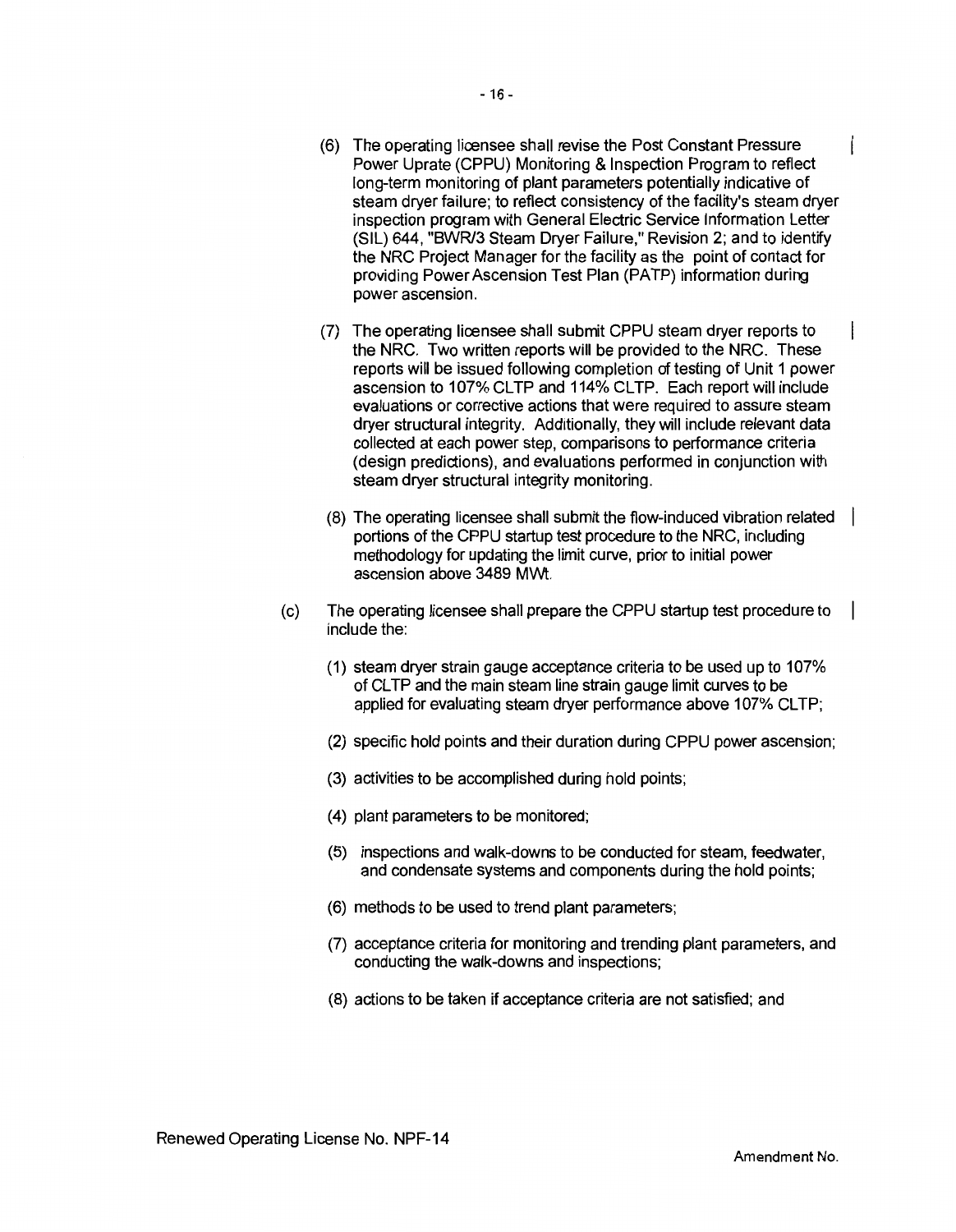(6) The operating licensee shall revise the Post Constant Pressure Power Uprate (CPPU) Monitoring & Inspection Program to reflect long-term monitoring of plant parameters potentially indicative of steam dryer failure; to reflect consistency of the facility's steam dryer inspection program with General Electric Service Information Letter (SIL) 644, "BWR/3 Steam Dryer Failure," Revision 2; and to identify the NRC Project Manager for the facility as the point of contact for providing Power Ascension Test Plan (PATP) information during power ascension.

(7) The operating licensee shall submit CPPU steam dryer reports to the NRC. Two written reports will be provided to the NRC. These reports will be issued following completion of testing of Unit 1 power ascension to 107% CLTP and 114% CLTP. Each report will include evaluations or corrective actions that were required to assure steam dryer structural integrity. Additionally, they will include relevant data collected at each power step, comparisons to performance criteria (design predictions), and evaluations performed in conjunction with steam dryer structural integrity monitoring.

(8) The operating licensee shall submit the flow-induced vibration related portions of the CPPU startup test procedure to the NRC, including methodology for updating the limit curve, prior to initial power ascension above 3489 MWt.

(c) The operating licensee shall prepare the CPPU startup test procedure to include the:

(1) steam dryer strain gauge acceptance criteria to be used up to 107% of CLTP and the main steam line strain gauge limit curves to be applied for evaluating steam dryer performance above 107% CLTP;

(2) specific hold points and their duration during CPPU power ascension;

(3) activities to be accomplished during hold points;

(4) plant parameters to be monitored;

(5) inspections and walk-downs to be conducted for steam, feedwater, and condensate systems and components during the hold points;

(6) methods to be used to trend plant parameters;

(7) acceptance criteria for monitoring and trending plant parameters, and conducting the walk-downs and inspections;

(8) actions to be taken if acceptance criteria are not satisfied; and

Renewed Operating License No. NPF-14

Amendment No.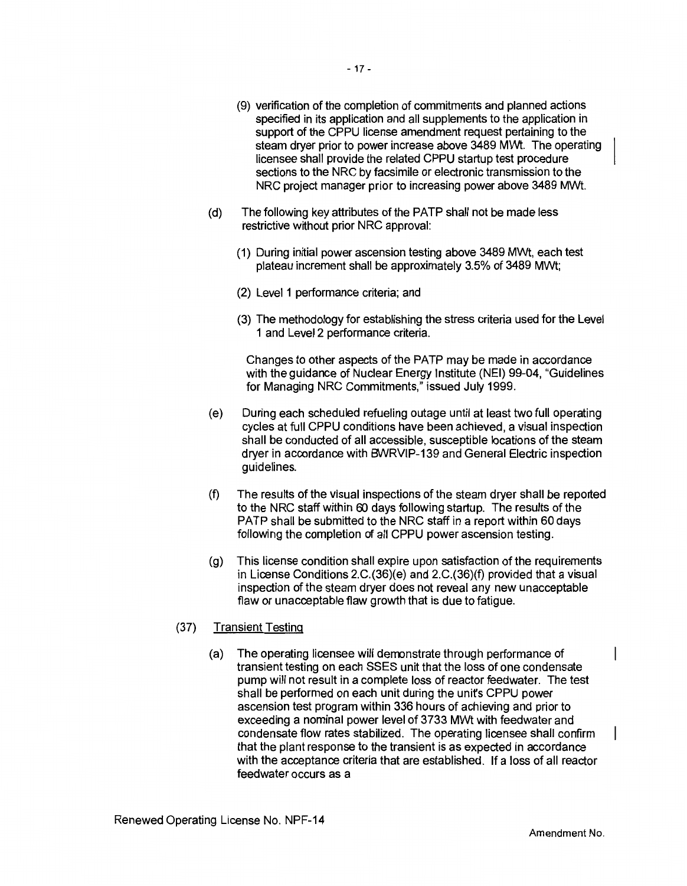(9) verification of the completion of commitments and planned actions specified in its application and all supplements to the application in support of the CPPU license amendment request pertaining to the steam dryer prior to power increase above 3489 MWt. The operating licensee shall provide the related CPPU startup test procedure sections to the NRC by facsimile or electronic transmission to the NRC project manager prior to increasing power above 3489 MWt.

(d) The following key attributes of the PATP shall not be made less restrictive without prior NRC approval:

(1) During initial power ascension testing above 3489 MWt, each test plateau increment shall be approximately 3.5% of 3489 MWt;

(2) Level 1 performance criteria; and

(3) The methodology for establishing the stress criteria used for the Level 1 and Level 2 performance criteria.

Changes to other aspects of the PATP may be made in accordance with the guidance of Nuclear Energy Institute (NEI) 99-04, "Guidelines for Managing NRC Commitments," issued July 1999.

(e) During each scheduled refueling outage until at least two full operating cycles at full CPPU conditions have been achieved, a visual inspection shall be conducted of all accessible, susceptible locations of the steam dryer in accordance with BWRVIP-139 and General Electric inspection guidelines.

(f) The results of the visual inspections of the steam dryer shall be reported to the NRC staff within 60 days following startup. The results of the PATP shall be submitted to the NRC staff in a report within 60 days following the completion of all CPPU power ascension testing.

(g) This license condition shall expire upon satisfaction of the requirements in License Conditions 2.C.(36)(e) and 2.C.(36)(f) provided that a visual inspection of the steam dryer does not reveal any new unacceptable flaw or unacceptable flaw growth that is due to fatigue.

(37) Transient Testing

(a) The operating licensee will demonstrate through performance of transient testing on each SSES unit that the loss of one condensate pump will not result in a complete loss of reactor feedwater. The test shall be performed on each unit during the unit's CPPU power ascension test program within 336 hours of achieving and prior to exceeding a nominal power level of 3733 MWt with feedwater and condensate flow rates stabilized. The operating licensee shall confirm that the plant response to the transient is as expected in accordance with the acceptance criteria that are established. If a loss of all reactor feedwater occurs as a

Renewed Operating License No. NPF-14

Amendment No.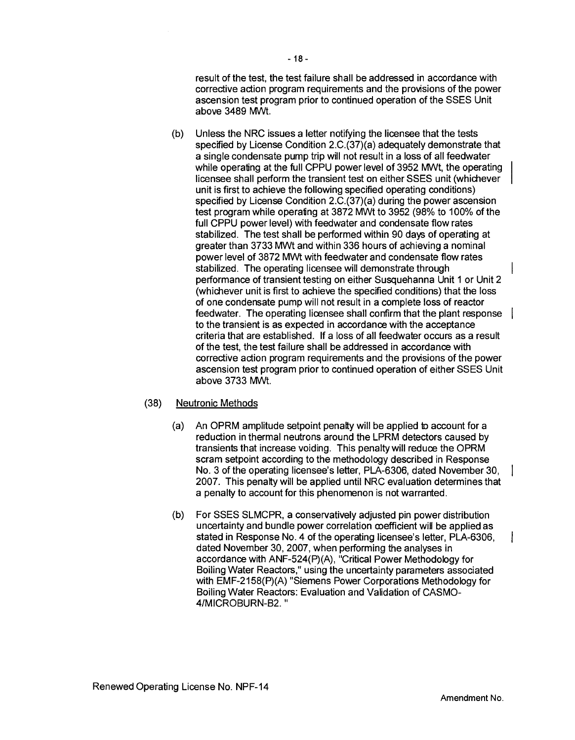result of the test, the test failure shall be addressed in accordance with corrective action program requirements and the provisions of the power ascension test program prior to continued operation of the SSES Unit above 3489 MWt.

(b) Unless the NRC issues a letter notifying the licensee that the tests specified by License Condition 2.C.(37)(a) adequately demonstrate that a single condensate pump trip will not result in a loss of all feedwater while operating at the full CPPU power level of 3952 MWt, the operating licensee shall perform the transient test on either SSES unit (whichever unit is first to achieve the following specified operating conditions) specified by License Condition 2.C.(37)(a) during the power ascension test program while operating at 3872 MWt to 3952 (98% to 100% of the full CPPU power level) with feedwater and condensate flow rates stabilized. The test shall be performed within 90 days of operating at greater than 3733 MWt and within 336 hours of achieving a nominal power level of 3872 MWt with feedwater and condensate flow rates stabilized. The operating licensee will demonstrate through performance of transient testing on either Susquehanna Unit 1 or Unit 2 (whichever unit is first to achieve the specified conditions) that the loss of one condensate pump will not result in a complete loss of reactor feedwater. The operating licensee shall confirm that the plant response to the transient is as expected in accordance with the acceptance criteria that are established. If a loss of all feedwater occurs as a result of the test, the test failure shall be addressed in accordance with corrective action program requirements and the provisions of the power ascension test program prior to continued operation of either SSES Unit above 3733 MWt.

(38) Neutronic Methods

(a) An OPRM amplitude setpoint penalty will be applied to account for a reduction in thermal neutrons around the LPRM detectors caused by transients that increase voiding. This penalty will reduce the OPRM scram setpoint according to the methodology described in Response No. 3 of the operating licensee's letter, PLA-6306, dated November 30, 2007. This penalty will be applied until NRC evaluation determines that a penalty to account for this phenomenon is not warranted.

(b) For SSES SLMCPR, a conservatively adjusted pin power distribution uncertainty and bundle power correlation coefficient will be applied as stated in Response No. 4 of the operating licensee's letter, PLA-6306, dated November 30, 2007, when performing the analyses in accordance with ANF-524(P)(A), "Critical Power Methodology for Boiling Water Reactors," using the uncertainty parameters associated with EMF-2158(P)(A) "Siemens Power Corporations Methodology for Boiling Water Reactors: Evaluation and Validation of CASMO-4/MICROBURN-B2. "

Renewed Operating License No. NPF-14

Amendment No.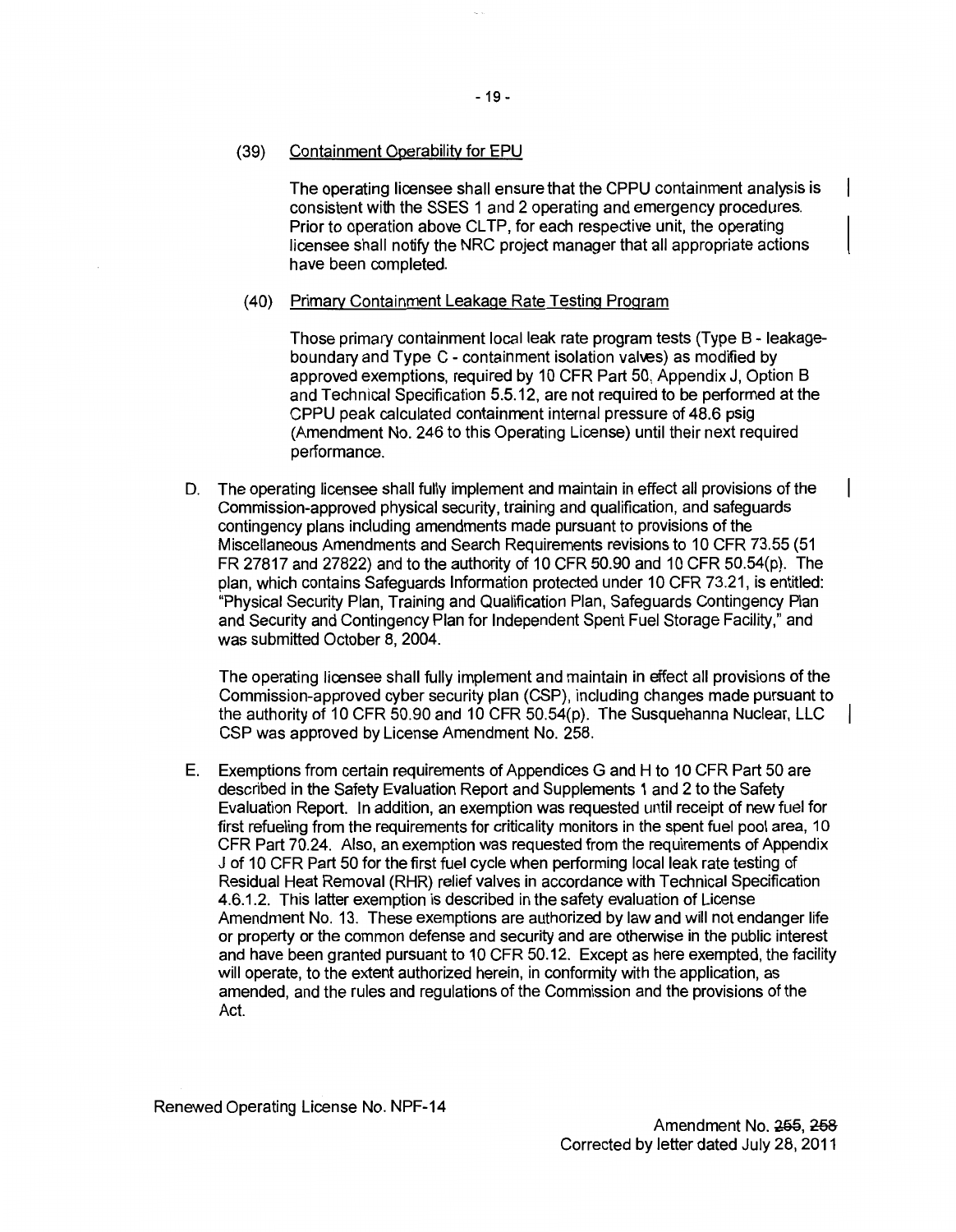(39) Containment Operability for EPU

The operating licensee shall ensure that the CPPU containment analysis is consistent with the SSES 1 and 2 operating and emergency procedures. Prior to operation above CLTP, for each respective unit, the operating licensee shall notify the NRC project manager that all appropriate actions have been completed.

(40) Primary Containment Leakage Rate Testing Program

Those primary containment local leak rate program tests (Type B - leakage-boundary and Type C - containment isolation valves) as modified by approved exemptions, required by 10 CFR Part 50, Appendix J, Option B and Technical Specification 5.5.12, are not required to be performed at the CPPU peak calculated containment internal pressure of 48.6 psig (Amendment No. 246 to this Operating License) until their next required performance.

D. The operating licensee shall fully implement and maintain in effect all provisions of the Commission-approved physical security, training and qualification, and safeguards contingency plans including amendments made pursuant to provisions of the Miscellaneous Amendments and Search Requirements revisions to 10 CFR 73.55 (51 FR 27817 and 27822) and to the authority of 10 CFR 50.90 and 10 CFR 50.54(p). The plan, which contains Safeguards Information protected under 10 CFR 73.21, is entitled: "Physical Security Plan, Training and Qualification Plan, Safeguards Contingency Plan and Security and Contingency Plan for Independent Spent Fuel Storage Facility," and was submitted October 8, 2004.

The operating licensee shall fully implement and maintain in effect all provisions of the Commission-approved cyber security plan (CSP), including changes made pursuant to the authority of 10 CFR 50.90 and 10 CFR 50.54(p). The Susquehanna Nuclear, LLC CSP was approved by License Amendment No. 258.

E. Exemptions from certain requirements of Appendices G and H to 10 CFR Part 50 are described in the Safety Evaluation Report and Supplements 1 and 2 to the Safety Evaluation Report. In addition, an exemption was requested until receipt of new fuel for first refueling from the requirements for criticality monitors in the spent fuel pool area, 10 CFR Part 70.24. Also, an exemption was requested from the requirements of Appendix J of 10 CFR Part 50 for the first fuel cycle when performing local leak rate testing of Residual Heat Removal (RHR) relief valves in accordance with Technical Specification 4.6.1.2. This latter exemption is described in the safety evaluation of License Amendment No. 13. These exemptions are authorized by law and will not endanger life or property or the common defense and security and are otherwise in the public interest and have been granted pursuant to 10 CFR 50.12. Except as here exempted, the facility will operate, to the extent authorized herein, in conformity with the application, as amended, and the rules and regulations of the Commission and the provisions of the Act.

Renewed Operating License No. NPF-14

Amendment No. ~~255~~, ~~258~~
Corrected by letter dated July 28, 2011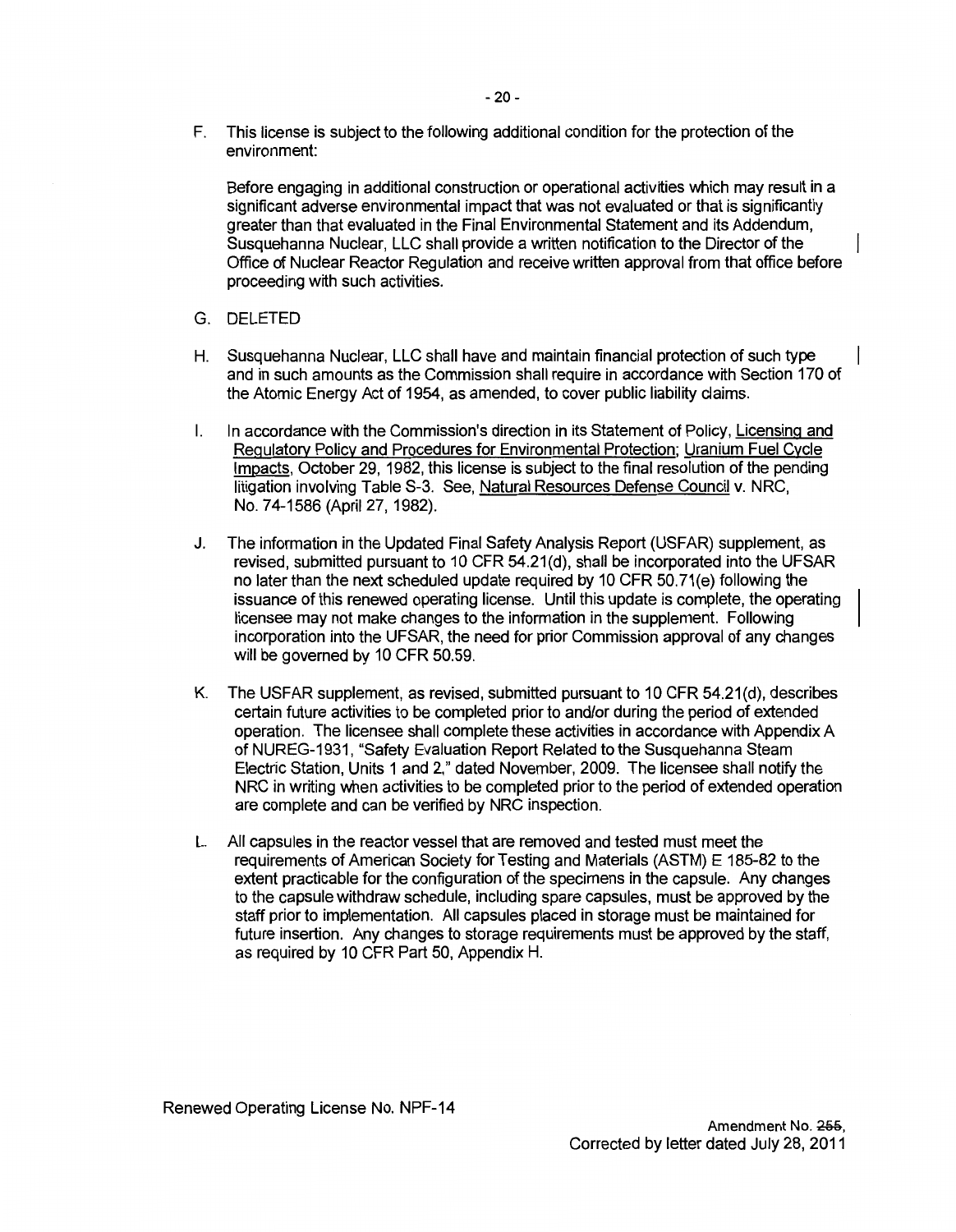F. This license is subject to the following additional condition for the protection of the environment:

   Before engaging in additional construction or operational activities which may result in a significant adverse environmental impact that was not evaluated or that is significantly greater than that evaluated in the Final Environmental Statement and its Addendum, Susquehanna Nuclear, LLC shall provide a written notification to the Director of the Office of Nuclear Reactor Regulation and receive written approval from that office before proceeding with such activities.

G. DELETED

H. Susquehanna Nuclear, LLC shall have and maintain financial protection of such type and in such amounts as the Commission shall require in accordance with Section 170 of the Atomic Energy Act of 1954, as amended, to cover public liability claims.

I. In accordance with the Commission's direction in its Statement of Policy, Licensing and Regulatory Policy and Procedures for Environmental Protection; Uranium Fuel Cycle Impacts, October 29, 1982, this license is subject to the final resolution of the pending litigation involving Table S-3. See, Natural Resources Defense Council v. NRC, No. 74-1586 (April 27, 1982).

J. The information in the Updated Final Safety Analysis Report (USFAR) supplement, as revised, submitted pursuant to 10 CFR 54.21(d), shall be incorporated into the UFSAR no later than the next scheduled update required by 10 CFR 50.71(e) following the issuance of this renewed operating license. Until this update is complete, the operating licensee may not make changes to the information in the supplement. Following incorporation into the UFSAR, the need for prior Commission approval of any changes will be governed by 10 CFR 50.59.

K. The USFAR supplement, as revised, submitted pursuant to 10 CFR 54.21(d), describes certain future activities to be completed prior to and/or during the period of extended operation. The licensee shall complete these activities in accordance with Appendix A of NUREG-1931, "Safety Evaluation Report Related to the Susquehanna Steam Electric Station, Units 1 and 2," dated November, 2009. The licensee shall notify the NRC in writing when activities to be completed prior to the period of extended operation are complete and can be verified by NRC inspection.

L. All capsules in the reactor vessel that are removed and tested must meet the requirements of American Society for Testing and Materials (ASTM) E 185-82 to the extent practicable for the configuration of the specimens in the capsule. Any changes to the capsule withdraw schedule, including spare capsules, must be approved by the staff prior to implementation. All capsules placed in storage must be maintained for future insertion. Any changes to storage requirements must be approved by the staff, as required by 10 CFR Part 50, Appendix H.

Renewed Operating License No. NPF-14

Amendment No. ~~255~~,
Corrected by letter dated July 28, 2011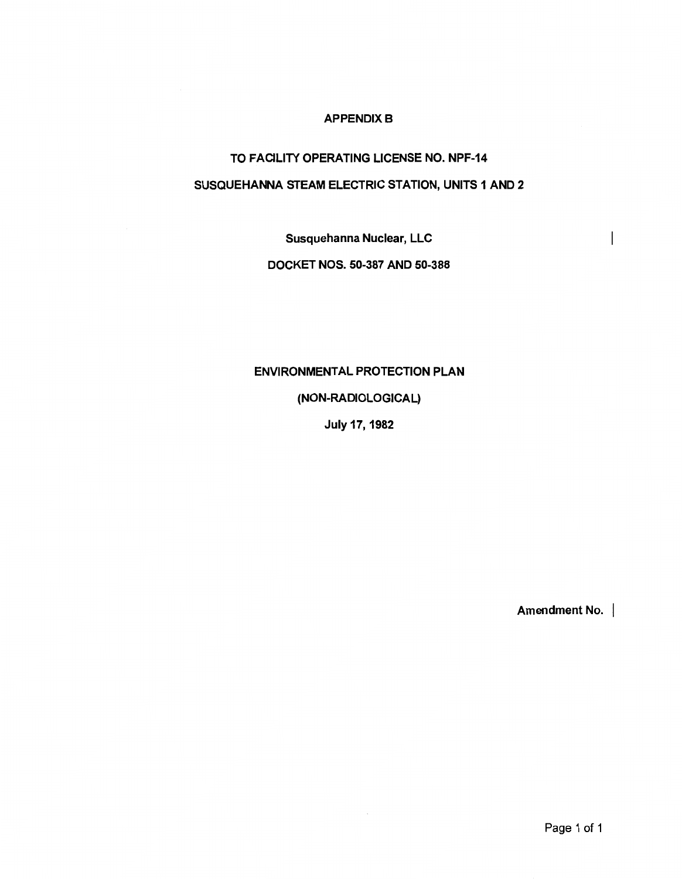# APPENDIX B

## TO FACILITY OPERATING LICENSE NO. NPF-14

## SUSQUEHANNA STEAM ELECTRIC STATION, UNITS 1 AND 2

Susquehanna Nuclear, LLC

DOCKET NOS. 50-387 AND 50-388

## ENVIRONMENTAL PROTECTION PLAN

## (NON-RADIOLOGICAL)

July 17, 1982

Amendment No.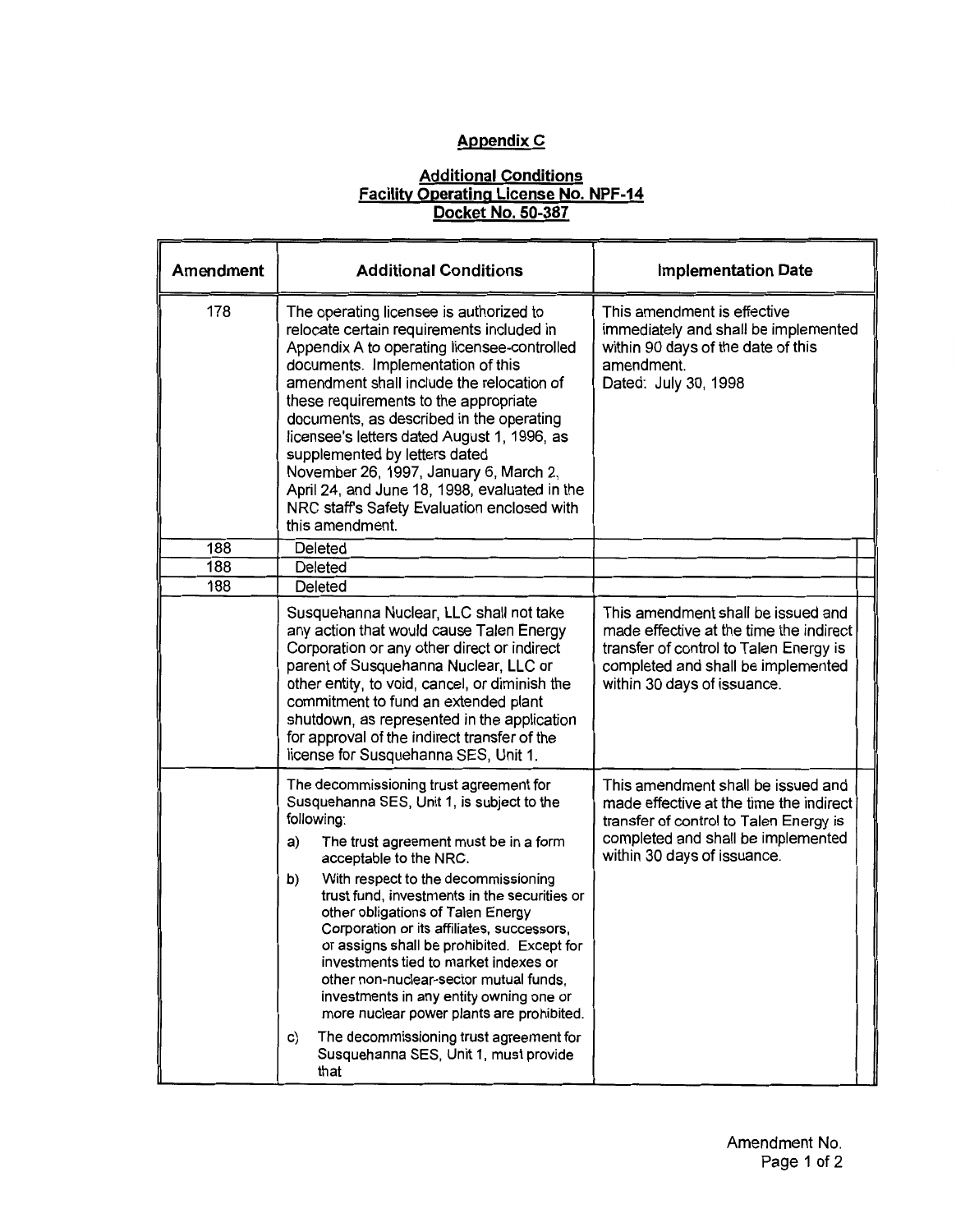## Appendix C

### Additional Conditions
### Facility Operating License No. NPF-14
### Docket No. 50-387

| Amendment | Additional Conditions | Implementation Date |
|---|---|---|
| 178 | The operating licensee is authorized to relocate certain requirements included in Appendix A to operating licensee-controlled documents. Implementation of this amendment shall include the relocation of these requirements to the appropriate documents, as described in the operating licensee's letters dated August 1, 1996, as supplemented by letters dated November 26, 1997, January 6, March 2, April 24, and June 18, 1998, evaluated in the NRC staff's Safety Evaluation enclosed with this amendment. | This amendment is effective immediately and shall be implemented within 90 days of the date of this amendment. Dated: July 30, 1998 |
| 188 | Deleted | |
| 188 | Deleted | |
| 188 | Deleted | |
| | Susquehanna Nuclear, LLC shall not take any action that would cause Talen Energy Corporation or any other direct or indirect parent of Susquehanna Nuclear, LLC or other entity, to void, cancel, or diminish the commitment to fund an extended plant shutdown, as represented in the application for approval of the indirect transfer of the license for Susquehanna SES, Unit 1. | This amendment shall be issued and made effective at the time the indirect transfer of control to Talen Energy is completed and shall be implemented within 30 days of issuance. |
| | The decommissioning trust agreement for Susquehanna SES, Unit 1, is subject to the following: a) The trust agreement must be in a form acceptable to the NRC. b) With respect to the decommissioning trust fund, investments in the securities or other obligations of Talen Energy Corporation or its affiliates, successors, or assigns shall be prohibited. Except for investments tied to market indexes or other non-nuclear-sector mutual funds, investments in any entity owning one or more nuclear power plants are prohibited. c) The decommissioning trust agreement for Susquehanna SES, Unit 1, must provide that | This amendment shall be issued and made effective at the time the indirect transfer of control to Talen Energy is completed and shall be implemented within 30 days of issuance. |

Amendment No.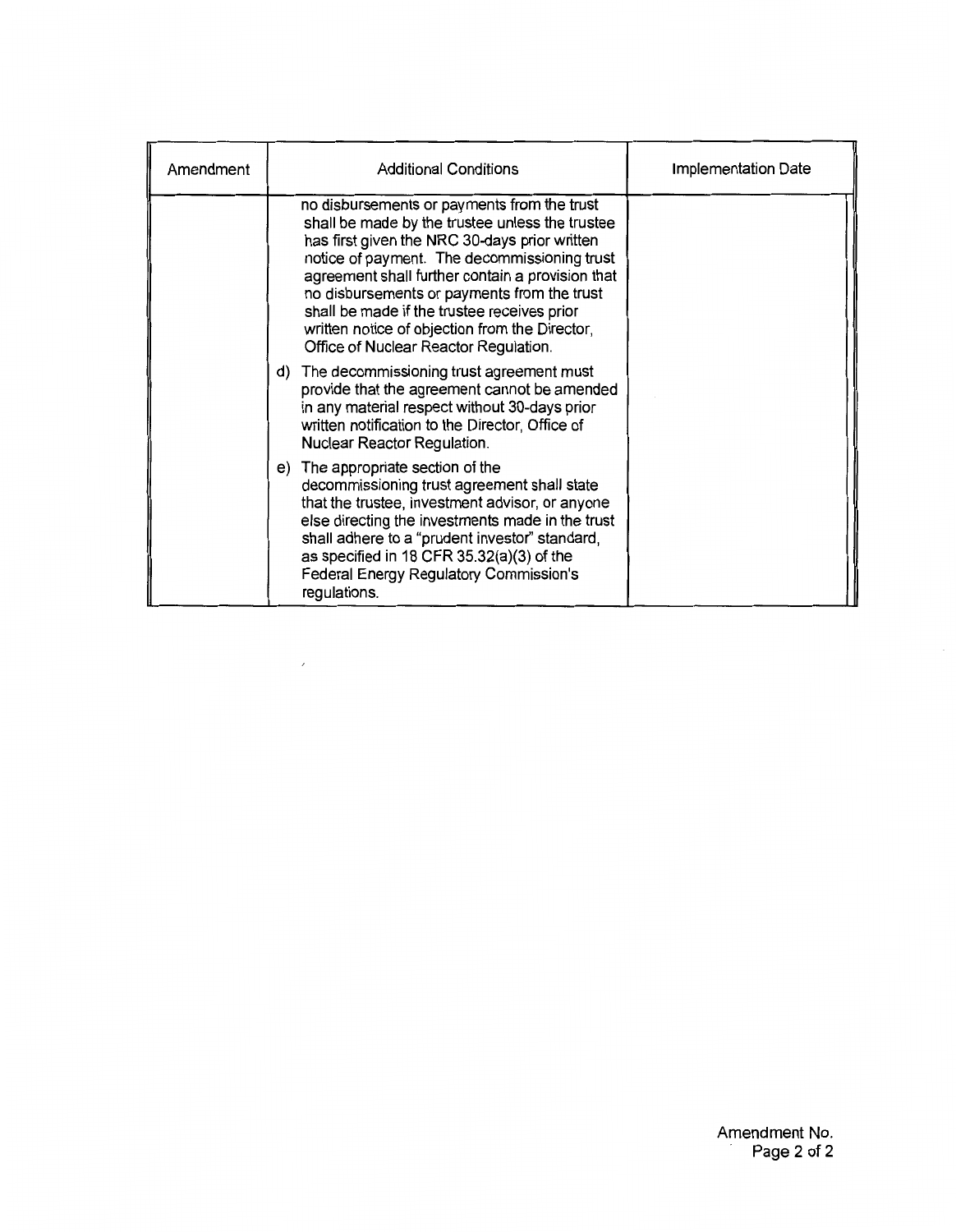| Amendment | Additional Conditions | Implementation Date |
|---|---|---|
| | no disbursements or payments from the trust shall be made by the trustee unless the trustee has first given the NRC 30-days prior written notice of payment. The decommissioning trust agreement shall further contain a provision that no disbursements or payments from the trust shall be made if the trustee receives prior written notice of objection from the Director, Office of Nuclear Reactor Regulation.<br><br>d) The decommissioning trust agreement must provide that the agreement cannot be amended in any material respect without 30-days prior written notification to the Director, Office of Nuclear Reactor Regulation.<br><br>e) The appropriate section of the decommissioning trust agreement shall state that the trustee, investment advisor, or anyone else directing the investments made in the trust shall adhere to a "prudent investor" standard, as specified in 18 CFR 35.32(a)(3) of the Federal Energy Regulatory Commission's regulations. | |

Amendment No.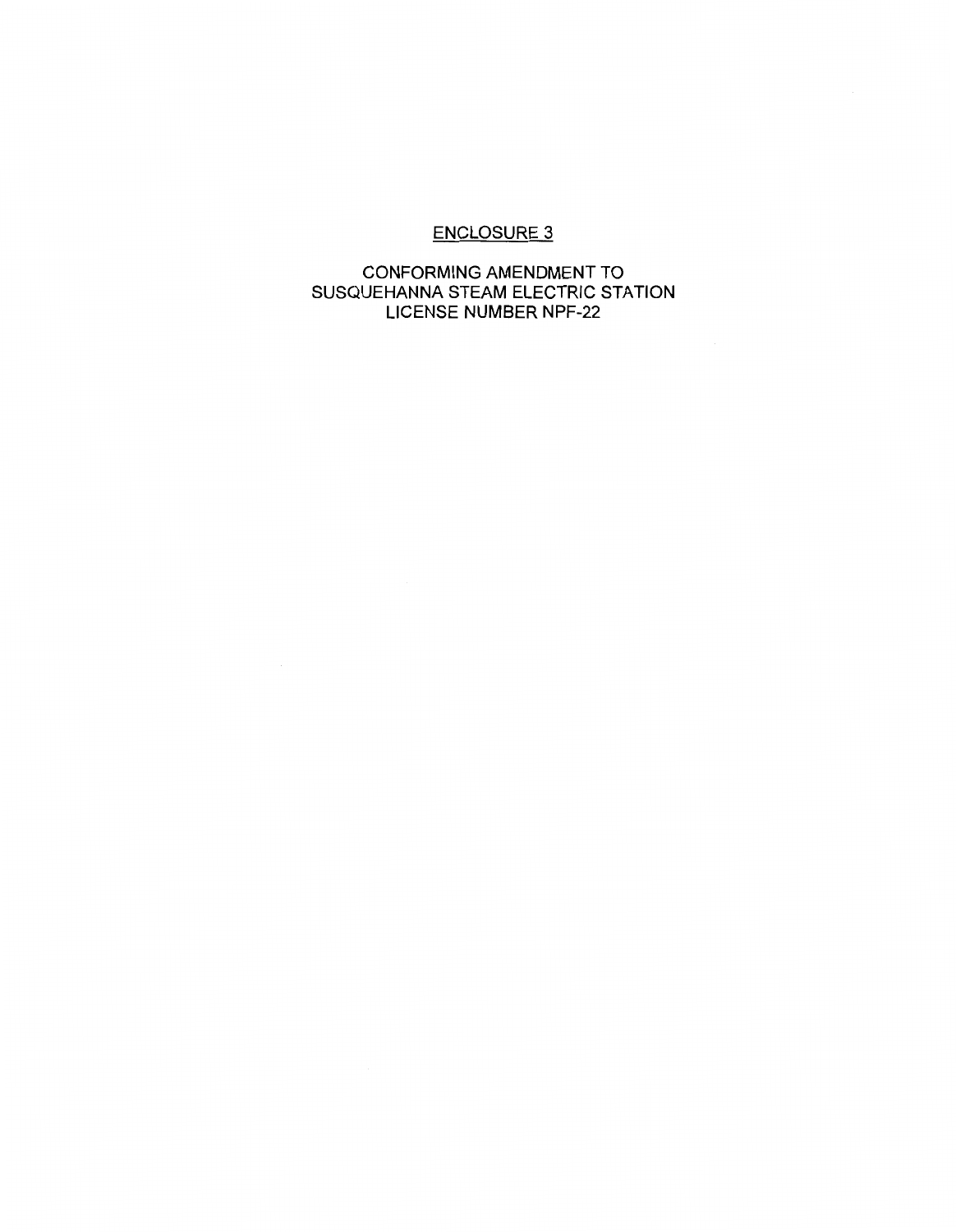## ENCLOSURE 3

CONFORMING AMENDMENT TO
SUSQUEHANNA STEAM ELECTRIC STATION
LICENSE NUMBER NPF-22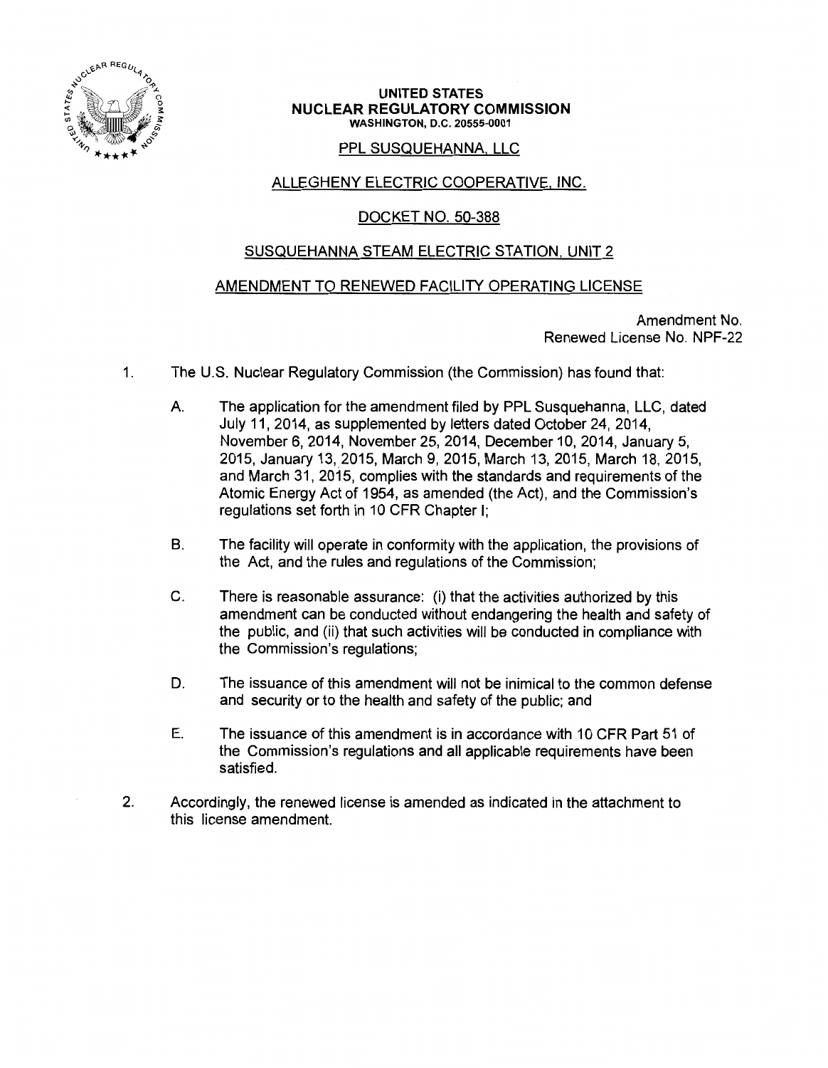**UNITED STATES**
**NUCLEAR REGULATORY COMMISSION**
**WASHINGTON, D.C. 20555-0001**

PPL SUSQUEHANNA, LLC

ALLEGHENY ELECTRIC COOPERATIVE, INC.

DOCKET NO. 50-388

SUSQUEHANNA STEAM ELECTRIC STATION, UNIT 2

AMENDMENT TO RENEWED FACILITY OPERATING LICENSE

Amendment No.
Renewed License No. NPF-22

1. The U.S. Nuclear Regulatory Commission (the Commission) has found that:

   A. The application for the amendment filed by PPL Susquehanna, LLC, dated July 11, 2014, as supplemented by letters dated October 24, 2014, November 6, 2014, November 25, 2014, December 10, 2014, January 5, 2015, January 13, 2015, March 9, 2015, March 13, 2015, March 18, 2015, and March 31, 2015, complies with the standards and requirements of the Atomic Energy Act of 1954, as amended (the Act), and the Commission's regulations set forth in 10 CFR Chapter I;

   B. The facility will operate in conformity with the application, the provisions of the Act, and the rules and regulations of the Commission;

   C. There is reasonable assurance: (i) that the activities authorized by this amendment can be conducted without endangering the health and safety of the public, and (ii) that such activities will be conducted in compliance with the Commission's regulations;

   D. The issuance of this amendment will not be inimical to the common defense and security or to the health and safety of the public; and

   E. The issuance of this amendment is in accordance with 10 CFR Part 51 of the Commission's regulations and all applicable requirements have been satisfied.

2. Accordingly, the renewed license is amended as indicated in the attachment to this license amendment.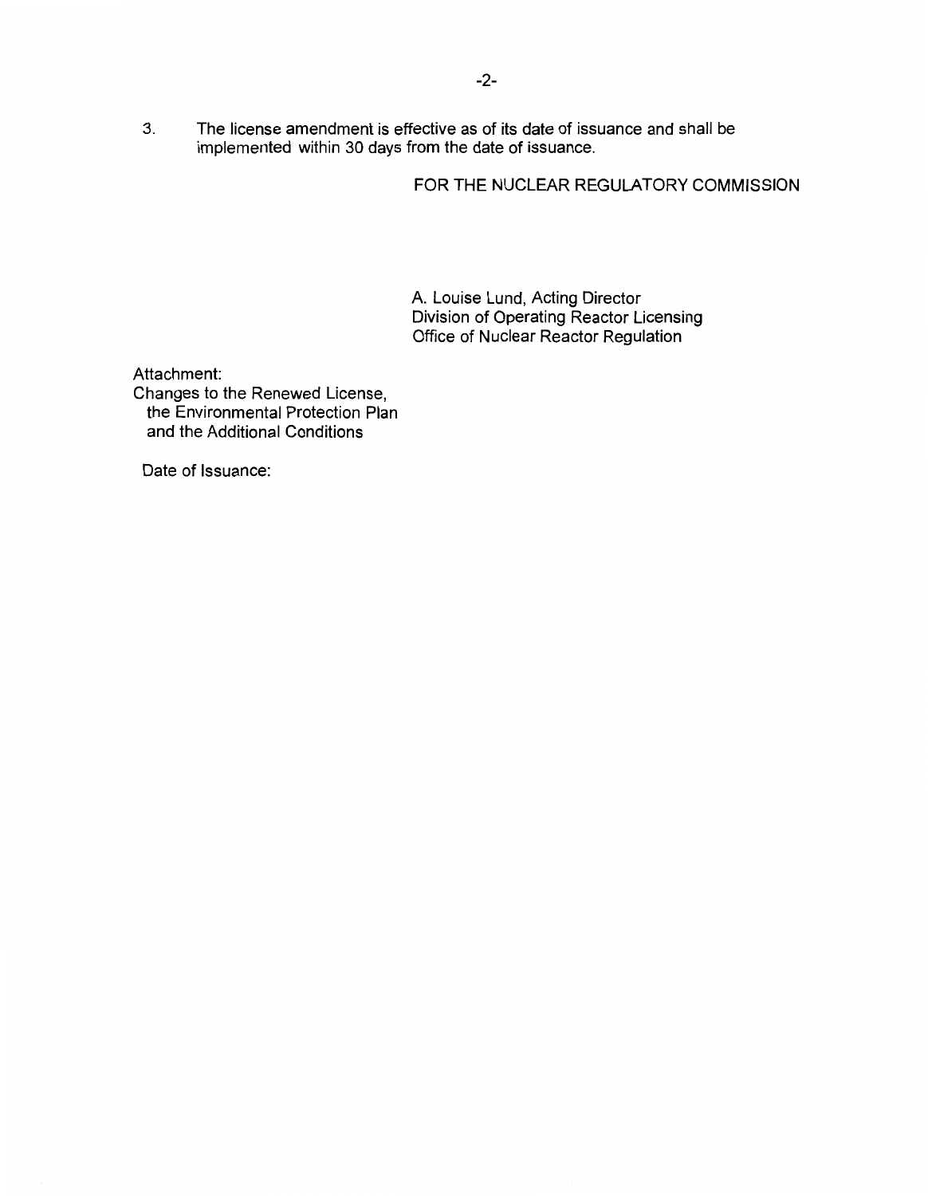3. The license amendment is effective as of its date of issuance and shall be implemented within 30 days from the date of issuance.

FOR THE NUCLEAR REGULATORY COMMISSION

A. Louise Lund, Acting Director
Division of Operating Reactor Licensing
Office of Nuclear Reactor Regulation

Attachment:
Changes to the Renewed License,
the Environmental Protection Plan
and the Additional Conditions

Date of Issuance: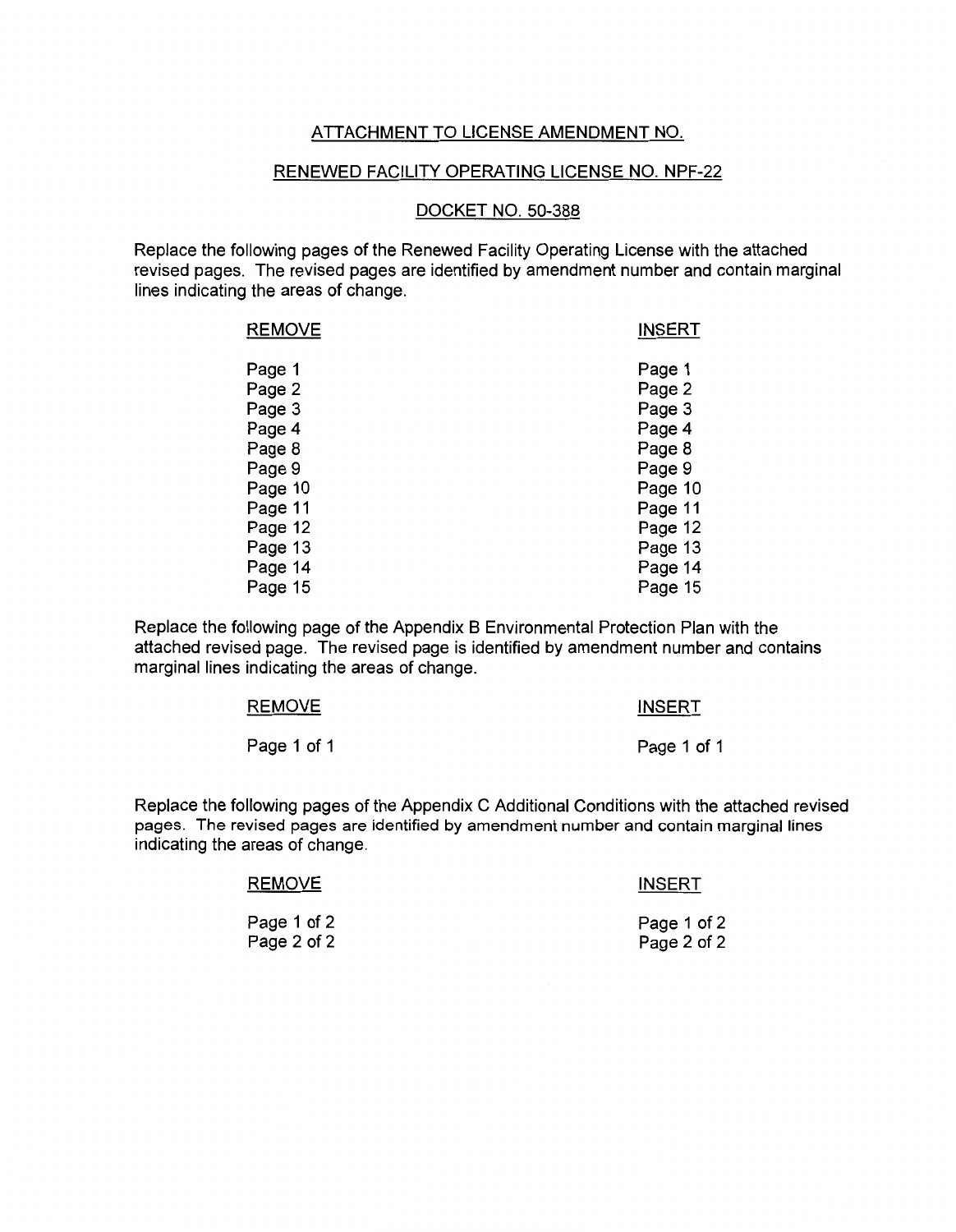ATTACHMENT TO LICENSE AMENDMENT NO.

RENEWED FACILITY OPERATING LICENSE NO. NPF-22

DOCKET NO. 50-388

Replace the following pages of the Renewed Facility Operating License with the attached revised pages. The revised pages are identified by amendment number and contain marginal lines indicating the areas of change.

| REMOVE | INSERT |
| --- | --- |
| Page 1 | Page 1 |
| Page 2 | Page 2 |
| Page 3 | Page 3 |
| Page 4 | Page 4 |
| Page 8 | Page 8 |
| Page 9 | Page 9 |
| Page 10 | Page 10 |
| Page 11 | Page 11 |
| Page 12 | Page 12 |
| Page 13 | Page 13 |
| Page 14 | Page 14 |
| Page 15 | Page 15 |

Replace the following page of the Appendix B Environmental Protection Plan with the attached revised page. The revised page is identified by amendment number and contains marginal lines indicating the areas of change.

| REMOVE | INSERT |
| --- | --- |
| Page 1 of 1 | Page 1 of 1 |

Replace the following pages of the Appendix C Additional Conditions with the attached revised pages. The revised pages are identified by amendment number and contain marginal lines indicating the areas of change.

| REMOVE | INSERT |
| --- | --- |
| Page 1 of 2 | Page 1 of 2 |
| Page 2 of 2 | Page 2 of 2 |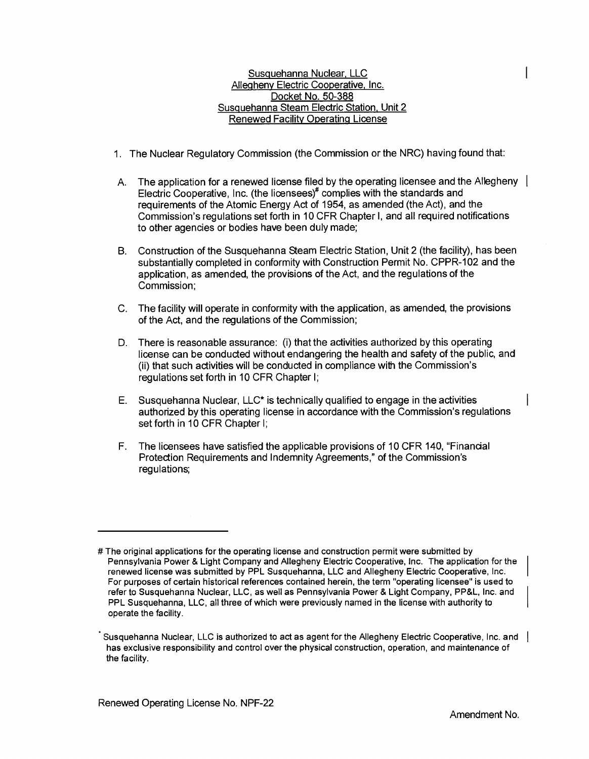Susquehanna Nuclear, LLC
Allegheny Electric Cooperative, Inc.
Docket No. 50-388
Susquehanna Steam Electric Station, Unit 2
Renewed Facility Operating License

1. The Nuclear Regulatory Commission (the Commission or the NRC) having found that:

   A. The application for a renewed license filed by the operating licensee and the Allegheny Electric Cooperative, Inc. (the licensees)# complies with the standards and requirements of the Atomic Energy Act of 1954, as amended (the Act), and the Commission's regulations set forth in 10 CFR Chapter I, and all required notifications to other agencies or bodies have been duly made;

   B. Construction of the Susquehanna Steam Electric Station, Unit 2 (the facility), has been substantially completed in conformity with Construction Permit No. CPPR-102 and the application, as amended, the provisions of the Act, and the regulations of the Commission;

   C. The facility will operate in conformity with the application, as amended, the provisions of the Act, and the regulations of the Commission;

   D. There is reasonable assurance: (i) that the activities authorized by this operating license can be conducted without endangering the health and safety of the public, and (ii) that such activities will be conducted in compliance with the Commission's regulations set forth in 10 CFR Chapter I;

   E. Susquehanna Nuclear, LLC* is technically qualified to engage in the activities authorized by this operating license in accordance with the Commission's regulations set forth in 10 CFR Chapter I;

   F. The licensees have satisfied the applicable provisions of 10 CFR 140, "Financial Protection Requirements and Indemnity Agreements," of the Commission's regulations;

---

# The original applications for the operating license and construction permit were submitted by Pennsylvania Power & Light Company and Allegheny Electric Cooperative, Inc. The application for the renewed license was submitted by PPL Susquehanna, LLC and Allegheny Electric Cooperative, Inc. For purposes of certain historical references contained herein, the term "operating licensee" is used to refer to Susquehanna Nuclear, LLC, as well as Pennsylvania Power & Light Company, PP&L, Inc. and PPL Susquehanna, LLC, all three of which were previously named in the license with authority to operate the facility.

* Susquehanna Nuclear, LLC is authorized to act as agent for the Allegheny Electric Cooperative, Inc. and has exclusive responsibility and control over the physical construction, operation, and maintenance of the facility.

Renewed Operating License No. NPF-22

Amendment No.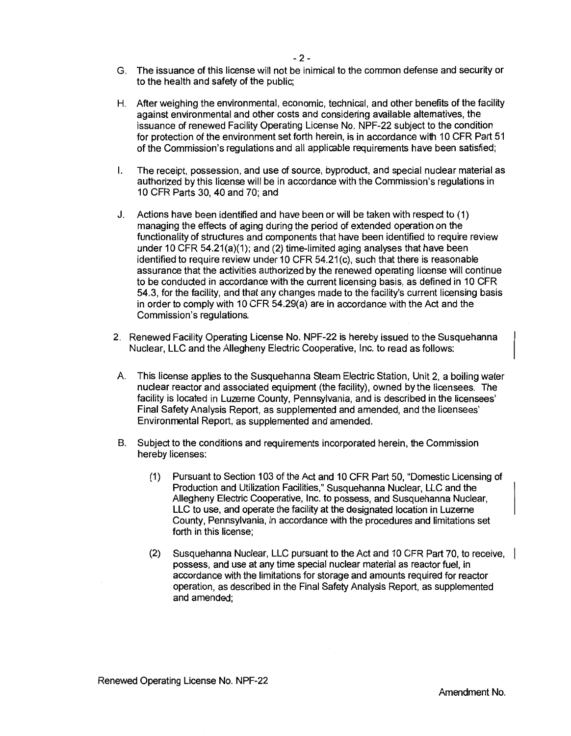G. The issuance of this license will not be inimical to the common defense and security or to the health and safety of the public;

H. After weighing the environmental, economic, technical, and other benefits of the facility against environmental and other costs and considering available alternatives, the issuance of renewed Facility Operating License No. NPF-22 subject to the condition for protection of the environment set forth herein, is in accordance with 10 CFR Part 51 of the Commission's regulations and all applicable requirements have been satisfied;

I. The receipt, possession, and use of source, byproduct, and special nuclear material as authorized by this license will be in accordance with the Commission's regulations in 10 CFR Parts 30, 40 and 70; and

J. Actions have been identified and have been or will be taken with respect to (1) managing the effects of aging during the period of extended operation on the functionality of structures and components that have been identified to require review under 10 CFR 54.21(a)(1); and (2) time-limited aging analyses that have been identified to require review under 10 CFR 54.21(c), such that there is reasonable assurance that the activities authorized by the renewed operating license will continue to be conducted in accordance with the current licensing basis, as defined in 10 CFR 54.3, for the facility, and that any changes made to the facility's current licensing basis in order to comply with 10 CFR 54.29(a) are in accordance with the Act and the Commission's regulations.

2. Renewed Facility Operating License No. NPF-22 is hereby issued to the Susquehanna Nuclear, LLC and the Allegheny Electric Cooperative, Inc. to read as follows:

A. This license applies to the Susquehanna Steam Electric Station, Unit 2, a boiling water nuclear reactor and associated equipment (the facility), owned by the licensees. The facility is located in Luzerne County, Pennsylvania, and is described in the licensees' Final Safety Analysis Report, as supplemented and amended, and the licensees' Environmental Report, as supplemented and amended.

B. Subject to the conditions and requirements incorporated herein, the Commission hereby licenses:

(1) Pursuant to Section 103 of the Act and 10 CFR Part 50, "Domestic Licensing of Production and Utilization Facilities," Susquehanna Nuclear, LLC and the Allegheny Electric Cooperative, Inc. to possess, and Susquehanna Nuclear, LLC to use, and operate the facility at the designated location in Luzerne County, Pennsylvania, in accordance with the procedures and limitations set forth in this license;

(2) Susquehanna Nuclear, LLC pursuant to the Act and 10 CFR Part 70, to receive, possess, and use at any time special nuclear material as reactor fuel, in accordance with the limitations for storage and amounts required for reactor operation, as described in the Final Safety Analysis Report, as supplemented and amended;

Renewed Operating License No. NPF-22

Amendment No.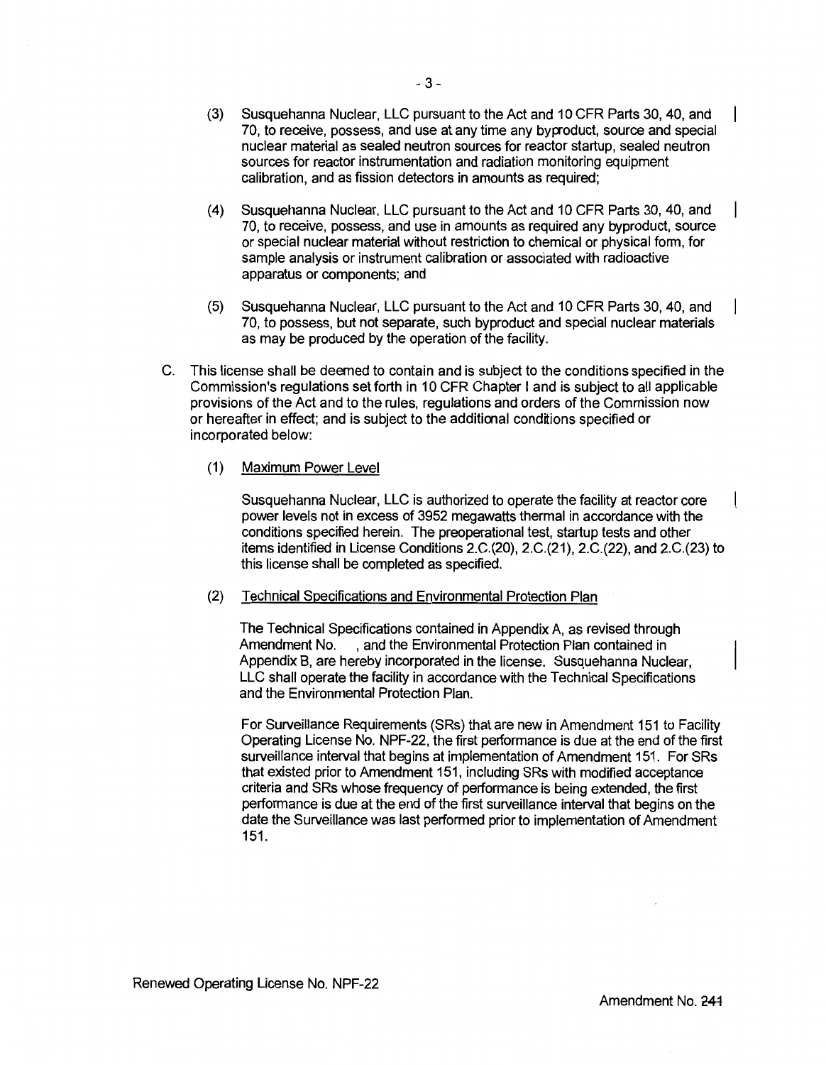(3) Susquehanna Nuclear, LLC pursuant to the Act and 10 CFR Parts 30, 40, and 70, to receive, possess, and use at any time any byproduct, source and special nuclear material as sealed neutron sources for reactor startup, sealed neutron sources for reactor instrumentation and radiation monitoring equipment calibration, and as fission detectors in amounts as required;

(4) Susquehanna Nuclear, LLC pursuant to the Act and 10 CFR Parts 30, 40, and 70, to receive, possess, and use in amounts as required any byproduct, source or special nuclear material without restriction to chemical or physical form, for sample analysis or instrument calibration or associated with radioactive apparatus or components; and

(5) Susquehanna Nuclear, LLC pursuant to the Act and 10 CFR Parts 30, 40, and 70, to possess, but not separate, such byproduct and special nuclear materials as may be produced by the operation of the facility.

C. This license shall be deemed to contain and is subject to the conditions specified in the Commission's regulations set forth in 10 CFR Chapter I and is subject to all applicable provisions of the Act and to the rules, regulations and orders of the Commission now or hereafter in effect; and is subject to the additional conditions specified or incorporated below:

(1) Maximum Power Level

Susquehanna Nuclear, LLC is authorized to operate the facility at reactor core power levels not in excess of 3952 megawatts thermal in accordance with the conditions specified herein. The preoperational test, startup tests and other items identified in License Conditions 2.C.(20), 2.C.(21), 2.C.(22), and 2.C.(23) to this license shall be completed as specified.

(2) Technical Specifications and Environmental Protection Plan

The Technical Specifications contained in Appendix A, as revised through Amendment No. , and the Environmental Protection Plan contained in Appendix B, are hereby incorporated in the license. Susquehanna Nuclear, LLC shall operate the facility in accordance with the Technical Specifications and the Environmental Protection Plan.

For Surveillance Requirements (SRs) that are new in Amendment 151 to Facility Operating License No. NPF-22, the first performance is due at the end of the first surveillance interval that begins at implementation of Amendment 151. For SRs that existed prior to Amendment 151, including SRs with modified acceptance criteria and SRs whose frequency of performance is being extended, the first performance is due at the end of the first surveillance interval that begins on the date the Surveillance was last performed prior to implementation of Amendment 151.

Renewed Operating License No. NPF-22

Amendment No. 241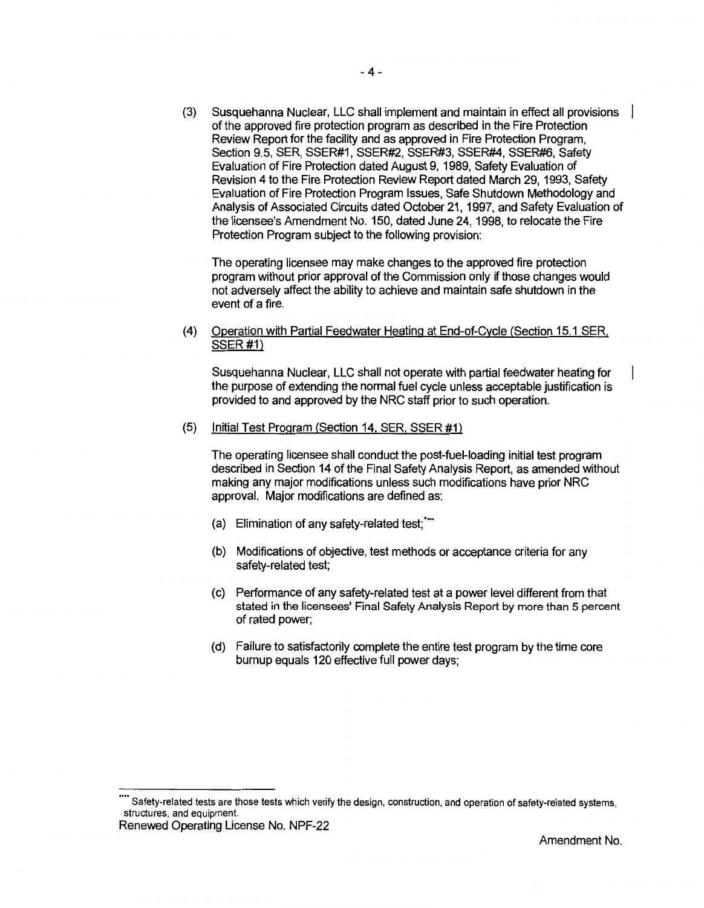(3) Susquehanna Nuclear, LLC shall implement and maintain in effect all provisions of the approved fire protection program as described in the Fire Protection Review Report for the facility and as approved in Fire Protection Program, Section 9.5, SER, SSER#1, SSER#2, SSER#3, SSER#4, SSER#6, Safety Evaluation of Fire Protection dated August 9, 1989, Safety Evaluation of Revision 4 to the Fire Protection Review Report dated March 29, 1993, Safety Evaluation of Fire Protection Program Issues, Safe Shutdown Methodology and Analysis of Associated Circuits dated October 21, 1997, and Safety Evaluation of the licensee's Amendment No. 150, dated June 24, 1998, to relocate the Fire Protection Program subject to the following provision:

The operating licensee may make changes to the approved fire protection program without prior approval of the Commission only if those changes would not adversely affect the ability to achieve and maintain safe shutdown in the event of a fire.

(4) Operation with Partial Feedwater Heating at End-of-Cycle (Section 15.1 SER, SSER #1)

Susquehanna Nuclear, LLC shall not operate with partial feedwater heating for the purpose of extending the normal fuel cycle unless acceptable justification is provided to and approved by the NRC staff prior to such operation.

(5) Initial Test Program (Section 14, SER, SSER #1)

The operating licensee shall conduct the post-fuel-loading initial test program described in Section 14 of the Final Safety Analysis Report, as amended without making any major modifications unless such modifications have prior NRC approval. Major modifications are defined as:

(a) Elimination of any safety-related test;****

(b) Modifications of objective, test methods or acceptance criteria for any safety-related test;

(c) Performance of any safety-related test at a power level different from that stated in the licensees' Final Safety Analysis Report by more than 5 percent of rated power;

(d) Failure to satisfactorily complete the entire test program by the time core burnup equals 120 effective full power days;

**** Safety-related tests are those tests which verify the design, construction, and operation of safety-related systems, structures, and equipment.

Renewed Operating License No. NPF-22

Amendment No.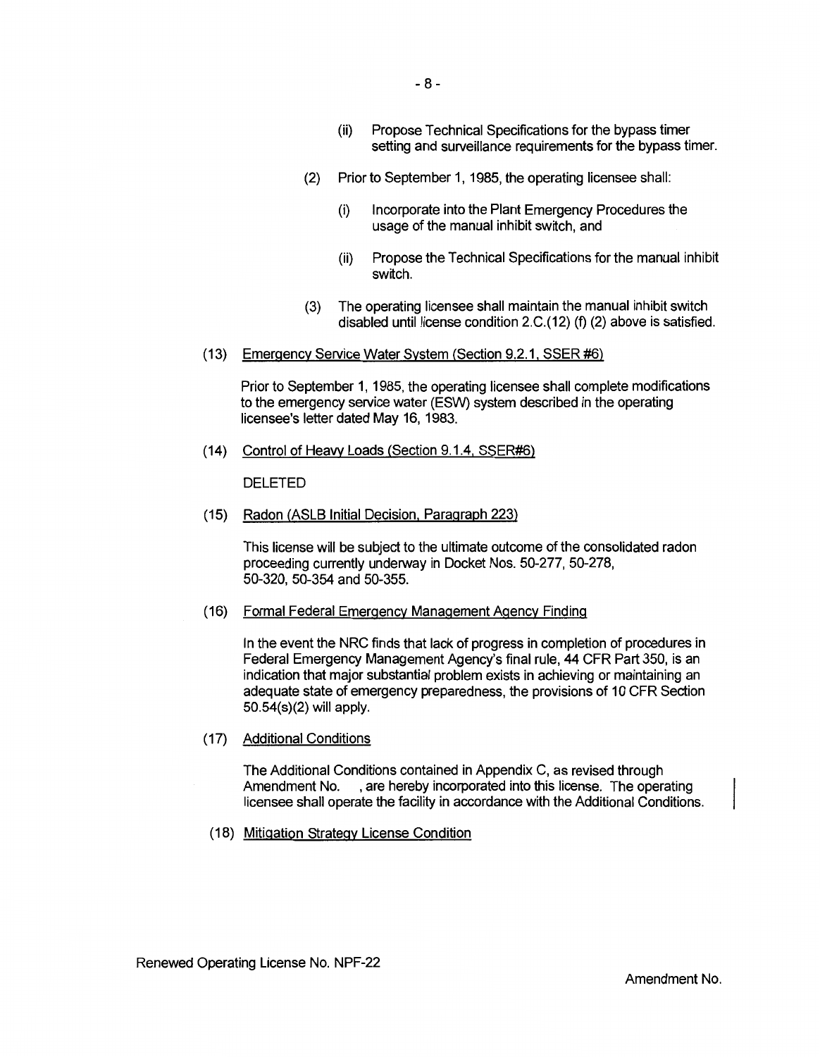- (ii) Propose Technical Specifications for the bypass timer setting and surveillance requirements for the bypass timer.

(2) Prior to September 1, 1985, the operating licensee shall:

- (i) Incorporate into the Plant Emergency Procedures the usage of the manual inhibit switch, and
- (ii) Propose the Technical Specifications for the manual inhibit switch.

(3) The operating licensee shall maintain the manual inhibit switch disabled until license condition 2.C.(12) (f) (2) above is satisfied.

(13) Emergency Service Water System (Section 9.2.1, SSER #6)

Prior to September 1, 1985, the operating licensee shall complete modifications to the emergency service water (ESW) system described in the operating licensee's letter dated May 16, 1983.

(14) Control of Heavy Loads (Section 9.1.4, SSER#6)

DELETED

(15) Radon (ASLB Initial Decision, Paragraph 223)

This license will be subject to the ultimate outcome of the consolidated radon proceeding currently underway in Docket Nos. 50-277, 50-278, 50-320, 50-354 and 50-355.

(16) Formal Federal Emergency Management Agency Finding

In the event the NRC finds that lack of progress in completion of procedures in Federal Emergency Management Agency's final rule, 44 CFR Part 350, is an indication that major substantial problem exists in achieving or maintaining an adequate state of emergency preparedness, the provisions of 10 CFR Section 50.54(s)(2) will apply.

(17) Additional Conditions

The Additional Conditions contained in Appendix C, as revised through Amendment No. , are hereby incorporated into this license. The operating licensee shall operate the facility in accordance with the Additional Conditions.

(18) Mitigation Strategy License Condition

Renewed Operating License No. NPF-22

Amendment No.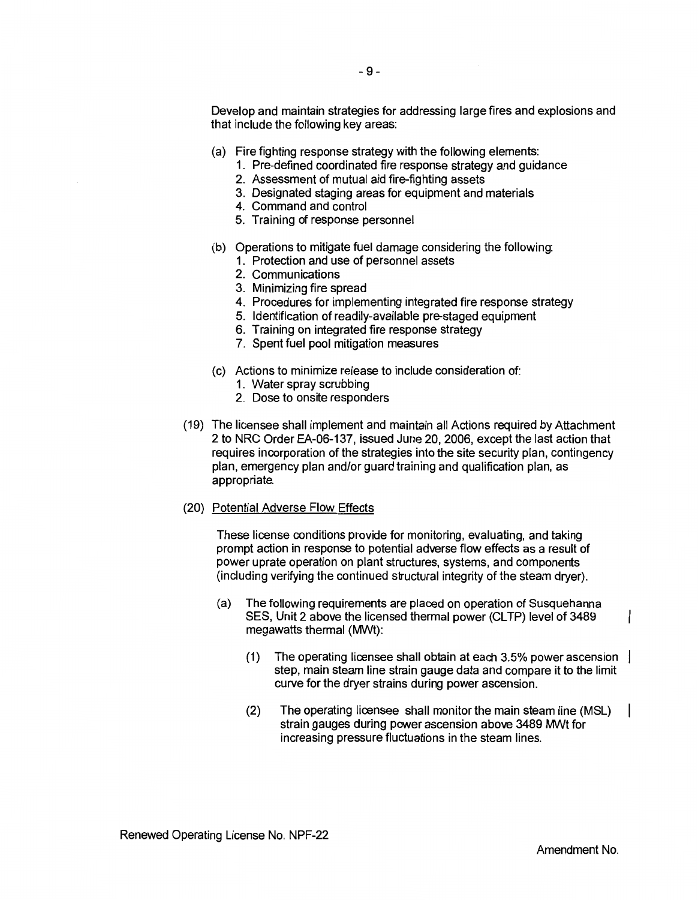Develop and maintain strategies for addressing large fires and explosions and that include the following key areas:

(a) Fire fighting response strategy with the following elements:
   1. Pre-defined coordinated fire response strategy and guidance
   2. Assessment of mutual aid fire-fighting assets
   3. Designated staging areas for equipment and materials
   4. Command and control
   5. Training of response personnel

(b) Operations to mitigate fuel damage considering the following:
   1. Protection and use of personnel assets
   2. Communications
   3. Minimizing fire spread
   4. Procedures for implementing integrated fire response strategy
   5. Identification of readily-available pre-staged equipment
   6. Training on integrated fire response strategy
   7. Spent fuel pool mitigation measures

(c) Actions to minimize release to include consideration of:
   1. Water spray scrubbing
   2. Dose to onsite responders

(19) The licensee shall implement and maintain all Actions required by Attachment 2 to NRC Order EA-06-137, issued June 20, 2006, except the last action that requires incorporation of the strategies into the site security plan, contingency plan, emergency plan and/or guard training and qualification plan, as appropriate.

(20) Potential Adverse Flow Effects

These license conditions provide for monitoring, evaluating, and taking prompt action in response to potential adverse flow effects as a result of power uprate operation on plant structures, systems, and components (including verifying the continued structural integrity of the steam dryer).

(a) The following requirements are placed on operation of Susquehanna SES, Unit 2 above the licensed thermal power (CLTP) level of 3489 megawatts thermal (MWt):

   (1) The operating licensee shall obtain at each 3.5% power ascension step, main steam line strain gauge data and compare it to the limit curve for the dryer strains during power ascension.

   (2) The operating licensee shall monitor the main steam line (MSL) strain gauges during power ascension above 3489 MWt for increasing pressure fluctuations in the steam lines.

Renewed Operating License No. NPF-22

Amendment No.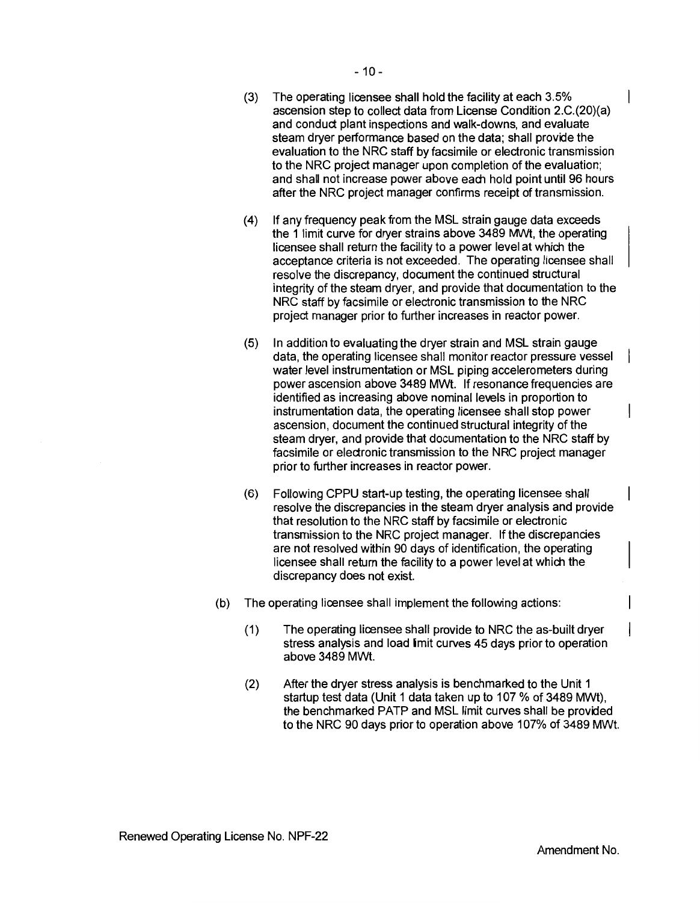(3) The operating licensee shall hold the facility at each 3.5% ascension step to collect data from License Condition 2.C.(20)(a) and conduct plant inspections and walk-downs, and evaluate steam dryer performance based on the data; shall provide the evaluation to the NRC staff by facsimile or electronic transmission to the NRC project manager upon completion of the evaluation; and shall not increase power above each hold point until 96 hours after the NRC project manager confirms receipt of transmission.

(4) If any frequency peak from the MSL strain gauge data exceeds the 1 limit curve for dryer strains above 3489 MWt, the operating licensee shall return the facility to a power level at which the acceptance criteria is not exceeded. The operating licensee shall resolve the discrepancy, document the continued structural integrity of the steam dryer, and provide that documentation to the NRC staff by facsimile or electronic transmission to the NRC project manager prior to further increases in reactor power.

(5) In addition to evaluating the dryer strain and MSL strain gauge data, the operating licensee shall monitor reactor pressure vessel water level instrumentation or MSL piping accelerometers during power ascension above 3489 MWt. If resonance frequencies are identified as increasing above nominal levels in proportion to instrumentation data, the operating licensee shall stop power ascension, document the continued structural integrity of the steam dryer, and provide that documentation to the NRC staff by facsimile or electronic transmission to the NRC project manager prior to further increases in reactor power.

(6) Following CPPU start-up testing, the operating licensee shall resolve the discrepancies in the steam dryer analysis and provide that resolution to the NRC staff by facsimile or electronic transmission to the NRC project manager. If the discrepancies are not resolved within 90 days of identification, the operating licensee shall return the facility to a power level at which the discrepancy does not exist.

(b) The operating licensee shall implement the following actions:

(1) The operating licensee shall provide to NRC the as-built dryer stress analysis and load limit curves 45 days prior to operation above 3489 MWt.

(2) After the dryer stress analysis is benchmarked to the Unit 1 startup test data (Unit 1 data taken up to 107 % of 3489 MWt), the benchmarked PATP and MSL limit curves shall be provided to the NRC 90 days prior to operation above 107% of 3489 MWt.

Renewed Operating License No. NPF-22

Amendment No.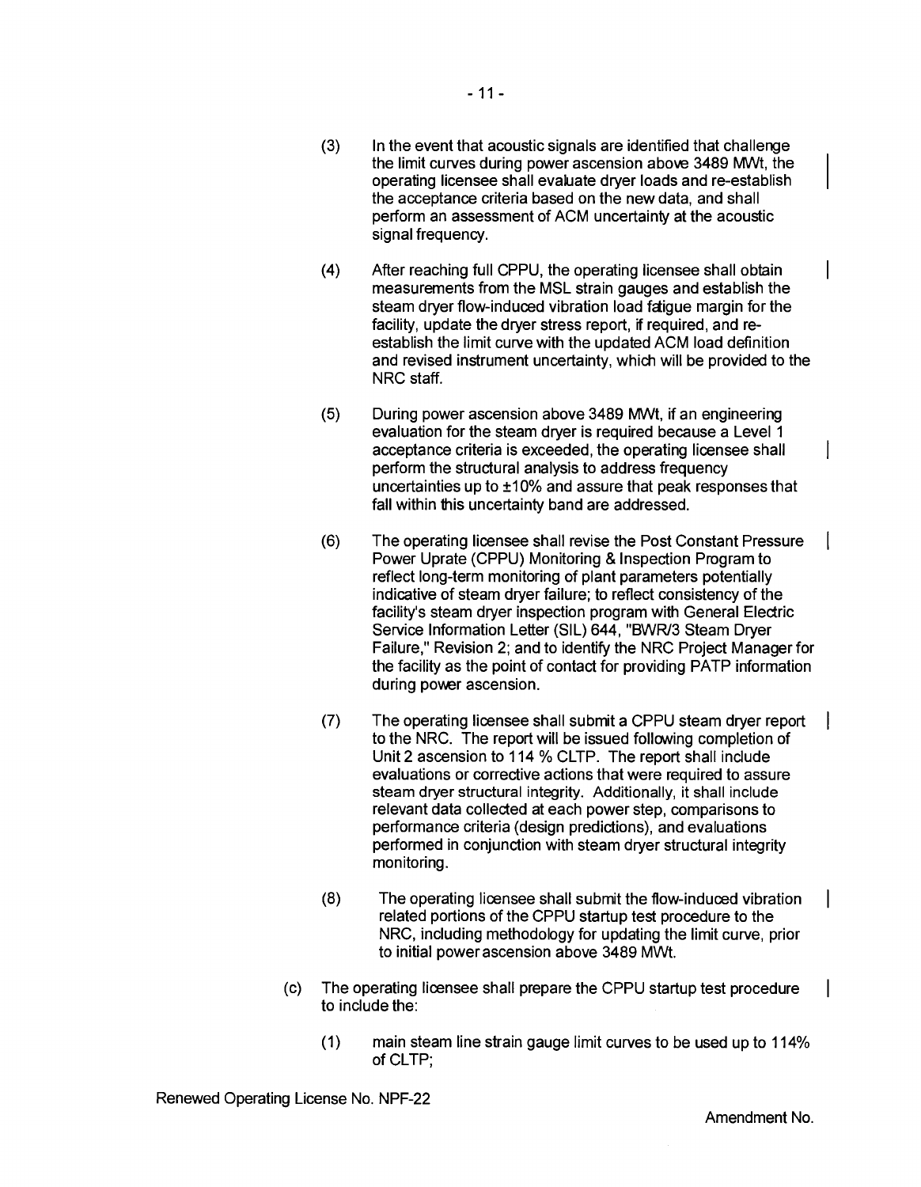(3) In the event that acoustic signals are identified that challenge the limit curves during power ascension above 3489 MWt, the operating licensee shall evaluate dryer loads and re-establish the acceptance criteria based on the new data, and shall perform an assessment of ACM uncertainty at the acoustic signal frequency.

(4) After reaching full CPPU, the operating licensee shall obtain measurements from the MSL strain gauges and establish the steam dryer flow-induced vibration load fatigue margin for the facility, update the dryer stress report, if required, and re-establish the limit curve with the updated ACM load definition and revised instrument uncertainty, which will be provided to the NRC staff.

(5) During power ascension above 3489 MWt, if an engineering evaluation for the steam dryer is required because a Level 1 acceptance criteria is exceeded, the operating licensee shall perform the structural analysis to address frequency uncertainties up to ±10% and assure that peak responses that fall within this uncertainty band are addressed.

(6) The operating licensee shall revise the Post Constant Pressure Power Uprate (CPPU) Monitoring & Inspection Program to reflect long-term monitoring of plant parameters potentially indicative of steam dryer failure; to reflect consistency of the facility's steam dryer inspection program with General Electric Service Information Letter (SIL) 644, "BWR/3 Steam Dryer Failure," Revision 2; and to identify the NRC Project Manager for the facility as the point of contact for providing PATP information during power ascension.

(7) The operating licensee shall submit a CPPU steam dryer report to the NRC. The report will be issued following completion of Unit 2 ascension to 114 % CLTP. The report shall include evaluations or corrective actions that were required to assure steam dryer structural integrity. Additionally, it shall include relevant data collected at each power step, comparisons to performance criteria (design predictions), and evaluations performed in conjunction with steam dryer structural integrity monitoring.

(8) The operating licensee shall submit the flow-induced vibration related portions of the CPPU startup test procedure to the NRC, including methodology for updating the limit curve, prior to initial power ascension above 3489 MWt.

(c) The operating licensee shall prepare the CPPU startup test procedure to include the:

(1) main steam line strain gauge limit curves to be used up to 114% of CLTP;

Renewed Operating License No. NPF-22

Amendment No.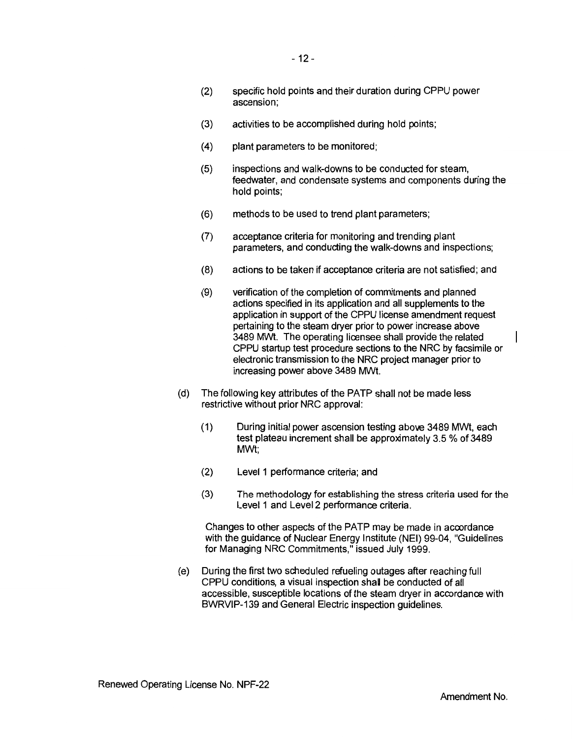(2) specific hold points and their duration during CPPU power ascension;

(3) activities to be accomplished during hold points;

(4) plant parameters to be monitored;

(5) inspections and walk-downs to be conducted for steam, feedwater, and condensate systems and components during the hold points;

(6) methods to be used to trend plant parameters;

(7) acceptance criteria for monitoring and trending plant parameters, and conducting the walk-downs and inspections;

(8) actions to be taken if acceptance criteria are not satisfied; and

(9) verification of the completion of commitments and planned actions specified in its application and all supplements to the application in support of the CPPU license amendment request pertaining to the steam dryer prior to power increase above 3489 MWt. The operating licensee shall provide the related CPPU startup test procedure sections to the NRC by facsimile or electronic transmission to the NRC project manager prior to increasing power above 3489 MWt.

(d) The following key attributes of the PATP shall not be made less restrictive without prior NRC approval:

(1) During initial power ascension testing above 3489 MWt, each test plateau increment shall be approximately 3.5 % of 3489 MWt;

(2) Level 1 performance criteria; and

(3) The methodology for establishing the stress criteria used for the Level 1 and Level 2 performance criteria.

Changes to other aspects of the PATP may be made in accordance with the guidance of Nuclear Energy Institute (NEI) 99-04, "Guidelines for Managing NRC Commitments," issued July 1999.

(e) During the first two scheduled refueling outages after reaching full CPPU conditions, a visual inspection shall be conducted of all accessible, susceptible locations of the steam dryer in accordance with BWRVIP-139 and General Electric inspection guidelines.

Renewed Operating License No. NPF-22

Amendment No.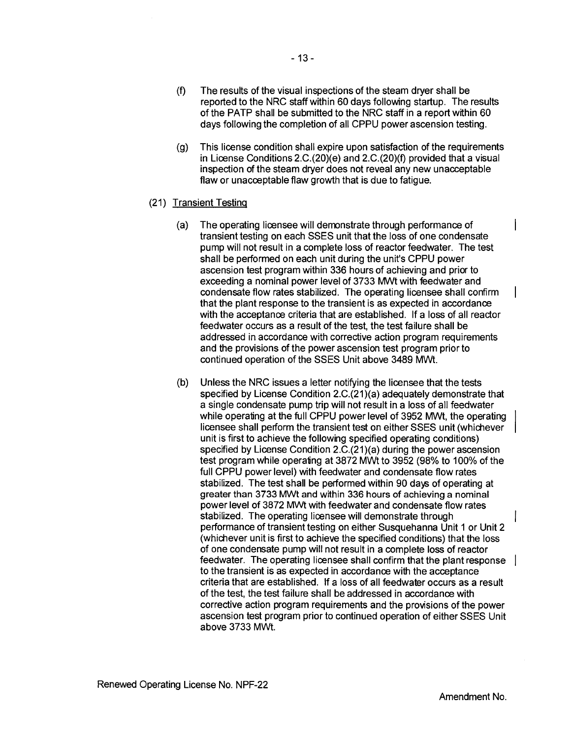(f) The results of the visual inspections of the steam dryer shall be reported to the NRC staff within 60 days following startup. The results of the PATP shall be submitted to the NRC staff in a report within 60 days following the completion of all CPPU power ascension testing.

(g) This license condition shall expire upon satisfaction of the requirements in License Conditions 2.C.(20)(e) and 2.C.(20)(f) provided that a visual inspection of the steam dryer does not reveal any new unacceptable flaw or unacceptable flaw growth that is due to fatigue.

(21) Transient Testing

(a) The operating licensee will demonstrate through performance of transient testing on each SSES unit that the loss of one condensate pump will not result in a complete loss of reactor feedwater. The test shall be performed on each unit during the unit's CPPU power ascension test program within 336 hours of achieving and prior to exceeding a nominal power level of 3733 MWt with feedwater and condensate flow rates stabilized. The operating licensee shall confirm that the plant response to the transient is as expected in accordance with the acceptance criteria that are established. If a loss of all reactor feedwater occurs as a result of the test, the test failure shall be addressed in accordance with corrective action program requirements and the provisions of the power ascension test program prior to continued operation of the SSES Unit above 3489 MWt.

(b) Unless the NRC issues a letter notifying the licensee that the tests specified by License Condition 2.C.(21)(a) adequately demonstrate that a single condensate pump trip will not result in a loss of all feedwater while operating at the full CPPU power level of 3952 MWt, the operating licensee shall perform the transient test on either SSES unit (whichever unit is first to achieve the following specified operating conditions) specified by License Condition 2.C.(21)(a) during the power ascension test program while operating at 3872 MWt to 3952 (98% to 100% of the full CPPU power level) with feedwater and condensate flow rates stabilized. The test shall be performed within 90 days of operating at greater than 3733 MWt and within 336 hours of achieving a nominal power level of 3872 MWt with feedwater and condensate flow rates stabilized. The operating licensee will demonstrate through performance of transient testing on either Susquehanna Unit 1 or Unit 2 (whichever unit is first to achieve the specified conditions) that the loss of one condensate pump will not result in a complete loss of reactor feedwater. The operating licensee shall confirm that the plant response to the transient is as expected in accordance with the acceptance criteria that are established. If a loss of all feedwater occurs as a result of the test, the test failure shall be addressed in accordance with corrective action program requirements and the provisions of the power ascension test program prior to continued operation of either SSES Unit above 3733 MWt.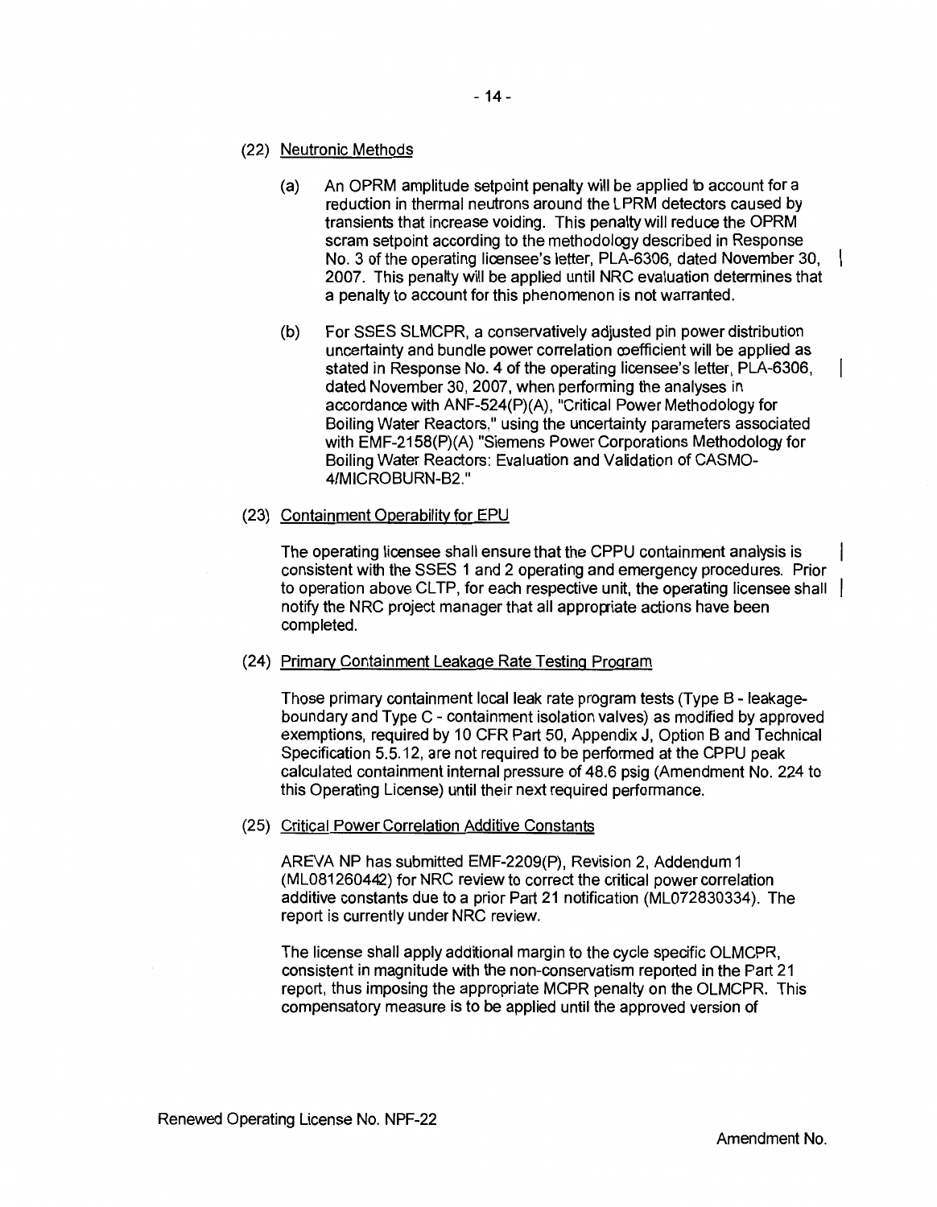(22) Neutronic Methods

(a) An OPRM amplitude setpoint penalty will be applied to account for a reduction in thermal neutrons around the LPRM detectors caused by transients that increase voiding. This penalty will reduce the OPRM scram setpoint according to the methodology described in Response No. 3 of the operating licensee's letter, PLA-6306, dated November 30, 2007. This penalty will be applied until NRC evaluation determines that a penalty to account for this phenomenon is not warranted.

(b) For SSES SLMCPR, a conservatively adjusted pin power distribution uncertainty and bundle power correlation coefficient will be applied as stated in Response No. 4 of the operating licensee's letter, PLA-6306, dated November 30, 2007, when performing the analyses in accordance with ANF-524(P)(A), "Critical Power Methodology for Boiling Water Reactors," using the uncertainty parameters associated with EMF-2158(P)(A) "Siemens Power Corporations Methodology for Boiling Water Reactors: Evaluation and Validation of CASMO-4/MICROBURN-B2."

(23) Containment Operability for EPU

The operating licensee shall ensure that the CPPU containment analysis is consistent with the SSES 1 and 2 operating and emergency procedures. Prior to operation above CLTP, for each respective unit, the operating licensee shall notify the NRC project manager that all appropriate actions have been completed.

(24) Primary Containment Leakage Rate Testing Program

Those primary containment local leak rate program tests (Type B - leakage-boundary and Type C - containment isolation valves) as modified by approved exemptions, required by 10 CFR Part 50, Appendix J, Option B and Technical Specification 5.5.12, are not required to be performed at the CPPU peak calculated containment internal pressure of 48.6 psig (Amendment No. 224 to this Operating License) until their next required performance.

(25) Critical Power Correlation Additive Constants

AREVA NP has submitted EMF-2209(P), Revision 2, Addendum 1 (ML081260442) for NRC review to correct the critical power correlation additive constants due to a prior Part 21 notification (ML072830334). The report is currently under NRC review.

The license shall apply additional margin to the cycle specific OLMCPR, consistent in magnitude with the non-conservatism reported in the Part 21 report, thus imposing the appropriate MCPR penalty on the OLMCPR. This compensatory measure is to be applied until the approved version of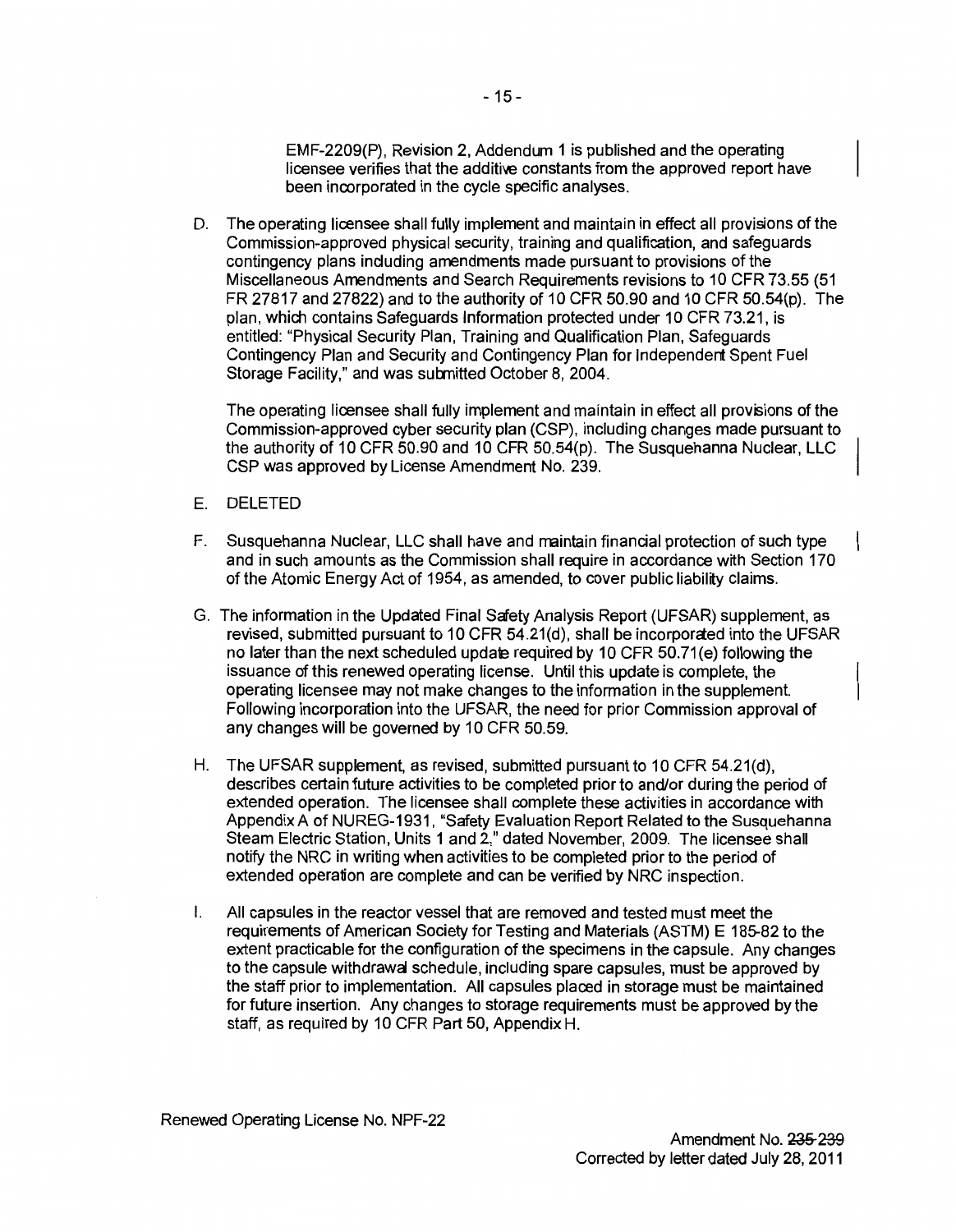EMF-2209(P), Revision 2, Addendum 1 is published and the operating licensee verifies that the additive constants from the approved report have been incorporated in the cycle specific analyses.

D. The operating licensee shall fully implement and maintain in effect all provisions of the Commission-approved physical security, training and qualification, and safeguards contingency plans including amendments made pursuant to provisions of the Miscellaneous Amendments and Search Requirements revisions to 10 CFR 73.55 (51 FR 27817 and 27822) and to the authority of 10 CFR 50.90 and 10 CFR 50.54(p). The plan, which contains Safeguards Information protected under 10 CFR 73.21, is entitled: "Physical Security Plan, Training and Qualification Plan, Safeguards Contingency Plan and Security and Contingency Plan for Independent Spent Fuel Storage Facility," and was submitted October 8, 2004.

   The operating licensee shall fully implement and maintain in effect all provisions of the Commission-approved cyber security plan (CSP), including changes made pursuant to the authority of 10 CFR 50.90 and 10 CFR 50.54(p). The Susquehanna Nuclear, LLC CSP was approved by License Amendment No. 239.

E. DELETED

F. Susquehanna Nuclear, LLC shall have and maintain financial protection of such type and in such amounts as the Commission shall require in accordance with Section 170 of the Atomic Energy Act of 1954, as amended, to cover public liability claims.

G. The information in the Updated Final Safety Analysis Report (UFSAR) supplement, as revised, submitted pursuant to 10 CFR 54.21(d), shall be incorporated into the UFSAR no later than the next scheduled update required by 10 CFR 50.71(e) following the issuance of this renewed operating license. Until this update is complete, the operating licensee may not make changes to the information in the supplement. Following incorporation into the UFSAR, the need for prior Commission approval of any changes will be governed by 10 CFR 50.59.

H. The UFSAR supplement, as revised, submitted pursuant to 10 CFR 54.21(d), describes certain future activities to be completed prior to and/or during the period of extended operation. The licensee shall complete these activities in accordance with Appendix A of NUREG-1931, "Safety Evaluation Report Related to the Susquehanna Steam Electric Station, Units 1 and 2," dated November, 2009. The licensee shall notify the NRC in writing when activities to be completed prior to the period of extended operation are complete and can be verified by NRC inspection.

I. All capsules in the reactor vessel that are removed and tested must meet the requirements of American Society for Testing and Materials (ASTM) E 185-82 to the extent practicable for the configuration of the specimens in the capsule. Any changes to the capsule withdrawal schedule, including spare capsules, must be approved by the staff prior to implementation. All capsules placed in storage must be maintained for future insertion. Any changes to storage requirements must be approved by the staff, as required by 10 CFR Part 50, Appendix H.

Renewed Operating License No. NPF-22

Amendment No. ~~235~~ 239
Corrected by letter dated July 28, 2011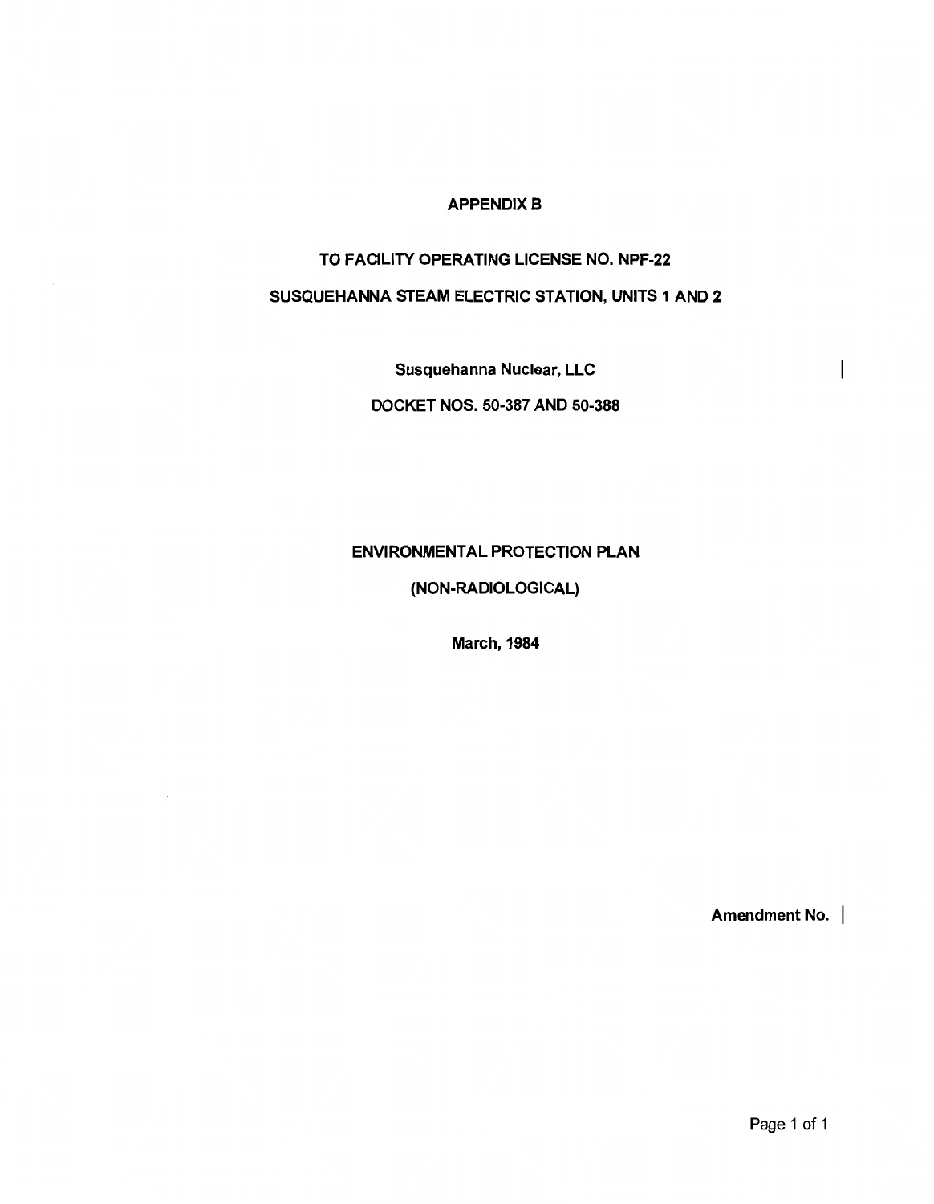# APPENDIX B

## TO FACILITY OPERATING LICENSE NO. NPF-22

## SUSQUEHANNA STEAM ELECTRIC STATION, UNITS 1 AND 2

Susquehanna Nuclear, LLC

DOCKET NOS. 50-387 AND 50-388

# ENVIRONMENTAL PROTECTION PLAN

## (NON-RADIOLOGICAL)

March, 1984

Amendment No.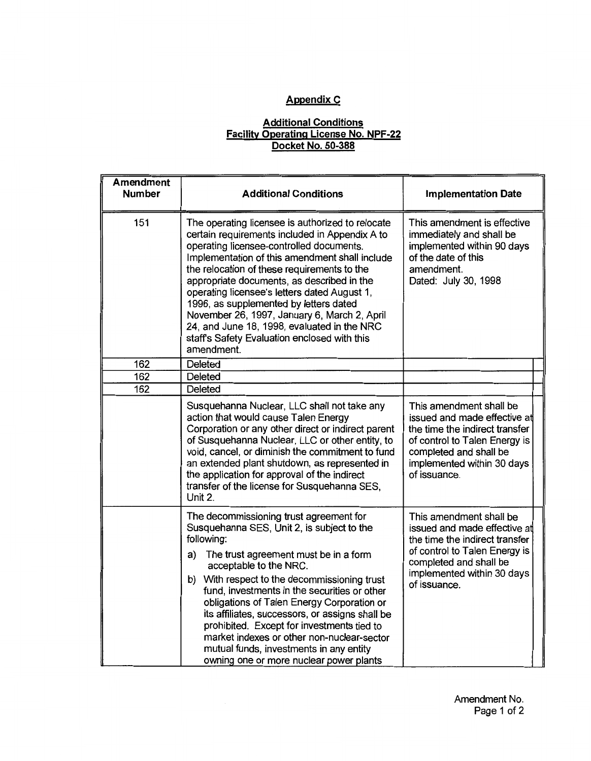# Appendix C

## Additional Conditions
## Facility Operating License No. NPF-22
## Docket No. 50-388

| Amendment Number | Additional Conditions | Implementation Date |
|---|---|---|
| 151 | The operating licensee is authorized to relocate certain requirements included in Appendix A to operating licensee-controlled documents. Implementation of this amendment shall include the relocation of these requirements to the appropriate documents, as described in the operating licensee's letters dated August 1, 1996, as supplemented by letters dated November 26, 1997, January 6, March 2, April 24, and June 18, 1998, evaluated in the NRC staff's Safety Evaluation enclosed with this amendment. | This amendment is effective immediately and shall be implemented within 90 days of the date of this amendment. Dated: July 30, 1998 |
| 162 | Deleted | |
| 162 | Deleted | |
| 162 | Deleted | |
| | Susquehanna Nuclear, LLC shall not take any action that would cause Talen Energy Corporation or any other direct or indirect parent of Susquehanna Nuclear, LLC or other entity, to void, cancel, or diminish the commitment to fund an extended plant shutdown, as represented in the application for approval of the indirect transfer of the license for Susquehanna SES, Unit 2. | This amendment shall be issued and made effective at the time the indirect transfer of control to Talen Energy is completed and shall be implemented within 30 days of issuance. |
| | The decommissioning trust agreement for Susquehanna SES, Unit 2, is subject to the following:<br>a) The trust agreement must be in a form acceptable to the NRC.<br>b) With respect to the decommissioning trust fund, investments in the securities or other obligations of Talen Energy Corporation or its affiliates, successors, or assigns shall be prohibited. Except for investments tied to market indexes or other non-nuclear-sector mutual funds, investments in any entity owning one or more nuclear power plants | This amendment shall be issued and made effective at the time the indirect transfer of control to Talen Energy is completed and shall be implemented within 30 days of issuance. |

Amendment No.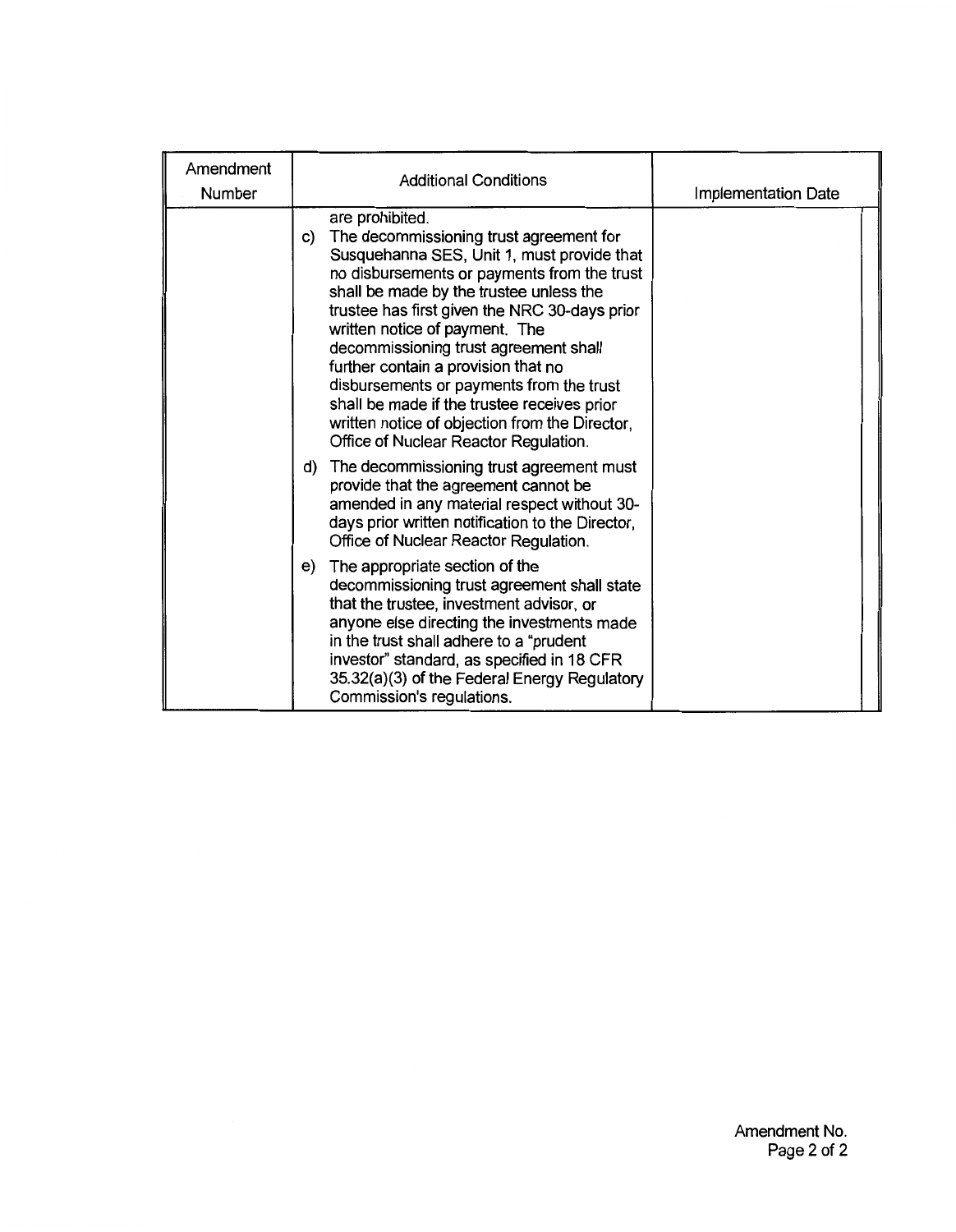| Amendment Number | Additional Conditions | Implementation Date |
|---|---|---|
| | are prohibited.<br>c) The decommissioning trust agreement for Susquehanna SES, Unit 1, must provide that no disbursements or payments from the trust shall be made by the trustee unless the trustee has first given the NRC 30-days prior written notice of payment. The decommissioning trust agreement shall further contain a provision that no disbursements or payments from the trust shall be made if the trustee receives prior written notice of objection from the Director, Office of Nuclear Reactor Regulation.<br>d) The decommissioning trust agreement must provide that the agreement cannot be amended in any material respect without 30-days prior written notification to the Director, Office of Nuclear Reactor Regulation.<br>e) The appropriate section of the decommissioning trust agreement shall state that the trustee, investment advisor, or anyone else directing the investments made in the trust shall adhere to a "prudent investor" standard, as specified in 18 CFR 35.32(a)(3) of the Federal Energy Regulatory Commission's regulations. | |

Amendment No.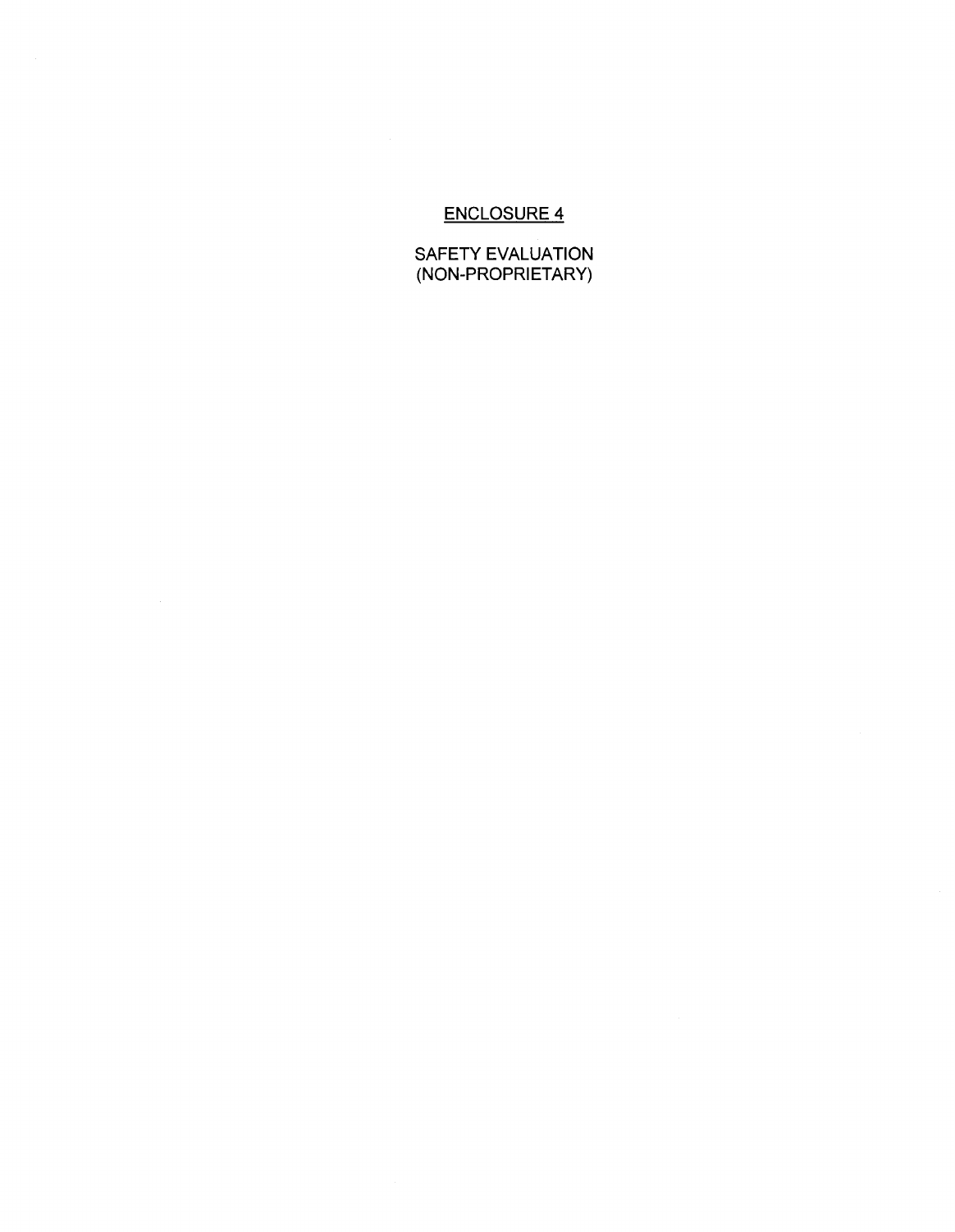<u>ENCLOSURE 4</u>

SAFETY EVALUATION
(NON-PROPRIETARY)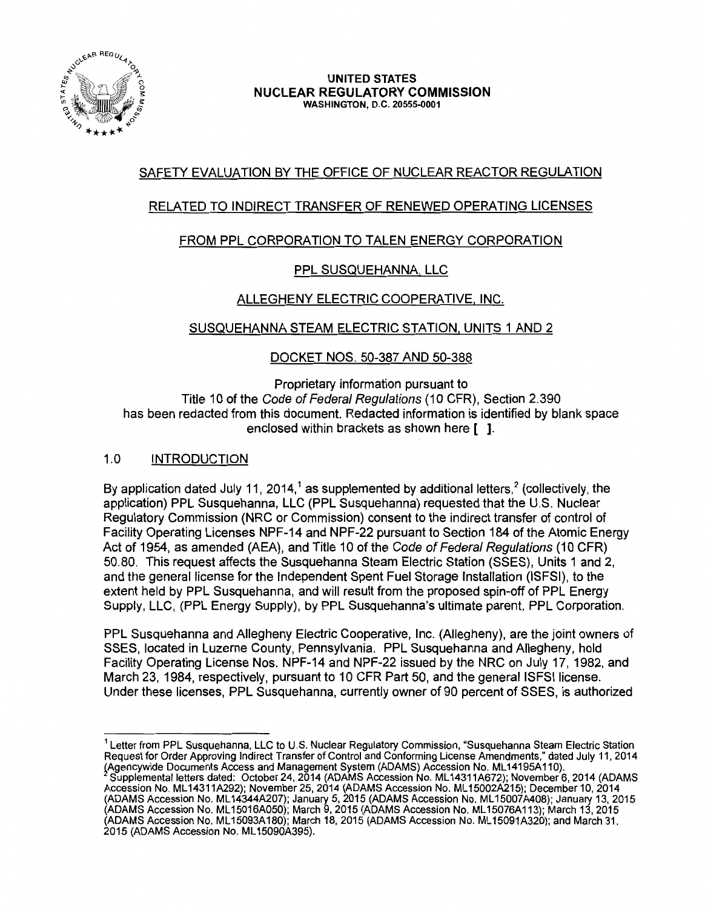UNITED STATES
NUCLEAR REGULATORY COMMISSION
WASHINGTON, D.C. 20555-0001

## SAFETY EVALUATION BY THE OFFICE OF NUCLEAR REACTOR REGULATION

## RELATED TO INDIRECT TRANSFER OF RENEWED OPERATING LICENSES

## FROM PPL CORPORATION TO TALEN ENERGY CORPORATION

## PPL SUSQUEHANNA, LLC

## ALLEGHENY ELECTRIC COOPERATIVE, INC.

## SUSQUEHANNA STEAM ELECTRIC STATION, UNITS 1 AND 2

## DOCKET NOS. 50-387 AND 50-388

Proprietary information pursuant to Title 10 of the *Code of Federal Regulations* (10 CFR), Section 2.390 has been redacted from this document. Redacted information is identified by blank space enclosed within brackets as shown here [ ].

## 1.0 INTRODUCTION

By application dated July 11, 2014,[1] as supplemented by additional letters,[2] (collectively, the application) PPL Susquehanna, LLC (PPL Susquehanna) requested that the U.S. Nuclear Regulatory Commission (NRC or Commission) consent to the indirect transfer of control of Facility Operating Licenses NPF-14 and NPF-22 pursuant to Section 184 of the Atomic Energy Act of 1954, as amended (AEA), and Title 10 of the *Code of Federal Regulations* (10 CFR) 50.80. This request affects the Susquehanna Steam Electric Station (SSES), Units 1 and 2, and the general license for the Independent Spent Fuel Storage Installation (ISFSI), to the extent held by PPL Susquehanna, and will result from the proposed spin-off of PPL Energy Supply, LLC, (PPL Energy Supply), by PPL Susquehanna's ultimate parent, PPL Corporation.

PPL Susquehanna and Allegheny Electric Cooperative, Inc. (Allegheny), are the joint owners of SSES, located in Luzerne County, Pennsylvania. PPL Susquehanna and Allegheny, hold Facility Operating License Nos. NPF-14 and NPF-22 issued by the NRC on July 17, 1982, and March 23, 1984, respectively, pursuant to 10 CFR Part 50, and the general ISFSI license. Under these licenses, PPL Susquehanna, currently owner of 90 percent of SSES, is authorized

---

[1] Letter from PPL Susquehanna, LLC to U.S. Nuclear Regulatory Commission, "Susquehanna Steam Electric Station Request for Order Approving Indirect Transfer of Control and Conforming License Amendments," dated July 11, 2014 (Agencywide Documents Access and Management System (ADAMS) Accession No. ML14195A110).

[2] Supplemental letters dated: October 24, 2014 (ADAMS Accession No. ML14311A672); November 6, 2014 (ADAMS Accession No. ML14311A292); November 25, 2014 (ADAMS Accession No. ML15002A215); December 10, 2014 (ADAMS Accession No. ML14344A207); January 5, 2015 (ADAMS Accession No. ML15007A408); January 13, 2015 (ADAMS Accession No. ML15016A050); March 9, 2015 (ADAMS Accession No. ML15076A113); March 13, 2015 (ADAMS Accession No. ML15093A180); March 18, 2015 (ADAMS Accession No. ML15091A320); and March 31, 2015 (ADAMS Accession No. ML15090A395).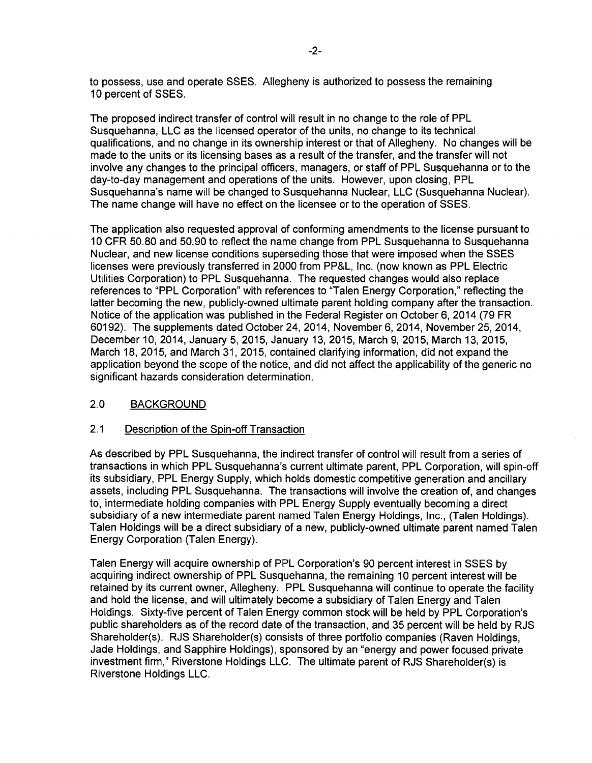to possess, use and operate SSES. Allegheny is authorized to possess the remaining 10 percent of SSES.

The proposed indirect transfer of control will result in no change to the role of PPL Susquehanna, LLC as the licensed operator of the units, no change to its technical qualifications, and no change in its ownership interest or that of Allegheny. No changes will be made to the units or its licensing bases as a result of the transfer, and the transfer will not involve any changes to the principal officers, managers, or staff of PPL Susquehanna or to the day-to-day management and operations of the units. However, upon closing, PPL Susquehanna's name will be changed to Susquehanna Nuclear, LLC (Susquehanna Nuclear). The name change will have no effect on the licensee or to the operation of SSES.

The application also requested approval of conforming amendments to the license pursuant to 10 CFR 50.80 and 50.90 to reflect the name change from PPL Susquehanna to Susquehanna Nuclear, and new license conditions superseding those that were imposed when the SSES licenses were previously transferred in 2000 from PP&L, Inc. (now known as PPL Electric Utilities Corporation) to PPL Susquehanna. The requested changes would also replace references to "PPL Corporation" with references to "Talen Energy Corporation," reflecting the latter becoming the new, publicly-owned ultimate parent holding company after the transaction. Notice of the application was published in the Federal Register on October 6, 2014 (79 FR 60192). The supplements dated October 24, 2014, November 6, 2014, November 25, 2014, December 10, 2014, January 5, 2015, January 13, 2015, March 9, 2015, March 13, 2015, March 18, 2015, and March 31, 2015, contained clarifying information, did not expand the application beyond the scope of the notice, and did not affect the applicability of the generic no significant hazards consideration determination.

## 2.0 BACKGROUND

### 2.1 Description of the Spin-off Transaction

As described by PPL Susquehanna, the indirect transfer of control will result from a series of transactions in which PPL Susquehanna's current ultimate parent, PPL Corporation, will spin-off its subsidiary, PPL Energy Supply, which holds domestic competitive generation and ancillary assets, including PPL Susquehanna. The transactions will involve the creation of, and changes to, intermediate holding companies with PPL Energy Supply eventually becoming a direct subsidiary of a new intermediate parent named Talen Energy Holdings, Inc., (Talen Holdings). Talen Holdings will be a direct subsidiary of a new, publicly-owned ultimate parent named Talen Energy Corporation (Talen Energy).

Talen Energy will acquire ownership of PPL Corporation's 90 percent interest in SSES by acquiring indirect ownership of PPL Susquehanna, the remaining 10 percent interest will be retained by its current owner, Allegheny. PPL Susquehanna will continue to operate the facility and hold the license, and will ultimately become a subsidiary of Talen Energy and Talen Holdings. Sixty-five percent of Talen Energy common stock will be held by PPL Corporation's public shareholders as of the record date of the transaction, and 35 percent will be held by RJS Shareholder(s). RJS Shareholder(s) consists of three portfolio companies (Raven Holdings, Jade Holdings, and Sapphire Holdings), sponsored by an "energy and power focused private investment firm," Riverstone Holdings LLC. The ultimate parent of RJS Shareholder(s) is Riverstone Holdings LLC.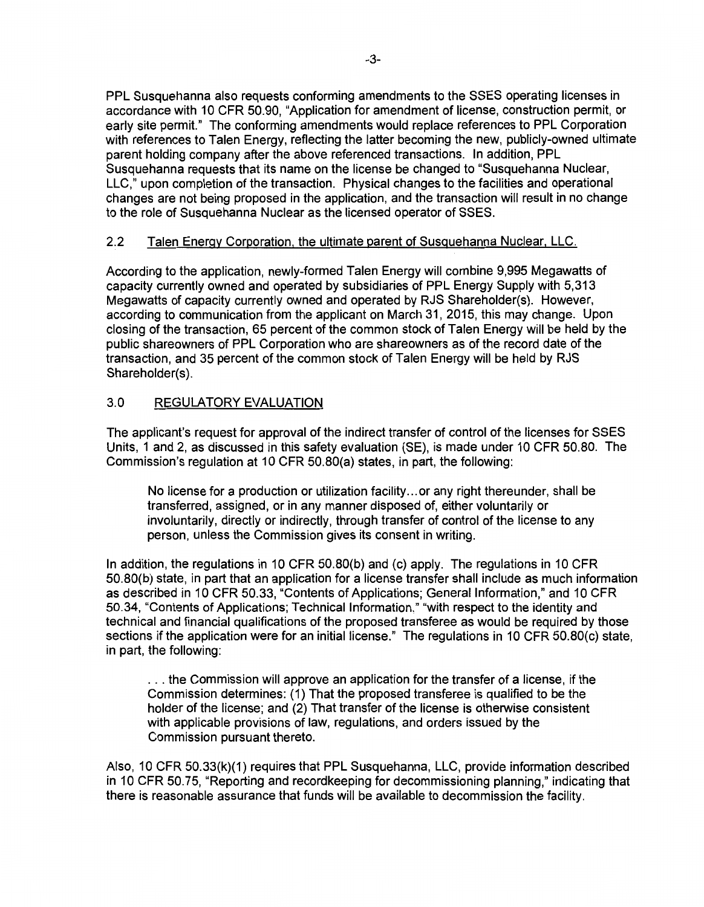PPL Susquehanna also requests conforming amendments to the SSES operating licenses in accordance with 10 CFR 50.90, "Application for amendment of license, construction permit, or early site permit." The conforming amendments would replace references to PPL Corporation with references to Talen Energy, reflecting the latter becoming the new, publicly-owned ultimate parent holding company after the above referenced transactions. In addition, PPL Susquehanna requests that its name on the license be changed to "Susquehanna Nuclear, LLC," upon completion of the transaction. Physical changes to the facilities and operational changes are not being proposed in the application, and the transaction will result in no change to the role of Susquehanna Nuclear as the licensed operator of SSES.

## 2.2 Talen Energy Corporation, the ultimate parent of Susquehanna Nuclear, LLC.

According to the application, newly-formed Talen Energy will combine 9,995 Megawatts of capacity currently owned and operated by subsidiaries of PPL Energy Supply with 5,313 Megawatts of capacity currently owned and operated by RJS Shareholder(s). However, according to communication from the applicant on March 31, 2015, this may change. Upon closing of the transaction, 65 percent of the common stock of Talen Energy will be held by the public shareowners of PPL Corporation who are shareowners as of the record date of the transaction, and 35 percent of the common stock of Talen Energy will be held by RJS Shareholder(s).

## 3.0 REGULATORY EVALUATION

The applicant's request for approval of the indirect transfer of control of the licenses for SSES Units, 1 and 2, as discussed in this safety evaluation (SE), is made under 10 CFR 50.80. The Commission's regulation at 10 CFR 50.80(a) states, in part, the following:

> No license for a production or utilization facility...or any right thereunder, shall be transferred, assigned, or in any manner disposed of, either voluntarily or involuntarily, directly or indirectly, through transfer of control of the license to any person, unless the Commission gives its consent in writing.

In addition, the regulations in 10 CFR 50.80(b) and (c) apply. The regulations in 10 CFR 50.80(b) state, in part that an application for a license transfer shall include as much information as described in 10 CFR 50.33, "Contents of Applications; General Information," and 10 CFR 50.34, "Contents of Applications; Technical Information," "with respect to the identity and technical and financial qualifications of the proposed transferee as would be required by those sections if the application were for an initial license." The regulations in 10 CFR 50.80(c) state, in part, the following:

> . . . the Commission will approve an application for the transfer of a license, if the Commission determines: (1) That the proposed transferee is qualified to be the holder of the license; and (2) That transfer of the license is otherwise consistent with applicable provisions of law, regulations, and orders issued by the Commission pursuant thereto.

Also, 10 CFR 50.33(k)(1) requires that PPL Susquehanna, LLC, provide information described in 10 CFR 50.75, "Reporting and recordkeeping for decommissioning planning," indicating that there is reasonable assurance that funds will be available to decommission the facility.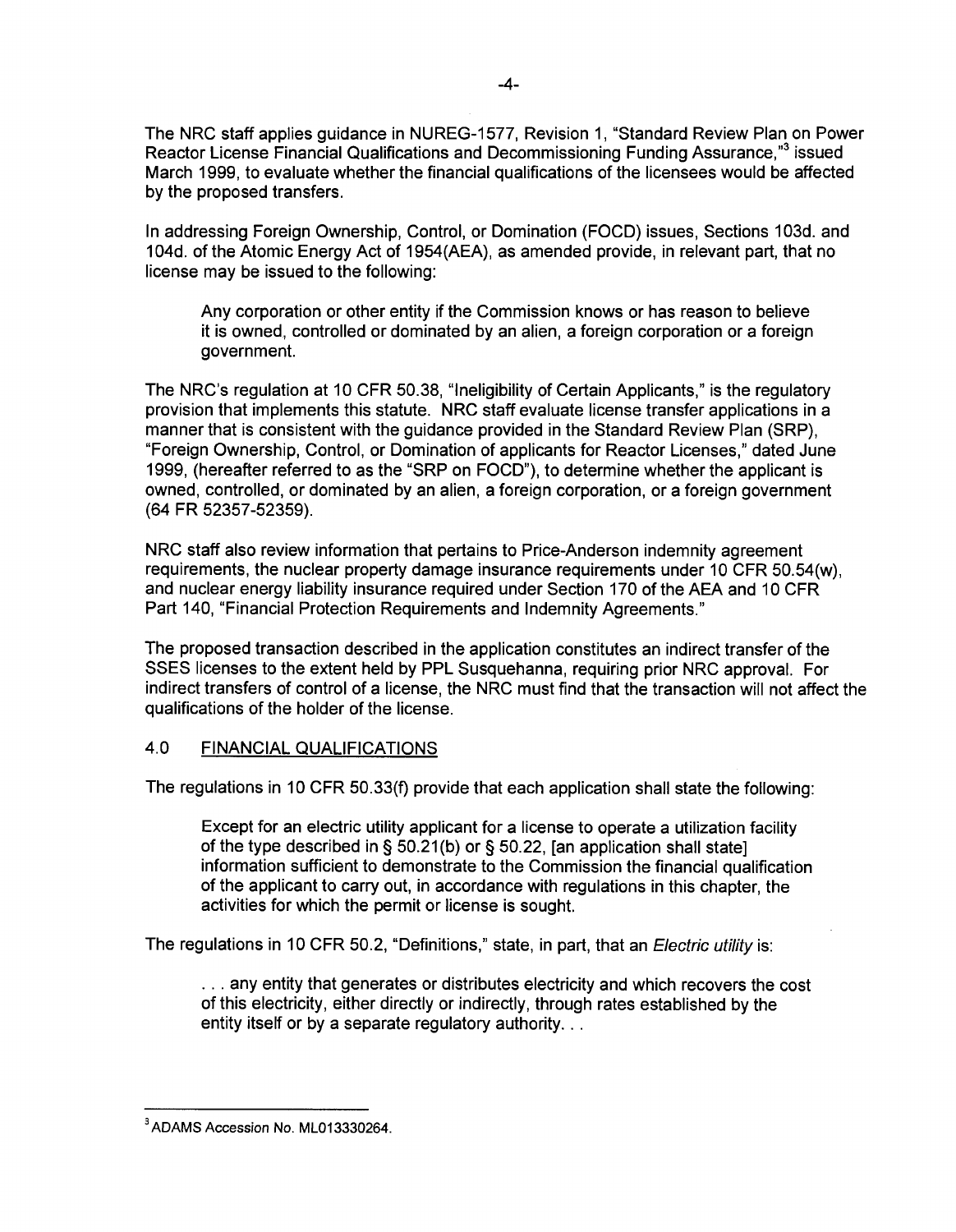The NRC staff applies guidance in NUREG-1577, Revision 1, "Standard Review Plan on Power Reactor License Financial Qualifications and Decommissioning Funding Assurance,"[3] issued March 1999, to evaluate whether the financial qualifications of the licensees would be affected by the proposed transfers.

In addressing Foreign Ownership, Control, or Domination (FOCD) issues, Sections 103d. and 104d. of the Atomic Energy Act of 1954(AEA), as amended provide, in relevant part, that no license may be issued to the following:

> Any corporation or other entity if the Commission knows or has reason to believe it is owned, controlled or dominated by an alien, a foreign corporation or a foreign government.

The NRC's regulation at 10 CFR 50.38, "Ineligibility of Certain Applicants," is the regulatory provision that implements this statute. NRC staff evaluate license transfer applications in a manner that is consistent with the guidance provided in the Standard Review Plan (SRP), "Foreign Ownership, Control, or Domination of applicants for Reactor Licenses," dated June 1999, (hereafter referred to as the "SRP on FOCD"), to determine whether the applicant is owned, controlled, or dominated by an alien, a foreign corporation, or a foreign government (64 FR 52357-52359).

NRC staff also review information that pertains to Price-Anderson indemnity agreement requirements, the nuclear property damage insurance requirements under 10 CFR 50.54(w), and nuclear energy liability insurance required under Section 170 of the AEA and 10 CFR Part 140, "Financial Protection Requirements and Indemnity Agreements."

The proposed transaction described in the application constitutes an indirect transfer of the SSES licenses to the extent held by PPL Susquehanna, requiring prior NRC approval. For indirect transfers of control of a license, the NRC must find that the transaction will not affect the qualifications of the holder of the license.

## 4.0 FINANCIAL QUALIFICATIONS

The regulations in 10 CFR 50.33(f) provide that each application shall state the following:

> Except for an electric utility applicant for a license to operate a utilization facility of the type described in § 50.21(b) or § 50.22, [an application shall state] information sufficient to demonstrate to the Commission the financial qualification of the applicant to carry out, in accordance with regulations in this chapter, the activities for which the permit or license is sought.

The regulations in 10 CFR 50.2, "Definitions," state, in part, that an *Electric utility* is:

> . . . any entity that generates or distributes electricity and which recovers the cost of this electricity, either directly or indirectly, through rates established by the entity itself or by a separate regulatory authority. . .

---

[3] ADAMS Accession No. ML013330264.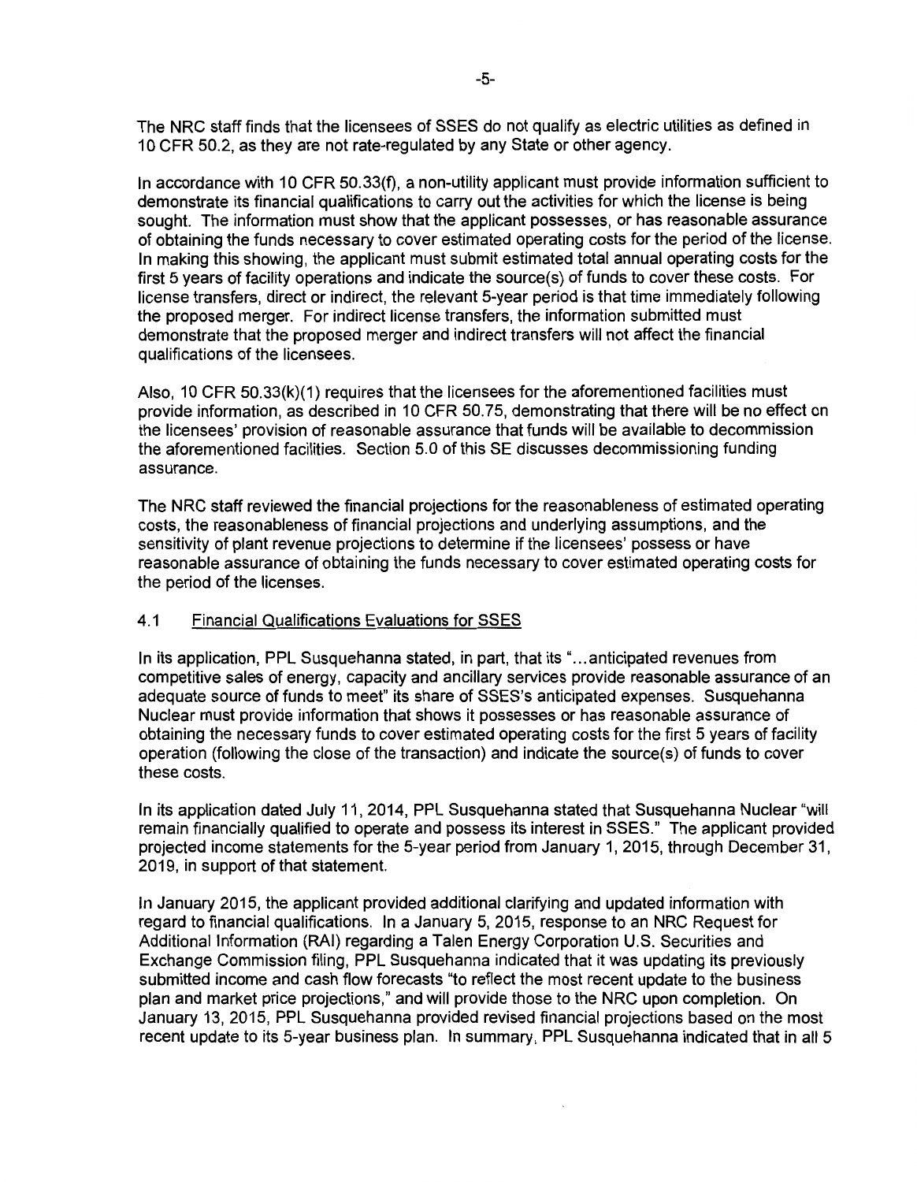The NRC staff finds that the licensees of SSES do not qualify as electric utilities as defined in 10 CFR 50.2, as they are not rate-regulated by any State or other agency.

In accordance with 10 CFR 50.33(f), a non-utility applicant must provide information sufficient to demonstrate its financial qualifications to carry out the activities for which the license is being sought. The information must show that the applicant possesses, or has reasonable assurance of obtaining the funds necessary to cover estimated operating costs for the period of the license. In making this showing, the applicant must submit estimated total annual operating costs for the first 5 years of facility operations and indicate the source(s) of funds to cover these costs. For license transfers, direct or indirect, the relevant 5-year period is that time immediately following the proposed merger. For indirect license transfers, the information submitted must demonstrate that the proposed merger and indirect transfers will not affect the financial qualifications of the licensees.

Also, 10 CFR 50.33(k)(1) requires that the licensees for the aforementioned facilities must provide information, as described in 10 CFR 50.75, demonstrating that there will be no effect on the licensees' provision of reasonable assurance that funds will be available to decommission the aforementioned facilities. Section 5.0 of this SE discusses decommissioning funding assurance.

The NRC staff reviewed the financial projections for the reasonableness of estimated operating costs, the reasonableness of financial projections and underlying assumptions, and the sensitivity of plant revenue projections to determine if the licensees' possess or have reasonable assurance of obtaining the funds necessary to cover estimated operating costs for the period of the licenses.

## 4.1 Financial Qualifications Evaluations for SSES

In its application, PPL Susquehanna stated, in part, that its "...anticipated revenues from competitive sales of energy, capacity and ancillary services provide reasonable assurance of an adequate source of funds to meet" its share of SSES's anticipated expenses. Susquehanna Nuclear must provide information that shows it possesses or has reasonable assurance of obtaining the necessary funds to cover estimated operating costs for the first 5 years of facility operation (following the close of the transaction) and indicate the source(s) of funds to cover these costs.

In its application dated July 11, 2014, PPL Susquehanna stated that Susquehanna Nuclear "will remain financially qualified to operate and possess its interest in SSES." The applicant provided projected income statements for the 5-year period from January 1, 2015, through December 31, 2019, in support of that statement.

In January 2015, the applicant provided additional clarifying and updated information with regard to financial qualifications. In a January 5, 2015, response to an NRC Request for Additional Information (RAI) regarding a Talen Energy Corporation U.S. Securities and Exchange Commission filing, PPL Susquehanna indicated that it was updating its previously submitted income and cash flow forecasts "to reflect the most recent update to the business plan and market price projections," and will provide those to the NRC upon completion. On January 13, 2015, PPL Susquehanna provided revised financial projections based on the most recent update to its 5-year business plan. In summary, PPL Susquehanna indicated that in all 5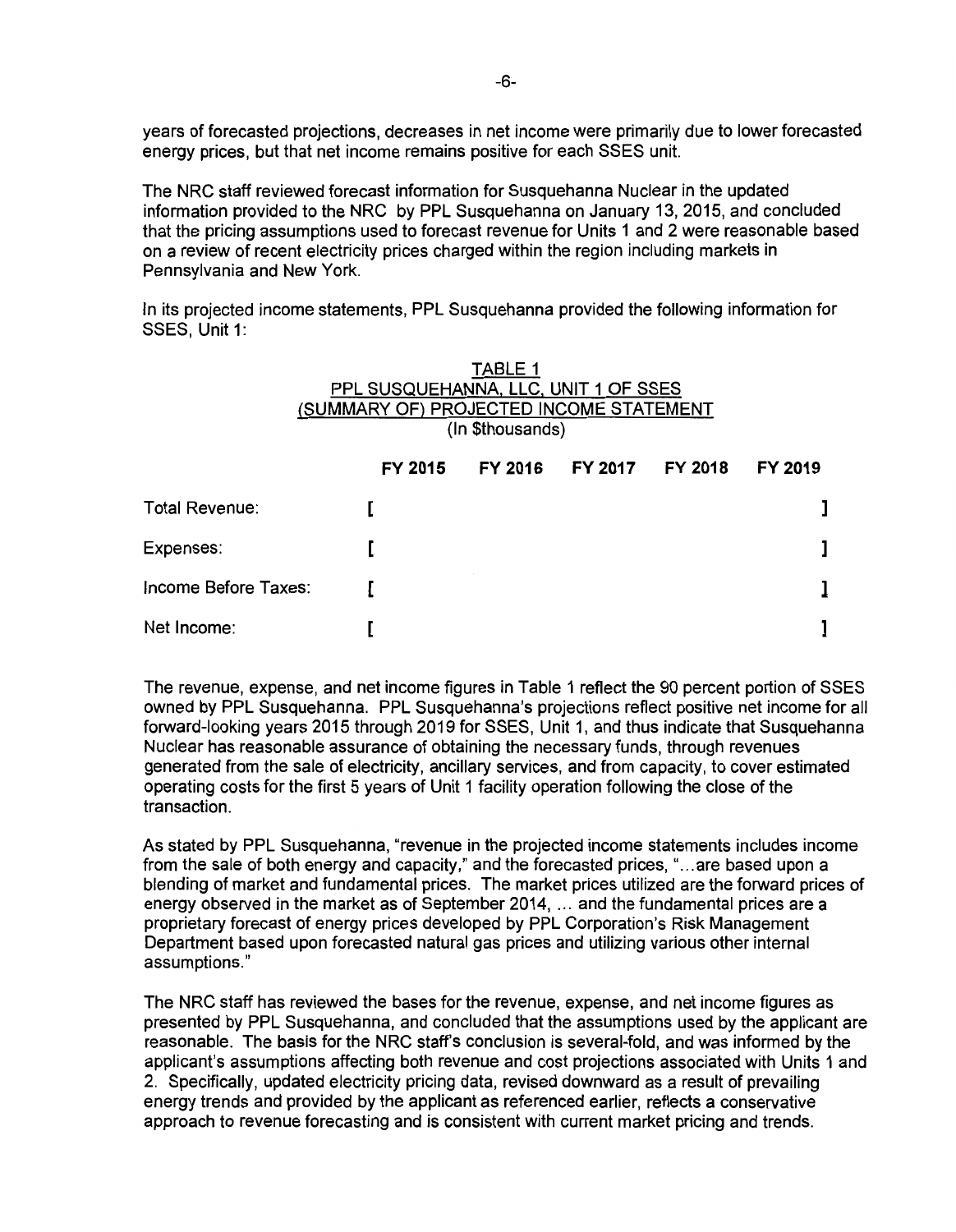years of forecasted projections, decreases in net income were primarily due to lower forecasted energy prices, but that net income remains positive for each SSES unit.

The NRC staff reviewed forecast information for Susquehanna Nuclear in the updated information provided to the NRC by PPL Susquehanna on January 13, 2015, and concluded that the pricing assumptions used to forecast revenue for Units 1 and 2 were reasonable based on a review of recent electricity prices charged within the region including markets in Pennsylvania and New York.

In its projected income statements, PPL Susquehanna provided the following information for SSES, Unit 1:

TABLE 1
PPL SUSQUEHANNA, LLC, UNIT 1 OF SSES
(SUMMARY OF) PROJECTED INCOME STATEMENT
(In $thousands)

| | FY 2015 | FY 2016 | FY 2017 | FY 2018 | FY 2019 |
|---|---|---|---|---|---|
| Total Revenue: | [ | | | | ] |
| Expenses: | [ | | | | ] |
| Income Before Taxes: | [ | | | | ] |
| Net Income: | [ | | | | ] |

The revenue, expense, and net income figures in Table 1 reflect the 90 percent portion of SSES owned by PPL Susquehanna. PPL Susquehanna's projections reflect positive net income for all forward-looking years 2015 through 2019 for SSES, Unit 1, and thus indicate that Susquehanna Nuclear has reasonable assurance of obtaining the necessary funds, through revenues generated from the sale of electricity, ancillary services, and from capacity, to cover estimated operating costs for the first 5 years of Unit 1 facility operation following the close of the transaction.

As stated by PPL Susquehanna, "revenue in the projected income statements includes income from the sale of both energy and capacity," and the forecasted prices, "...are based upon a blending of market and fundamental prices. The market prices utilized are the forward prices of energy observed in the market as of September 2014, ... and the fundamental prices are a proprietary forecast of energy prices developed by PPL Corporation's Risk Management Department based upon forecasted natural gas prices and utilizing various other internal assumptions."

The NRC staff has reviewed the bases for the revenue, expense, and net income figures as presented by PPL Susquehanna, and concluded that the assumptions used by the applicant are reasonable. The basis for the NRC staff's conclusion is several-fold, and was informed by the applicant's assumptions affecting both revenue and cost projections associated with Units 1 and 2. Specifically, updated electricity pricing data, revised downward as a result of prevailing energy trends and provided by the applicant as referenced earlier, reflects a conservative approach to revenue forecasting and is consistent with current market pricing and trends.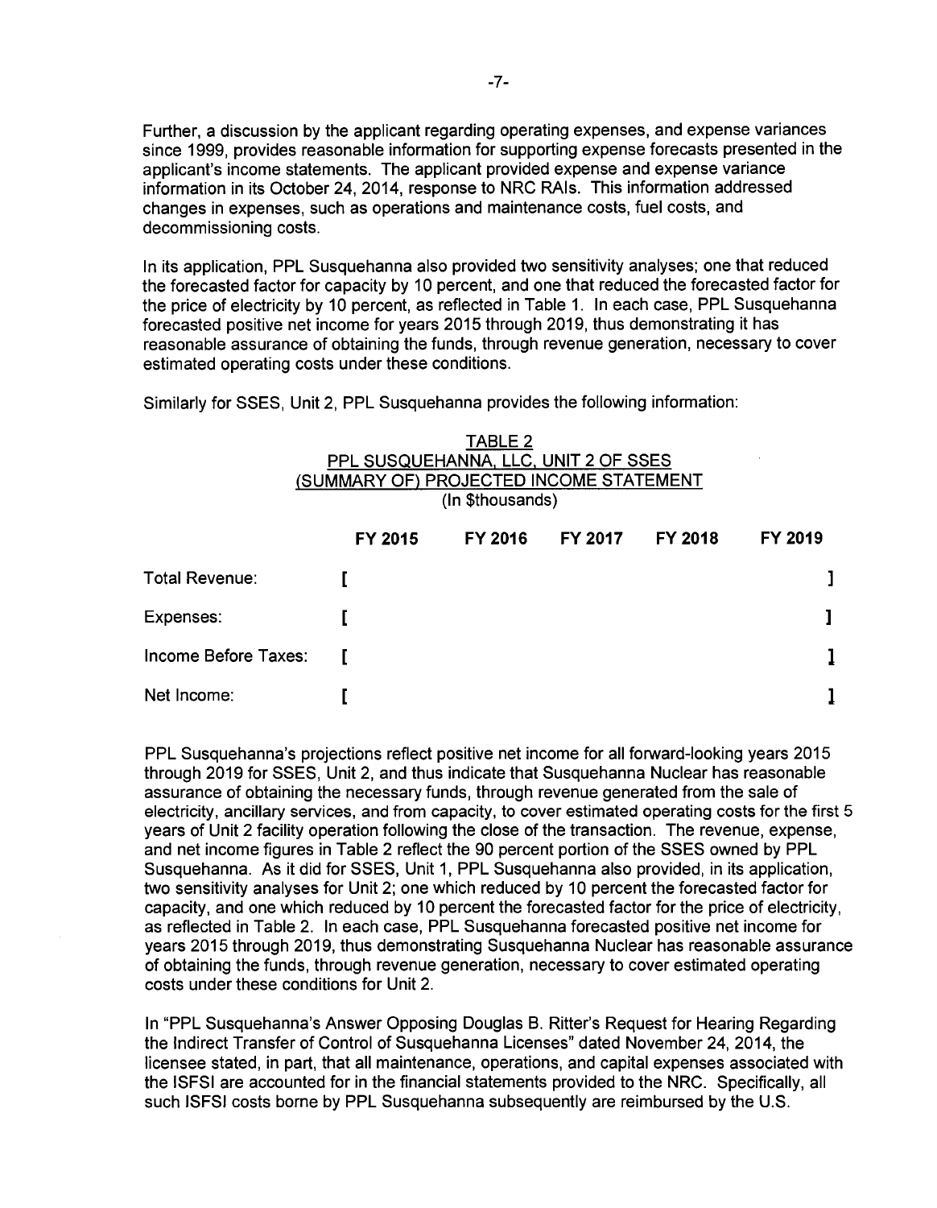Further, a discussion by the applicant regarding operating expenses, and expense variances since 1999, provides reasonable information for supporting expense forecasts presented in the applicant's income statements. The applicant provided expense and expense variance information in its October 24, 2014, response to NRC RAIs. This information addressed changes in expenses, such as operations and maintenance costs, fuel costs, and decommissioning costs.

In its application, PPL Susquehanna also provided two sensitivity analyses; one that reduced the forecasted factor for capacity by 10 percent, and one that reduced the forecasted factor for the price of electricity by 10 percent, as reflected in Table 1. In each case, PPL Susquehanna forecasted positive net income for years 2015 through 2019, thus demonstrating it has reasonable assurance of obtaining the funds, through revenue generation, necessary to cover estimated operating costs under these conditions.

Similarly for SSES, Unit 2, PPL Susquehanna provides the following information:

TABLE 2
PPL SUSQUEHANNA, LLC, UNIT 2 OF SSES
(SUMMARY OF) PROJECTED INCOME STATEMENT
(In $thousands)

| | FY 2015 | FY 2016 | FY 2017 | FY 2018 | FY 2019 |
|---|---|---|---|---|---|
| Total Revenue: | [ | | | | ] |
| Expenses: | [ | | | | ] |
| Income Before Taxes: | [ | | | | ] |
| Net Income: | [ | | | | ] |

PPL Susquehanna's projections reflect positive net income for all forward-looking years 2015 through 2019 for SSES, Unit 2, and thus indicate that Susquehanna Nuclear has reasonable assurance of obtaining the necessary funds, through revenue generated from the sale of electricity, ancillary services, and from capacity, to cover estimated operating costs for the first 5 years of Unit 2 facility operation following the close of the transaction. The revenue, expense, and net income figures in Table 2 reflect the 90 percent portion of the SSES owned by PPL Susquehanna. As it did for SSES, Unit 1, PPL Susquehanna also provided, in its application, two sensitivity analyses for Unit 2; one which reduced by 10 percent the forecasted factor for capacity, and one which reduced by 10 percent the forecasted factor for the price of electricity, as reflected in Table 2. In each case, PPL Susquehanna forecasted positive net income for years 2015 through 2019, thus demonstrating Susquehanna Nuclear has reasonable assurance of obtaining the funds, through revenue generation, necessary to cover estimated operating costs under these conditions for Unit 2.

In "PPL Susquehanna's Answer Opposing Douglas B. Ritter's Request for Hearing Regarding the Indirect Transfer of Control of Susquehanna Licenses" dated November 24, 2014, the licensee stated, in part, that all maintenance, operations, and capital expenses associated with the ISFSI are accounted for in the financial statements provided to the NRC. Specifically, all such ISFSI costs borne by PPL Susquehanna subsequently are reimbursed by the U.S.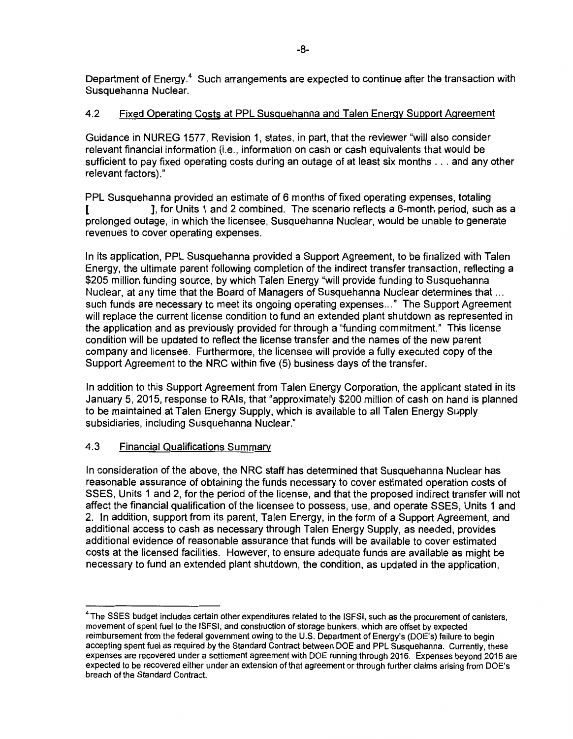Department of Energy.[4] Such arrangements are expected to continue after the transaction with Susquehanna Nuclear.

### 4.2 Fixed Operating Costs at PPL Susquehanna and Talen Energy Support Agreement

Guidance in NUREG 1577, Revision 1, states, in part, that the reviewer "will also consider relevant financial information (i.e., information on cash or cash equivalents that would be sufficient to pay fixed operating costs during an outage of at least six months . . . and any other relevant factors)."

PPL Susquehanna provided an estimate of 6 months of fixed operating expenses, totaling [ ], for Units 1 and 2 combined. The scenario reflects a 6-month period, such as a prolonged outage, in which the licensee, Susquehanna Nuclear, would be unable to generate revenues to cover operating expenses.

In its application, PPL Susquehanna provided a Support Agreement, to be finalized with Talen Energy, the ultimate parent following completion of the indirect transfer transaction, reflecting a $205 million funding source, by which Talen Energy "will provide funding to Susquehanna Nuclear, at any time that the Board of Managers of Susquehanna Nuclear determines that ... such funds are necessary to meet its ongoing operating expenses..." The Support Agreement will replace the current license condition to fund an extended plant shutdown as represented in the application and as previously provided for through a "funding commitment." This license condition will be updated to reflect the license transfer and the names of the new parent company and licensee. Furthermore, the licensee will provide a fully executed copy of the Support Agreement to the NRC within five (5) business days of the transfer.

In addition to this Support Agreement from Talen Energy Corporation, the applicant stated in its January 5, 2015, response to RAIs, that "approximately $200 million of cash on hand is planned to be maintained at Talen Energy Supply, which is available to all Talen Energy Supply subsidiaries, including Susquehanna Nuclear."

### 4.3 Financial Qualifications Summary

In consideration of the above, the NRC staff has determined that Susquehanna Nuclear has reasonable assurance of obtaining the funds necessary to cover estimated operation costs of SSES, Units 1 and 2, for the period of the license, and that the proposed indirect transfer will not affect the financial qualification of the licensee to possess, use, and operate SSES, Units 1 and 2. In addition, support from its parent, Talen Energy, in the form of a Support Agreement, and additional access to cash as necessary through Talen Energy Supply, as needed, provides additional evidence of reasonable assurance that funds will be available to cover estimated costs at the licensed facilities. However, to ensure adequate funds are available as might be necessary to fund an extended plant shutdown, the condition, as updated in the application,

---

[4] The SSES budget includes certain other expenditures related to the ISFSI, such as the procurement of canisters, movement of spent fuel to the ISFSI, and construction of storage bunkers, which are offset by expected reimbursement from the federal government owing to the U.S. Department of Energy's (DOE's) failure to begin accepting spent fuel as required by the Standard Contract between DOE and PPL Susquehanna. Currently, these expenses are recovered under a settlement agreement with DOE running through 2016. Expenses beyond 2016 are expected to be recovered either under an extension of that agreement or through further claims arising from DOE's breach of the Standard Contract.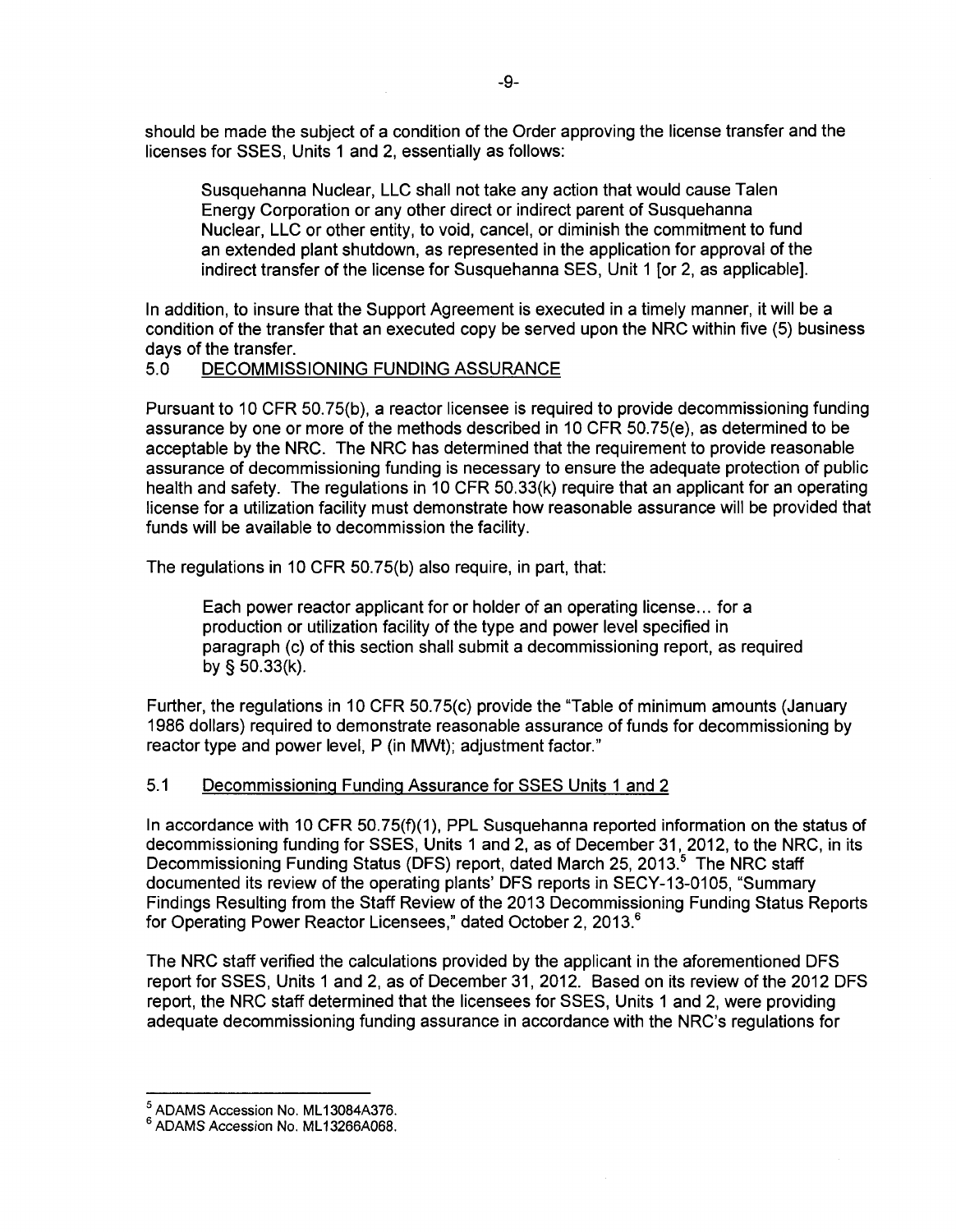should be made the subject of a condition of the Order approving the license transfer and the licenses for SSES, Units 1 and 2, essentially as follows:

> Susquehanna Nuclear, LLC shall not take any action that would cause Talen Energy Corporation or any other direct or indirect parent of Susquehanna Nuclear, LLC or other entity, to void, cancel, or diminish the commitment to fund an extended plant shutdown, as represented in the application for approval of the indirect transfer of the license for Susquehanna SES, Unit 1 [or 2, as applicable].

In addition, to insure that the Support Agreement is executed in a timely manner, it will be a condition of the transfer that an executed copy be served upon the NRC within five (5) business days of the transfer.

## 5.0 DECOMMISSIONING FUNDING ASSURANCE

Pursuant to 10 CFR 50.75(b), a reactor licensee is required to provide decommissioning funding assurance by one or more of the methods described in 10 CFR 50.75(e), as determined to be acceptable by the NRC. The NRC has determined that the requirement to provide reasonable assurance of decommissioning funding is necessary to ensure the adequate protection of public health and safety. The regulations in 10 CFR 50.33(k) require that an applicant for an operating license for a utilization facility must demonstrate how reasonable assurance will be provided that funds will be available to decommission the facility.

The regulations in 10 CFR 50.75(b) also require, in part, that:

> Each power reactor applicant for or holder of an operating license... for a production or utilization facility of the type and power level specified in paragraph (c) of this section shall submit a decommissioning report, as required by § 50.33(k).

Further, the regulations in 10 CFR 50.75(c) provide the "Table of minimum amounts (January 1986 dollars) required to demonstrate reasonable assurance of funds for decommissioning by reactor type and power level, P (in MWt); adjustment factor."

### 5.1 Decommissioning Funding Assurance for SSES Units 1 and 2

In accordance with 10 CFR 50.75(f)(1), PPL Susquehanna reported information on the status of decommissioning funding for SSES, Units 1 and 2, as of December 31, 2012, to the NRC, in its Decommissioning Funding Status (DFS) report, dated March 25, 2013.[5] The NRC staff documented its review of the operating plants' DFS reports in SECY-13-0105, "Summary Findings Resulting from the Staff Review of the 2013 Decommissioning Funding Status Reports for Operating Power Reactor Licensees," dated October 2, 2013.[6]

The NRC staff verified the calculations provided by the applicant in the aforementioned DFS report for SSES, Units 1 and 2, as of December 31, 2012. Based on its review of the 2012 DFS report, the NRC staff determined that the licensees for SSES, Units 1 and 2, were providing adequate decommissioning funding assurance in accordance with the NRC's regulations for

---

[5] ADAMS Accession No. ML13084A376.

[6] ADAMS Accession No. ML13266A068.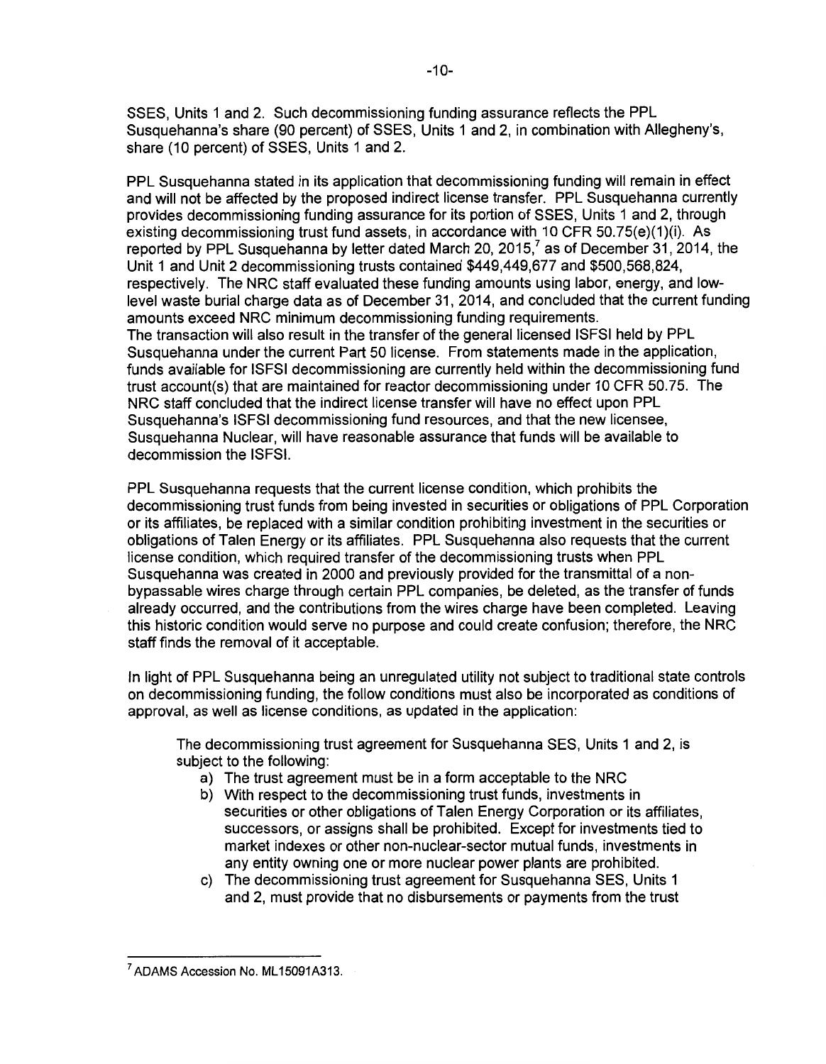SSES, Units 1 and 2. Such decommissioning funding assurance reflects the PPL Susquehanna's share (90 percent) of SSES, Units 1 and 2, in combination with Allegheny's, share (10 percent) of SSES, Units 1 and 2.

PPL Susquehanna stated in its application that decommissioning funding will remain in effect and will not be affected by the proposed indirect license transfer. PPL Susquehanna currently provides decommissioning funding assurance for its portion of SSES, Units 1 and 2, through existing decommissioning trust fund assets, in accordance with 10 CFR 50.75(e)(1)(i). As reported by PPL Susquehanna by letter dated March 20, 2015,[7] as of December 31, 2014, the Unit 1 and Unit 2 decommissioning trusts contained $449,449,677 and $500,568,824, respectively. The NRC staff evaluated these funding amounts using labor, energy, and low-level waste burial charge data as of December 31, 2014, and concluded that the current funding amounts exceed NRC minimum decommissioning funding requirements.
The transaction will also result in the transfer of the general licensed ISFSI held by PPL Susquehanna under the current Part 50 license. From statements made in the application, funds available for ISFSI decommissioning are currently held within the decommissioning fund trust account(s) that are maintained for reactor decommissioning under 10 CFR 50.75. The NRC staff concluded that the indirect license transfer will have no effect upon PPL Susquehanna's ISFSI decommissioning fund resources, and that the new licensee, Susquehanna Nuclear, will have reasonable assurance that funds will be available to decommission the ISFSI.

PPL Susquehanna requests that the current license condition, which prohibits the decommissioning trust funds from being invested in securities or obligations of PPL Corporation or its affiliates, be replaced with a similar condition prohibiting investment in the securities or obligations of Talen Energy or its affiliates. PPL Susquehanna also requests that the current license condition, which required transfer of the decommissioning trusts when PPL Susquehanna was created in 2000 and previously provided for the transmittal of a non-bypassable wires charge through certain PPL companies, be deleted, as the transfer of funds already occurred, and the contributions from the wires charge have been completed. Leaving this historic condition would serve no purpose and could create confusion; therefore, the NRC staff finds the removal of it acceptable.

In light of PPL Susquehanna being an unregulated utility not subject to traditional state controls on decommissioning funding, the follow conditions must also be incorporated as conditions of approval, as well as license conditions, as updated in the application:

> The decommissioning trust agreement for Susquehanna SES, Units 1 and 2, is subject to the following:
>
> a) The trust agreement must be in a form acceptable to the NRC
> b) With respect to the decommissioning trust funds, investments in securities or other obligations of Talen Energy Corporation or its affiliates, successors, or assigns shall be prohibited. Except for investments tied to market indexes or other non-nuclear-sector mutual funds, investments in any entity owning one or more nuclear power plants are prohibited.
> c) The decommissioning trust agreement for Susquehanna SES, Units 1 and 2, must provide that no disbursements or payments from the trust

[7] ADAMS Accession No. ML15091A313.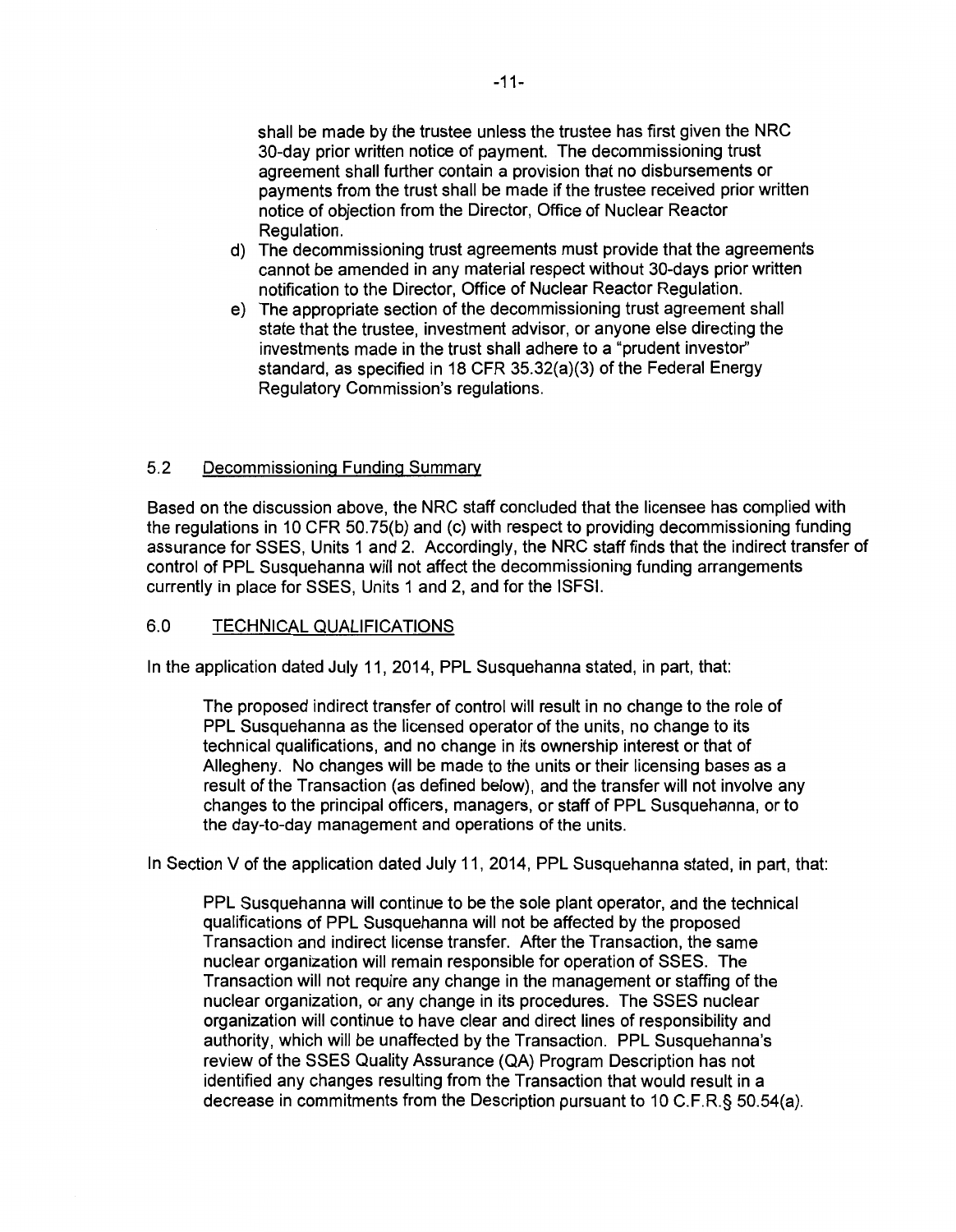shall be made by the trustee unless the trustee has first given the NRC 30-day prior written notice of payment. The decommissioning trust agreement shall further contain a provision that no disbursements or payments from the trust shall be made if the trustee received prior written notice of objection from the Director, Office of Nuclear Reactor Regulation.

d) The decommissioning trust agreements must provide that the agreements cannot be amended in any material respect without 30-days prior written notification to the Director, Office of Nuclear Reactor Regulation.

e) The appropriate section of the decommissioning trust agreement shall state that the trustee, investment advisor, or anyone else directing the investments made in the trust shall adhere to a "prudent investor" standard, as specified in 18 CFR 35.32(a)(3) of the Federal Energy Regulatory Commission's regulations.

## 5.2 Decommissioning Funding Summary

Based on the discussion above, the NRC staff concluded that the licensee has complied with the regulations in 10 CFR 50.75(b) and (c) with respect to providing decommissioning funding assurance for SSES, Units 1 and 2. Accordingly, the NRC staff finds that the indirect transfer of control of PPL Susquehanna will not affect the decommissioning funding arrangements currently in place for SSES, Units 1 and 2, and for the ISFSI.

## 6.0 TECHNICAL QUALIFICATIONS

In the application dated July 11, 2014, PPL Susquehanna stated, in part, that:

> The proposed indirect transfer of control will result in no change to the role of PPL Susquehanna as the licensed operator of the units, no change to its technical qualifications, and no change in its ownership interest or that of Allegheny. No changes will be made to the units or their licensing bases as a result of the Transaction (as defined below), and the transfer will not involve any changes to the principal officers, managers, or staff of PPL Susquehanna, or to the day-to-day management and operations of the units.

In Section V of the application dated July 11, 2014, PPL Susquehanna stated, in part, that:

> PPL Susquehanna will continue to be the sole plant operator, and the technical qualifications of PPL Susquehanna will not be affected by the proposed Transaction and indirect license transfer. After the Transaction, the same nuclear organization will remain responsible for operation of SSES. The Transaction will not require any change in the management or staffing of the nuclear organization, or any change in its procedures. The SSES nuclear organization will continue to have clear and direct lines of responsibility and authority, which will be unaffected by the Transaction. PPL Susquehanna's review of the SSES Quality Assurance (QA) Program Description has not identified any changes resulting from the Transaction that would result in a decrease in commitments from the Description pursuant to 10 C.F.R.§ 50.54(a).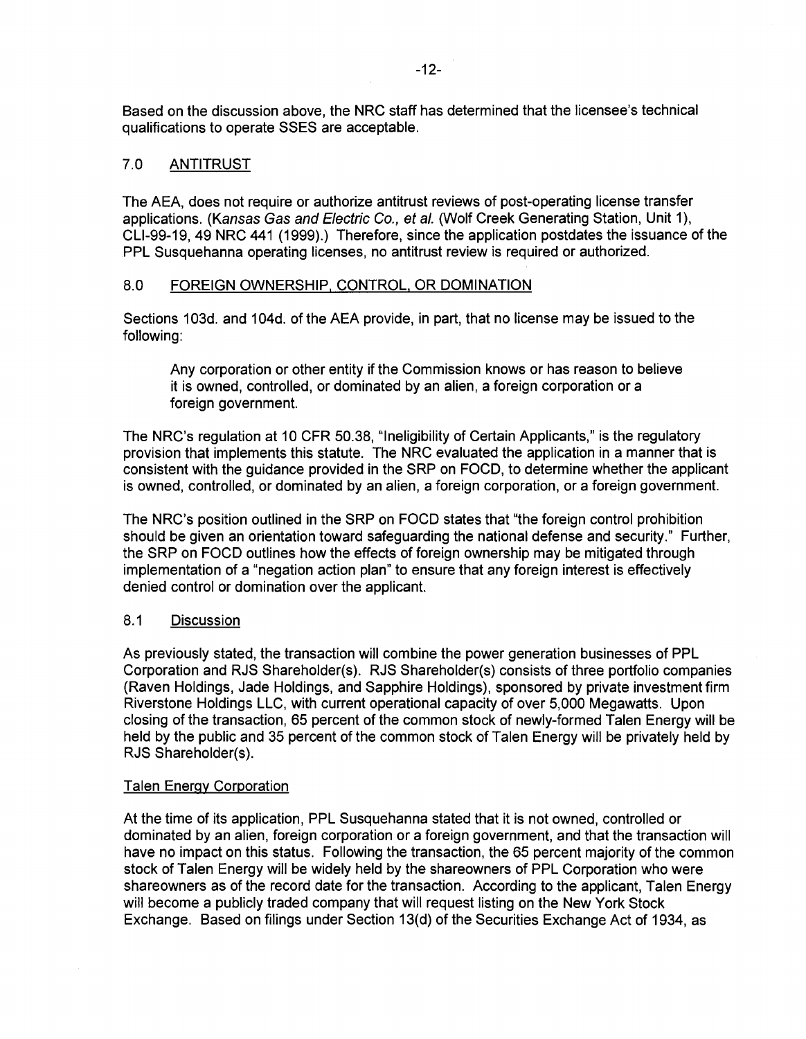Based on the discussion above, the NRC staff has determined that the licensee's technical qualifications to operate SSES are acceptable.

## 7.0 ANTITRUST

The AEA, does not require or authorize antitrust reviews of post-operating license transfer applications. (*Kansas Gas and Electric Co., et al.* (Wolf Creek Generating Station, Unit 1), CLI-99-19, 49 NRC 441 (1999).) Therefore, since the application postdates the issuance of the PPL Susquehanna operating licenses, no antitrust review is required or authorized.

## 8.0 FOREIGN OWNERSHIP, CONTROL, OR DOMINATION

Sections 103d. and 104d. of the AEA provide, in part, that no license may be issued to the following:

> Any corporation or other entity if the Commission knows or has reason to believe it is owned, controlled, or dominated by an alien, a foreign corporation or a foreign government.

The NRC's regulation at 10 CFR 50.38, "Ineligibility of Certain Applicants," is the regulatory provision that implements this statute. The NRC evaluated the application in a manner that is consistent with the guidance provided in the SRP on FOCD, to determine whether the applicant is owned, controlled, or dominated by an alien, a foreign corporation, or a foreign government.

The NRC's position outlined in the SRP on FOCD states that "the foreign control prohibition should be given an orientation toward safeguarding the national defense and security." Further, the SRP on FOCD outlines how the effects of foreign ownership may be mitigated through implementation of a "negation action plan" to ensure that any foreign interest is effectively denied control or domination over the applicant.

### 8.1 Discussion

As previously stated, the transaction will combine the power generation businesses of PPL Corporation and RJS Shareholder(s). RJS Shareholder(s) consists of three portfolio companies (Raven Holdings, Jade Holdings, and Sapphire Holdings), sponsored by private investment firm Riverstone Holdings LLC, with current operational capacity of over 5,000 Megawatts. Upon closing of the transaction, 65 percent of the common stock of newly-formed Talen Energy will be held by the public and 35 percent of the common stock of Talen Energy will be privately held by RJS Shareholder(s).

Talen Energy Corporation

At the time of its application, PPL Susquehanna stated that it is not owned, controlled or dominated by an alien, foreign corporation or a foreign government, and that the transaction will have no impact on this status. Following the transaction, the 65 percent majority of the common stock of Talen Energy will be widely held by the shareowners of PPL Corporation who were shareowners as of the record date for the transaction. According to the applicant, Talen Energy will become a publicly traded company that will request listing on the New York Stock Exchange. Based on filings under Section 13(d) of the Securities Exchange Act of 1934, as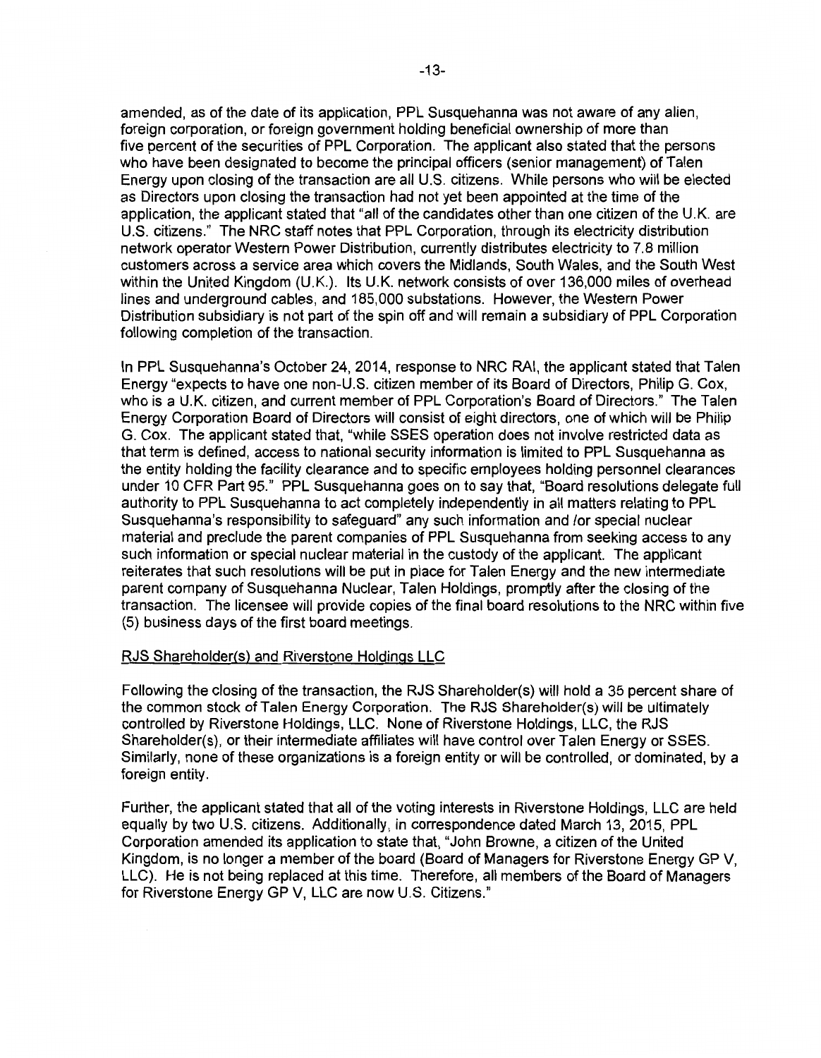amended, as of the date of its application, PPL Susquehanna was not aware of any alien, foreign corporation, or foreign government holding beneficial ownership of more than five percent of the securities of PPL Corporation. The applicant also stated that the persons who have been designated to become the principal officers (senior management) of Talen Energy upon closing of the transaction are all U.S. citizens. While persons who will be elected as Directors upon closing the transaction had not yet been appointed at the time of the application, the applicant stated that "all of the candidates other than one citizen of the U.K. are U.S. citizens." The NRC staff notes that PPL Corporation, through its electricity distribution network operator Western Power Distribution, currently distributes electricity to 7.8 million customers across a service area which covers the Midlands, South Wales, and the South West within the United Kingdom (U.K.). Its U.K. network consists of over 136,000 miles of overhead lines and underground cables, and 185,000 substations. However, the Western Power Distribution subsidiary is not part of the spin off and will remain a subsidiary of PPL Corporation following completion of the transaction.

In PPL Susquehanna's October 24, 2014, response to NRC RAI, the applicant stated that Talen Energy "expects to have one non-U.S. citizen member of its Board of Directors, Philip G. Cox, who is a U.K. citizen, and current member of PPL Corporation's Board of Directors." The Talen Energy Corporation Board of Directors will consist of eight directors, one of which will be Philip G. Cox. The applicant stated that, "while SSES operation does not involve restricted data as that term is defined, access to national security information is limited to PPL Susquehanna as the entity holding the facility clearance and to specific employees holding personnel clearances under 10 CFR Part 95." PPL Susquehanna goes on to say that, "Board resolutions delegate full authority to PPL Susquehanna to act completely independently in all matters relating to PPL Susquehanna's responsibility to safeguard" any such information and /or special nuclear material and preclude the parent companies of PPL Susquehanna from seeking access to any such information or special nuclear material in the custody of the applicant. The applicant reiterates that such resolutions will be put in place for Talen Energy and the new intermediate parent company of Susquehanna Nuclear, Talen Holdings, promptly after the closing of the transaction. The licensee will provide copies of the final board resolutions to the NRC within five (5) business days of the first board meetings.

RJS Shareholder(s) and Riverstone Holdings LLC

Following the closing of the transaction, the RJS Shareholder(s) will hold a 35 percent share of the common stock of Talen Energy Corporation. The RJS Shareholder(s) will be ultimately controlled by Riverstone Holdings, LLC. None of Riverstone Holdings, LLC, the RJS Shareholder(s), or their intermediate affiliates will have control over Talen Energy or SSES. Similarly, none of these organizations is a foreign entity or will be controlled, or dominated, by a foreign entity.

Further, the applicant stated that all of the voting interests in Riverstone Holdings, LLC are held equally by two U.S. citizens. Additionally, in correspondence dated March 13, 2015, PPL Corporation amended its application to state that, "John Browne, a citizen of the United Kingdom, is no longer a member of the board (Board of Managers for Riverstone Energy GP V, LLC). He is not being replaced at this time. Therefore, all members of the Board of Managers for Riverstone Energy GP V, LLC are now U.S. Citizens."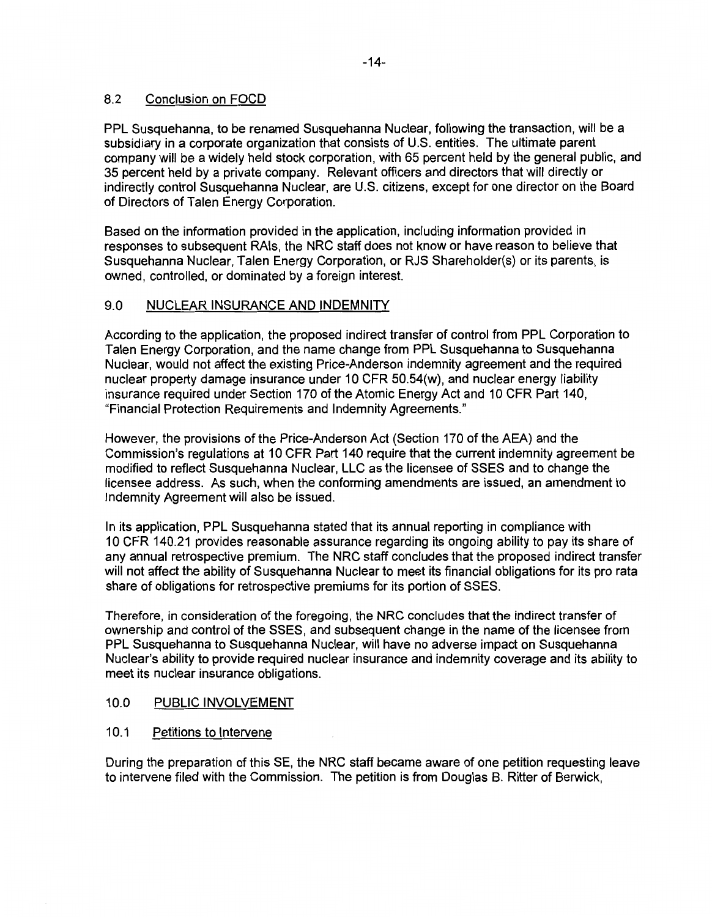### 8.2 Conclusion on FOCD

PPL Susquehanna, to be renamed Susquehanna Nuclear, following the transaction, will be a subsidiary in a corporate organization that consists of U.S. entities. The ultimate parent company will be a widely held stock corporation, with 65 percent held by the general public, and 35 percent held by a private company. Relevant officers and directors that will directly or indirectly control Susquehanna Nuclear, are U.S. citizens, except for one director on the Board of Directors of Talen Energy Corporation.

Based on the information provided in the application, including information provided in responses to subsequent RAIs, the NRC staff does not know or have reason to believe that Susquehanna Nuclear, Talen Energy Corporation, or RJS Shareholder(s) or its parents, is owned, controlled, or dominated by a foreign interest.

## 9.0 NUCLEAR INSURANCE AND INDEMNITY

According to the application, the proposed indirect transfer of control from PPL Corporation to Talen Energy Corporation, and the name change from PPL Susquehanna to Susquehanna Nuclear, would not affect the existing Price-Anderson indemnity agreement and the required nuclear property damage insurance under 10 CFR 50.54(w), and nuclear energy liability insurance required under Section 170 of the Atomic Energy Act and 10 CFR Part 140, "Financial Protection Requirements and Indemnity Agreements."

However, the provisions of the Price-Anderson Act (Section 170 of the AEA) and the Commission's regulations at 10 CFR Part 140 require that the current indemnity agreement be modified to reflect Susquehanna Nuclear, LLC as the licensee of SSES and to change the licensee address. As such, when the conforming amendments are issued, an amendment to Indemnity Agreement will also be issued.

In its application, PPL Susquehanna stated that its annual reporting in compliance with 10 CFR 140.21 provides reasonable assurance regarding its ongoing ability to pay its share of any annual retrospective premium. The NRC staff concludes that the proposed indirect transfer will not affect the ability of Susquehanna Nuclear to meet its financial obligations for its pro rata share of obligations for retrospective premiums for its portion of SSES.

Therefore, in consideration of the foregoing, the NRC concludes that the indirect transfer of ownership and control of the SSES, and subsequent change in the name of the licensee from PPL Susquehanna to Susquehanna Nuclear, will have no adverse impact on Susquehanna Nuclear's ability to provide required nuclear insurance and indemnity coverage and its ability to meet its nuclear insurance obligations.

## 10.0 PUBLIC INVOLVEMENT

### 10.1 Petitions to Intervene

During the preparation of this SE, the NRC staff became aware of one petition requesting leave to intervene filed with the Commission. The petition is from Douglas B. Ritter of Berwick,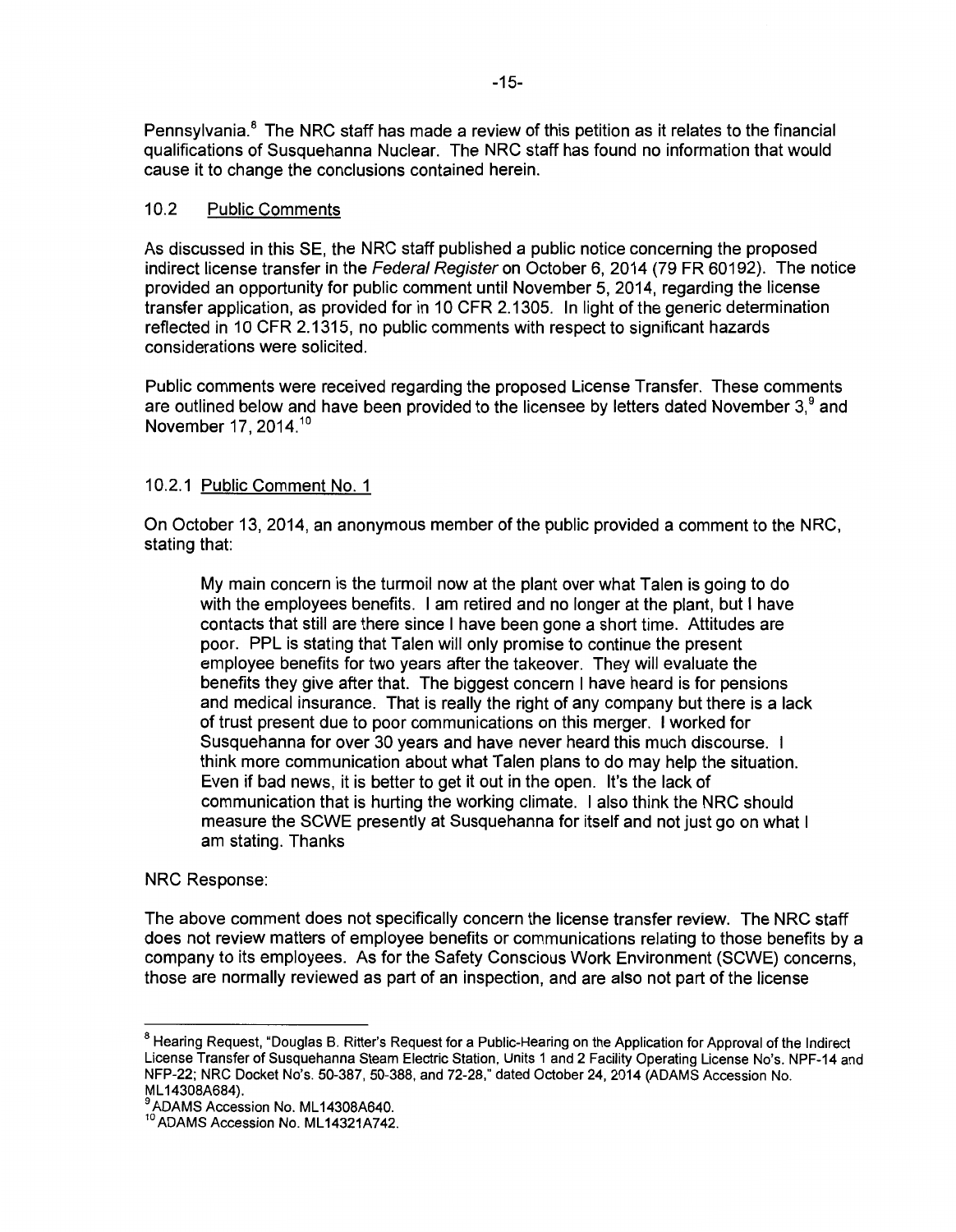Pennsylvania.[8] The NRC staff has made a review of this petition as it relates to the financial qualifications of Susquehanna Nuclear. The NRC staff has found no information that would cause it to change the conclusions contained herein.

### 10.2 Public Comments

As discussed in this SE, the NRC staff published a public notice concerning the proposed indirect license transfer in the *Federal Register* on October 6, 2014 (79 FR 60192). The notice provided an opportunity for public comment until November 5, 2014, regarding the license transfer application, as provided for in 10 CFR 2.1305. In light of the generic determination reflected in 10 CFR 2.1315, no public comments with respect to significant hazards considerations were solicited.

Public comments were received regarding the proposed License Transfer. These comments are outlined below and have been provided to the licensee by letters dated November 3,[9] and November 17, 2014.[10]

#### 10.2.1 Public Comment No. 1

On October 13, 2014, an anonymous member of the public provided a comment to the NRC, stating that:

> My main concern is the turmoil now at the plant over what Talen is going to do with the employees benefits. I am retired and no longer at the plant, but I have contacts that still are there since I have been gone a short time. Attitudes are poor. PPL is stating that Talen will only promise to continue the present employee benefits for two years after the takeover. They will evaluate the benefits they give after that. The biggest concern I have heard is for pensions and medical insurance. That is really the right of any company but there is a lack of trust present due to poor communications on this merger. I worked for Susquehanna for over 30 years and have never heard this much discourse. I think more communication about what Talen plans to do may help the situation. Even if bad news, it is better to get it out in the open. It's the lack of communication that is hurting the working climate. I also think the NRC should measure the SCWE presently at Susquehanna for itself and not just go on what I am stating. Thanks

NRC Response:

The above comment does not specifically concern the license transfer review. The NRC staff does not review matters of employee benefits or communications relating to those benefits by a company to its employees. As for the Safety Conscious Work Environment (SCWE) concerns, those are normally reviewed as part of an inspection, and are also not part of the license

---

[8] Hearing Request, "Douglas B. Ritter's Request for a Public-Hearing on the Application for Approval of the Indirect License Transfer of Susquehanna Steam Electric Station, Units 1 and 2 Facility Operating License No's. NPF-14 and NFP-22; NRC Docket No's. 50-387, 50-388, and 72-28," dated October 24, 2014 (ADAMS Accession No. ML14308A684).

[9] ADAMS Accession No. ML14308A640.

[10] ADAMS Accession No. ML14321A742.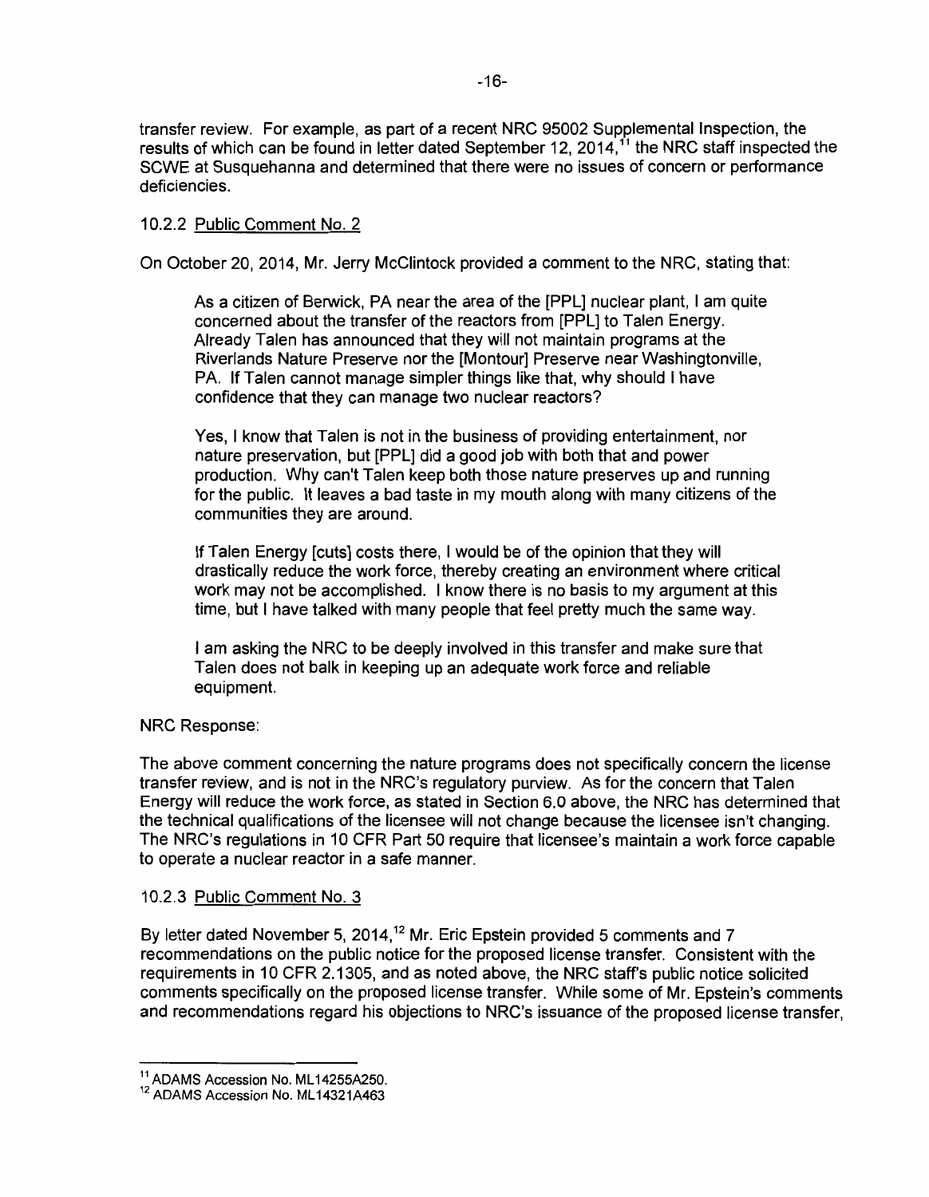transfer review. For example, as part of a recent NRC 95002 Supplemental Inspection, the results of which can be found in letter dated September 12, 2014,[11] the NRC staff inspected the SCWE at Susquehanna and determined that there were no issues of concern or performance deficiencies.

10.2.2 Public Comment No. 2

On October 20, 2014, Mr. Jerry McClintock provided a comment to the NRC, stating that:

> As a citizen of Berwick, PA near the area of the [PPL] nuclear plant, I am quite concerned about the transfer of the reactors from [PPL] to Talen Energy. Already Talen has announced that they will not maintain programs at the Riverlands Nature Preserve nor the [Montour] Preserve near Washingtonville, PA. If Talen cannot manage simpler things like that, why should I have confidence that they can manage two nuclear reactors?
>
> Yes, I know that Talen is not in the business of providing entertainment, nor nature preservation, but [PPL] did a good job with both that and power production. Why can't Talen keep both those nature preserves up and running for the public. It leaves a bad taste in my mouth along with many citizens of the communities they are around.
>
> If Talen Energy [cuts] costs there, I would be of the opinion that they will drastically reduce the work force, thereby creating an environment where critical work may not be accomplished. I know there is no basis to my argument at this time, but I have talked with many people that feel pretty much the same way.
>
> I am asking the NRC to be deeply involved in this transfer and make sure that Talen does not balk in keeping up an adequate work force and reliable equipment.

NRC Response:

The above comment concerning the nature programs does not specifically concern the license transfer review, and is not in the NRC's regulatory purview. As for the concern that Talen Energy will reduce the work force, as stated in Section 6.0 above, the NRC has determined that the technical qualifications of the licensee will not change because the licensee isn't changing. The NRC's regulations in 10 CFR Part 50 require that licensee's maintain a work force capable to operate a nuclear reactor in a safe manner.

10.2.3 Public Comment No. 3

By letter dated November 5, 2014,[12] Mr. Eric Epstein provided 5 comments and 7 recommendations on the public notice for the proposed license transfer. Consistent with the requirements in 10 CFR 2.1305, and as noted above, the NRC staff's public notice solicited comments specifically on the proposed license transfer. While some of Mr. Epstein's comments and recommendations regard his objections to NRC's issuance of the proposed license transfer,

---

[11] ADAMS Accession No. ML14255A250.

[12] ADAMS Accession No. ML14321A463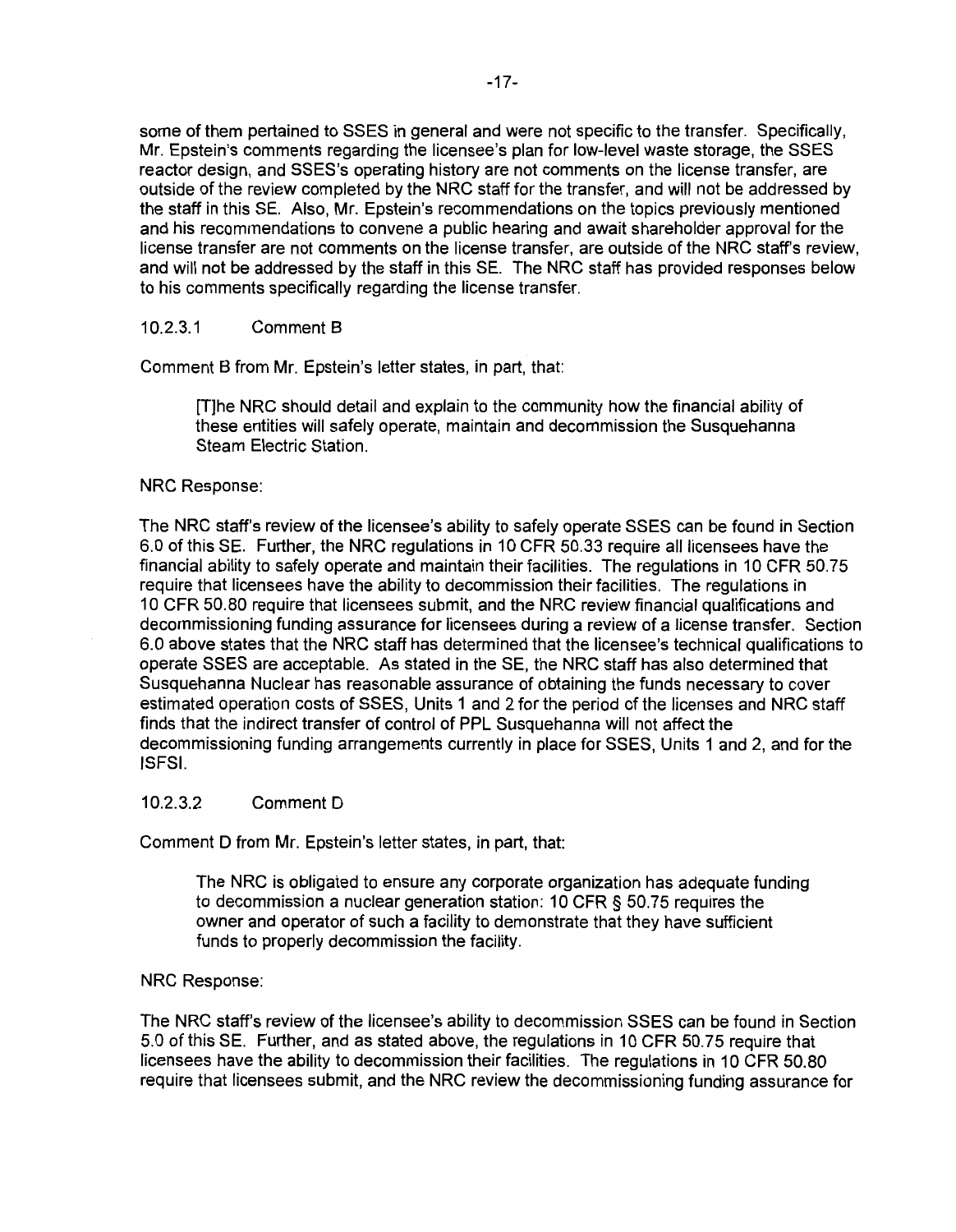some of them pertained to SSES in general and were not specific to the transfer. Specifically, Mr. Epstein's comments regarding the licensee's plan for low-level waste storage, the SSES reactor design, and SSES's operating history are not comments on the license transfer, are outside of the review completed by the NRC staff for the transfer, and will not be addressed by the staff in this SE. Also, Mr. Epstein's recommendations on the topics previously mentioned and his recommendations to convene a public hearing and await shareholder approval for the license transfer are not comments on the license transfer, are outside of the NRC staff's review, and will not be addressed by the staff in this SE. The NRC staff has provided responses below to his comments specifically regarding the license transfer.

10.2.3.1 Comment B

Comment B from Mr. Epstein's letter states, in part, that:

> [T]he NRC should detail and explain to the community how the financial ability of these entities will safely operate, maintain and decommission the Susquehanna Steam Electric Station.

NRC Response:

The NRC staff's review of the licensee's ability to safely operate SSES can be found in Section 6.0 of this SE. Further, the NRC regulations in 10 CFR 50.33 require all licensees have the financial ability to safely operate and maintain their facilities. The regulations in 10 CFR 50.75 require that licensees have the ability to decommission their facilities. The regulations in 10 CFR 50.80 require that licensees submit, and the NRC review financial qualifications and decommissioning funding assurance for licensees during a review of a license transfer. Section 6.0 above states that the NRC staff has determined that the licensee's technical qualifications to operate SSES are acceptable. As stated in the SE, the NRC staff has also determined that Susquehanna Nuclear has reasonable assurance of obtaining the funds necessary to cover estimated operation costs of SSES, Units 1 and 2 for the period of the licenses and NRC staff finds that the indirect transfer of control of PPL Susquehanna will not affect the decommissioning funding arrangements currently in place for SSES, Units 1 and 2, and for the ISFSI.

10.2.3.2 Comment D

Comment D from Mr. Epstein's letter states, in part, that:

> The NRC is obligated to ensure any corporate organization has adequate funding to decommission a nuclear generation station: 10 CFR § 50.75 requires the owner and operator of such a facility to demonstrate that they have sufficient funds to properly decommission the facility.

NRC Response:

The NRC staff's review of the licensee's ability to decommission SSES can be found in Section 5.0 of this SE. Further, and as stated above, the regulations in 10 CFR 50.75 require that licensees have the ability to decommission their facilities. The regulations in 10 CFR 50.80 require that licensees submit, and the NRC review the decommissioning funding assurance for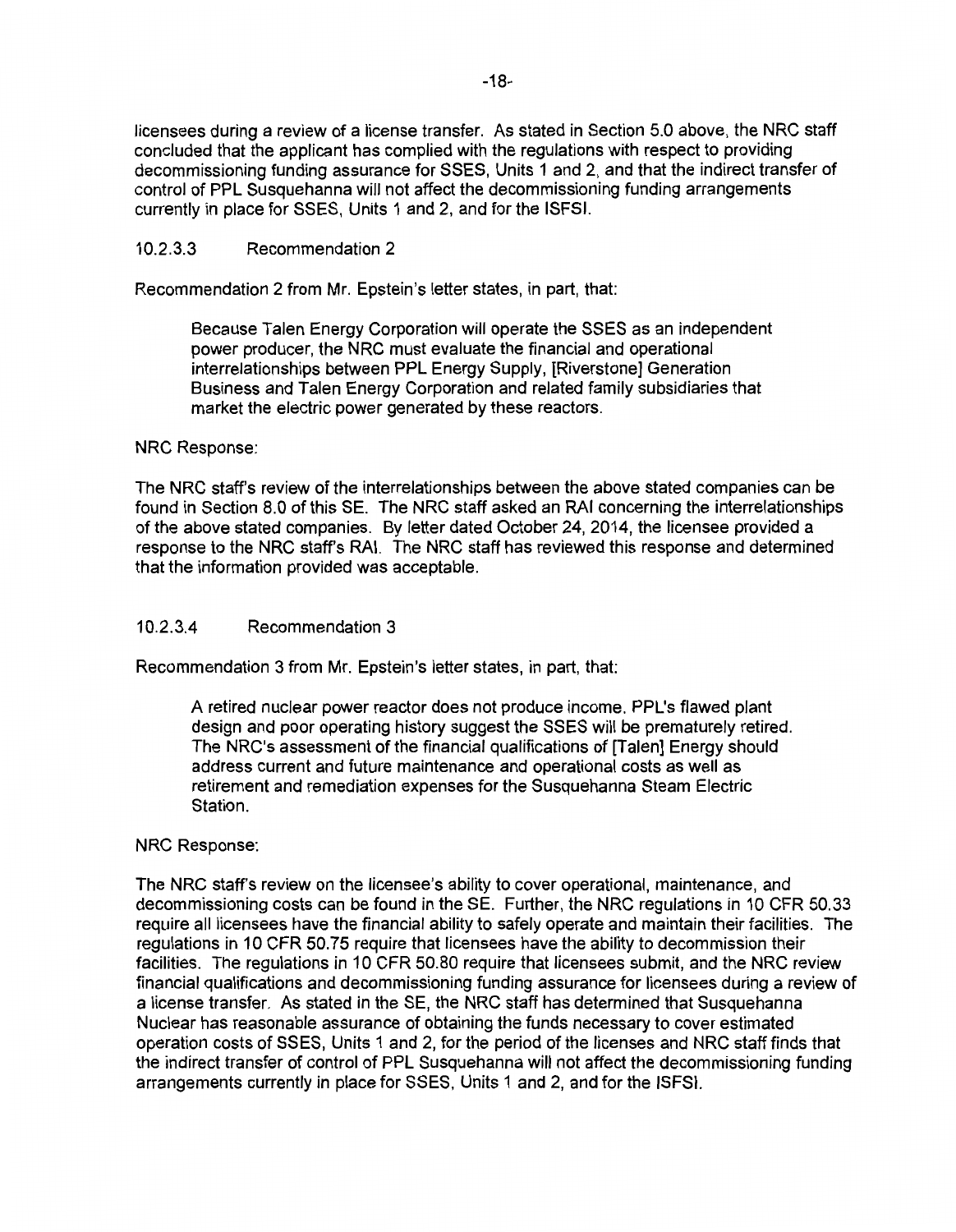licensees during a review of a license transfer. As stated in Section 5.0 above, the NRC staff concluded that the applicant has complied with the regulations with respect to providing decommissioning funding assurance for SSES, Units 1 and 2, and that the indirect transfer of control of PPL Susquehanna will not affect the decommissioning funding arrangements currently in place for SSES, Units 1 and 2, and for the ISFSI.

10.2.3.3 Recommendation 2

Recommendation 2 from Mr. Epstein's letter states, in part, that:

> Because Talen Energy Corporation will operate the SSES as an independent power producer, the NRC must evaluate the financial and operational interrelationships between PPL Energy Supply, [Riverstone] Generation Business and Talen Energy Corporation and related family subsidiaries that market the electric power generated by these reactors.

NRC Response:

The NRC staff's review of the interrelationships between the above stated companies can be found in Section 8.0 of this SE. The NRC staff asked an RAI concerning the interrelationships of the above stated companies. By letter dated October 24, 2014, the licensee provided a response to the NRC staff's RAI. The NRC staff has reviewed this response and determined that the information provided was acceptable.

10.2.3.4 Recommendation 3

Recommendation 3 from Mr. Epstein's letter states, in part, that:

> A retired nuclear power reactor does not produce income. PPL's flawed plant design and poor operating history suggest the SSES will be prematurely retired. The NRC's assessment of the financial qualifications of [Talen] Energy should address current and future maintenance and operational costs as well as retirement and remediation expenses for the Susquehanna Steam Electric Station.

NRC Response:

The NRC staff's review on the licensee's ability to cover operational, maintenance, and decommissioning costs can be found in the SE. Further, the NRC regulations in 10 CFR 50.33 require all licensees have the financial ability to safely operate and maintain their facilities. The regulations in 10 CFR 50.75 require that licensees have the ability to decommission their facilities. The regulations in 10 CFR 50.80 require that licensees submit, and the NRC review financial qualifications and decommissioning funding assurance for licensees during a review of a license transfer. As stated in the SE, the NRC staff has determined that Susquehanna Nuclear has reasonable assurance of obtaining the funds necessary to cover estimated operation costs of SSES, Units 1 and 2, for the period of the licenses and NRC staff finds that the indirect transfer of control of PPL Susquehanna will not affect the decommissioning funding arrangements currently in place for SSES, Units 1 and 2, and for the ISFSI.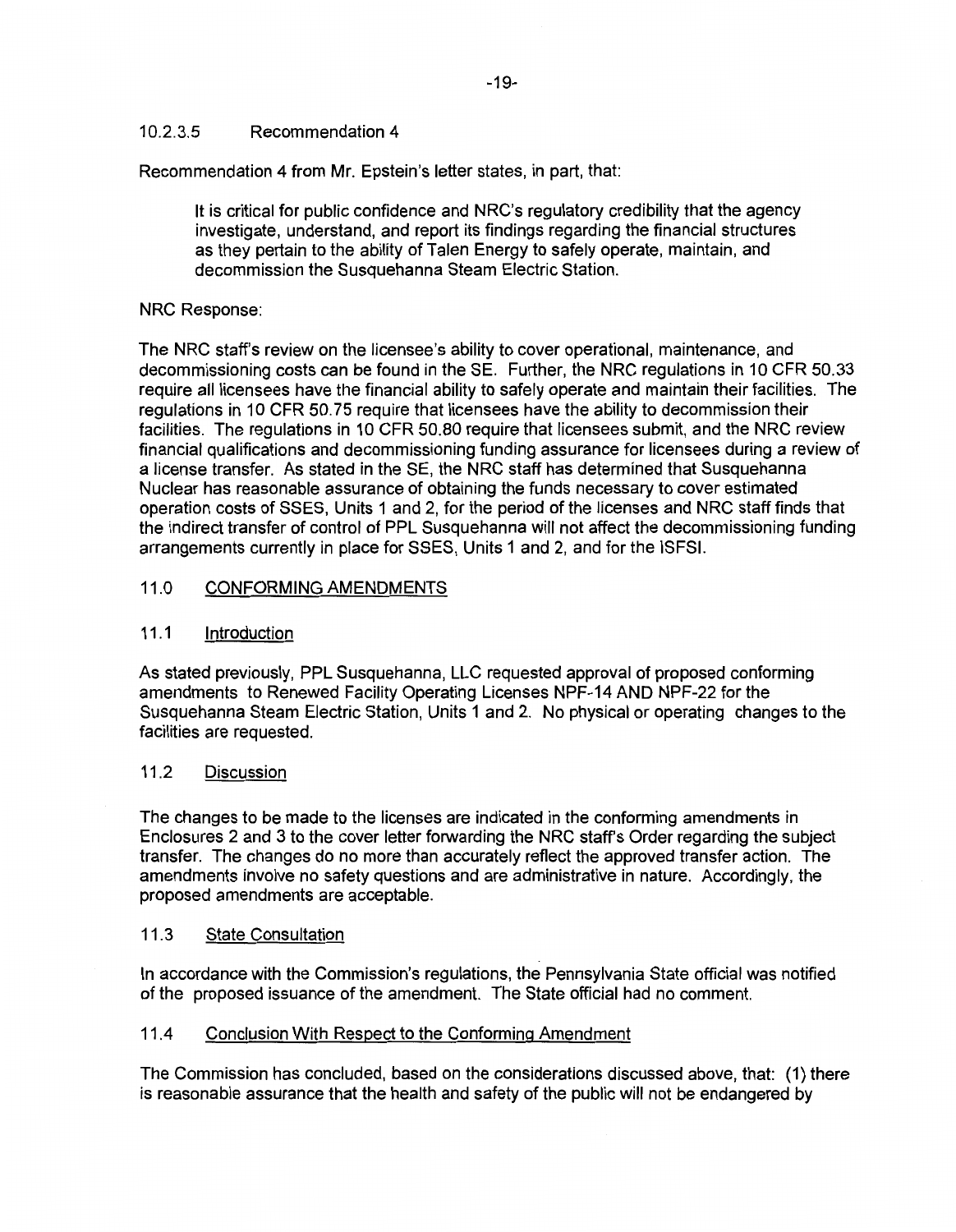10.2.3.5 Recommendation 4

Recommendation 4 from Mr. Epstein's letter states, in part, that:

> It is critical for public confidence and NRC's regulatory credibility that the agency investigate, understand, and report its findings regarding the financial structures as they pertain to the ability of Talen Energy to safely operate, maintain, and decommission the Susquehanna Steam Electric Station.

NRC Response:

The NRC staff's review on the licensee's ability to cover operational, maintenance, and decommissioning costs can be found in the SE. Further, the NRC regulations in 10 CFR 50.33 require all licensees have the financial ability to safely operate and maintain their facilities. The regulations in 10 CFR 50.75 require that licensees have the ability to decommission their facilities. The regulations in 10 CFR 50.80 require that licensees submit, and the NRC review financial qualifications and decommissioning funding assurance for licensees during a review of a license transfer. As stated in the SE, the NRC staff has determined that Susquehanna Nuclear has reasonable assurance of obtaining the funds necessary to cover estimated operation costs of SSES, Units 1 and 2, for the period of the licenses and NRC staff finds that the indirect transfer of control of PPL Susquehanna will not affect the decommissioning funding arrangements currently in place for SSES, Units 1 and 2, and for the ISFSI.

## 11.0 CONFORMING AMENDMENTS

### 11.1 Introduction

As stated previously, PPL Susquehanna, LLC requested approval of proposed conforming amendments to Renewed Facility Operating Licenses NPF-14 AND NPF-22 for the Susquehanna Steam Electric Station, Units 1 and 2. No physical or operating changes to the facilities are requested.

### 11.2 Discussion

The changes to be made to the licenses are indicated in the conforming amendments in Enclosures 2 and 3 to the cover letter forwarding the NRC staff's Order regarding the subject transfer. The changes do no more than accurately reflect the approved transfer action. The amendments involve no safety questions and are administrative in nature. Accordingly, the proposed amendments are acceptable.

### 11.3 State Consultation

In accordance with the Commission's regulations, the Pennsylvania State official was notified of the proposed issuance of the amendment. The State official had no comment.

### 11.4 Conclusion With Respect to the Conforming Amendment

The Commission has concluded, based on the considerations discussed above, that: (1) there is reasonable assurance that the health and safety of the public will not be endangered by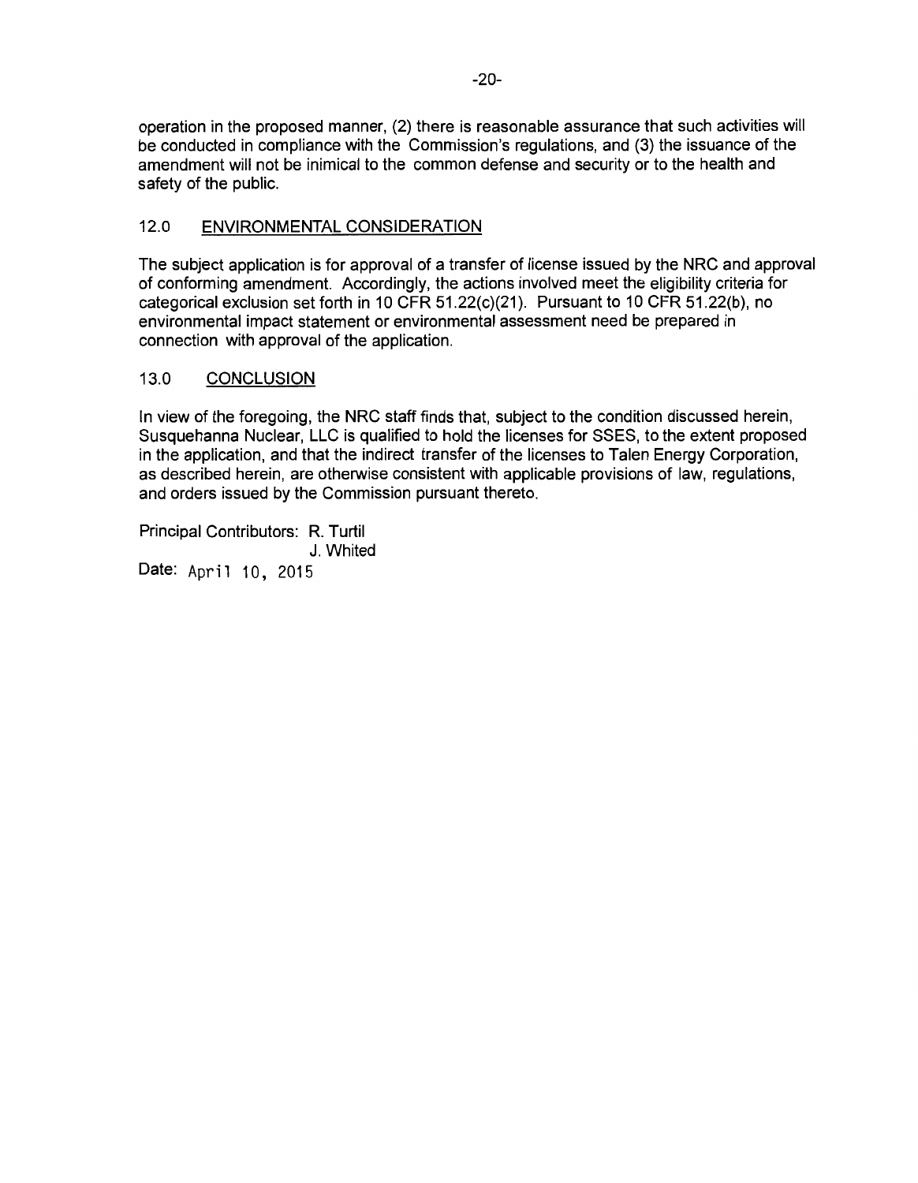operation in the proposed manner, (2) there is reasonable assurance that such activities will be conducted in compliance with the Commission's regulations, and (3) the issuance of the amendment will not be inimical to the common defense and security or to the health and safety of the public.

## 12.0 ENVIRONMENTAL CONSIDERATION

The subject application is for approval of a transfer of license issued by the NRC and approval of conforming amendment. Accordingly, the actions involved meet the eligibility criteria for categorical exclusion set forth in 10 CFR 51.22(c)(21). Pursuant to 10 CFR 51.22(b), no environmental impact statement or environmental assessment need be prepared in connection with approval of the application.

## 13.0 CONCLUSION

In view of the foregoing, the NRC staff finds that, subject to the condition discussed herein, Susquehanna Nuclear, LLC is qualified to hold the licenses for SSES, to the extent proposed in the application, and that the indirect transfer of the licenses to Talen Energy Corporation, as described herein, are otherwise consistent with applicable provisions of law, regulations, and orders issued by the Commission pursuant thereto.

Principal Contributors: R. Turtil
J. Whited

Date: April 10, 2015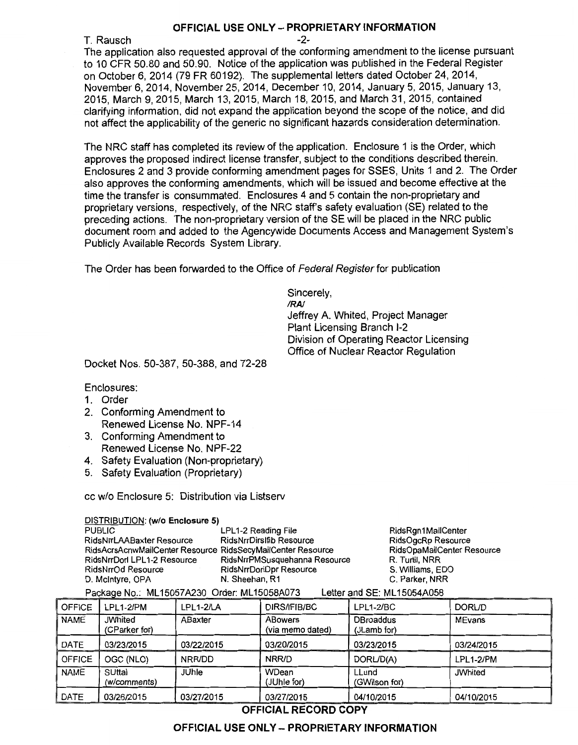**OFFICIAL USE ONLY – PROPRIETARY INFORMATION**

T. Rausch -2-

The application also requested approval of the conforming amendment to the license pursuant to 10 CFR 50.80 and 50.90. Notice of the application was published in the Federal Register on October 6, 2014 (79 FR 60192). The supplemental letters dated October 24, 2014, November 6, 2014, November 25, 2014, December 10, 2014, January 5, 2015, January 13, 2015, March 9, 2015, March 13, 2015, March 18, 2015, and March 31, 2015, contained clarifying information, did not expand the application beyond the scope of the notice, and did not affect the applicability of the generic no significant hazards consideration determination.

The NRC staff has completed its review of the application. Enclosure 1 is the Order, which approves the proposed indirect license transfer, subject to the conditions described therein. Enclosures 2 and 3 provide conforming amendment pages for SSES, Units 1 and 2. The Order also approves the conforming amendments, which will be issued and become effective at the time the transfer is consummated. Enclosures 4 and 5 contain the non-proprietary and proprietary versions, respectively, of the NRC staff's safety evaluation (SE) related to the preceding actions. The non-proprietary version of the SE will be placed in the NRC public document room and added to the Agencywide Documents Access and Management System's Publicly Available Records System Library.

The Order has been forwarded to the Office of *Federal Register* for publication

Sincerely,
*/RA/*
Jeffrey A. Whited, Project Manager
Plant Licensing Branch I-2
Division of Operating Reactor Licensing
Office of Nuclear Reactor Regulation

Docket Nos. 50-387, 50-388, and 72-28

Enclosures:

1. Order
2. Conforming Amendment to Renewed License No. NPF-14
3. Conforming Amendment to Renewed License No. NPF-22
4. Safety Evaluation (Non-proprietary)
5. Safety Evaluation (Proprietary)

cc w/o Enclosure 5: Distribution via Listserv

DISTRIBUTION: **(w/o Enclosure 5)**

PUBLIC
LPL1-2 Reading File
RidsRgn1MailCenter
RidsNrrLAABaxter Resource
RidsNrrDirsIfib Resource
RidsOgcRp Resource
RidsAcrsAcnwMailCenter Resource
RidsSecyMailCenter Resource
RidsOpaMailCenter Resource
RidsNrrDorl LPL1-2 Resource
RidsNrrPMSusquehanna Resource
R. Turtil, NRR
RidsNrrOd Resource
RidsNrrDorlDpr Resource
S. Williams, EDO
D. McIntyre, OPA
N. Sheehan, R1
C. Parker, NRR

Package No.: ML15057A230 Order: ML15058A073 Letter and SE: ML15054A058

| OFFICE | LPL1-2/PM | LPL1-2/LA | DIRS/IFIB/BC | LPL1-2/BC | DORL/D |
|---|---|---|---|---|---|
| NAME | JWhited (CParker for) | ABaxter | ABowers (via memo dated) | DBroaddus (JLamb for) | MEvans |
| DATE | 03/23/2015 | 03/22/2015 | 03/20/2015 | 03/23/2015 | 03/24/2015 |
| OFFICE | OGC (NLO) | NRR/DD | NRR/D | DORL/D(A) | LPL1-2/PM |
| NAME | SUttal (w/comments) | JUhle | WDean (JUhle for) | LLund (GWilson for) | JWhited |
| DATE | 03/26/2015 | 03/27/2015 | 03/27/2015 | 04/10/2015 | 04/10/2015 |

**OFFICIAL RECORD COPY**

**OFFICIAL USE ONLY – PROPRIETARY INFORMATION**